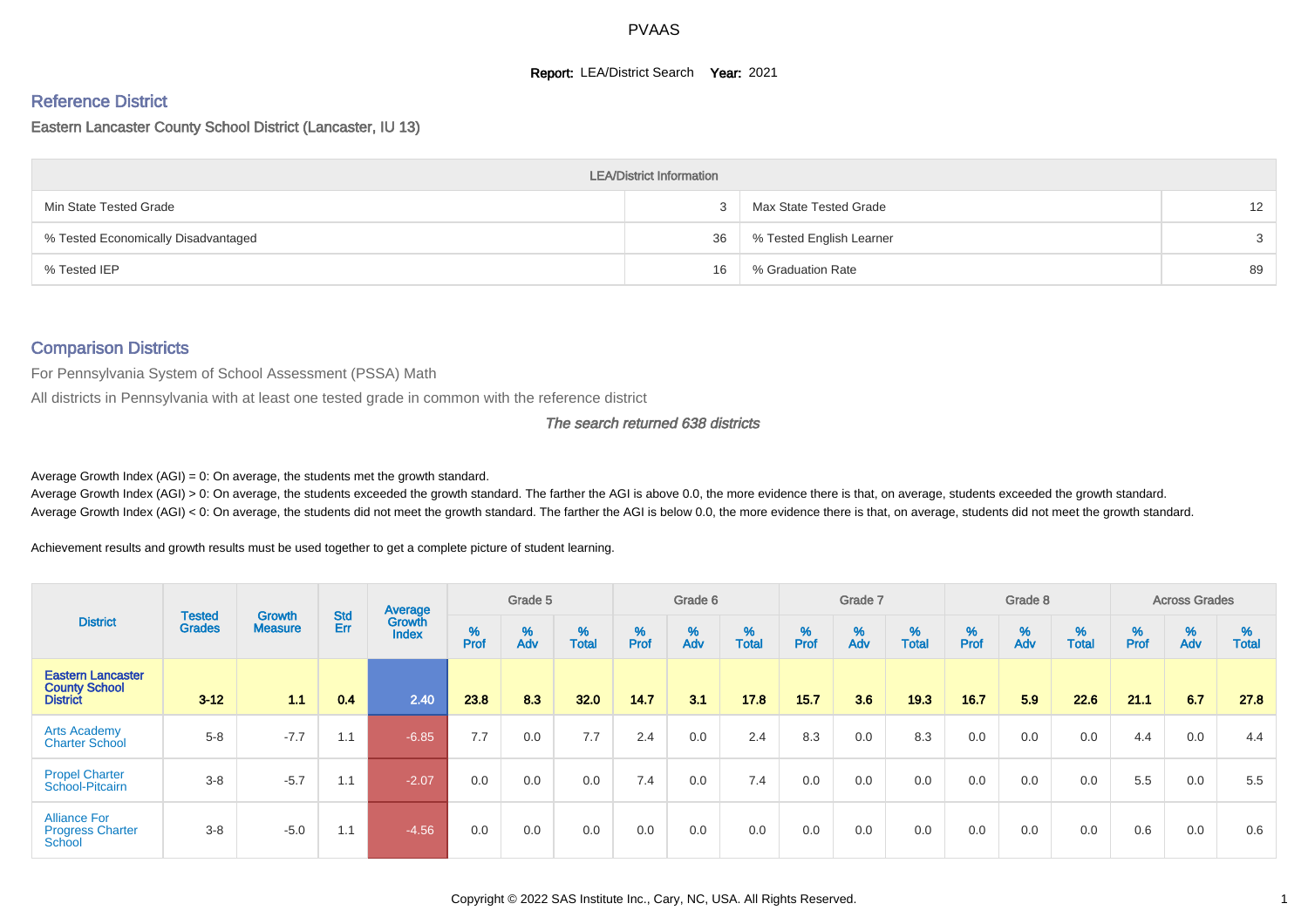# PVAAS

**Report:** LEA/District Search **Year:** 2021

## Reference District

Eastern Lancaster County School District (Lancaster, IU 13)

| LEA/District Information | | | |
|---|---|---|---|
| Min State Tested Grade | 3 | Max State Tested Grade | 12 |
| % Tested Economically Disadvantaged | 36 | % Tested English Learner | 3 |
| % Tested IEP | 16 | % Graduation Rate | 89 |

## Comparison Districts

For Pennsylvania System of School Assessment (PSSA) Math

All districts in Pennsylvania with at least one tested grade in common with the reference district

*The search returned 638 districts*

Average Growth Index (AGI) = 0: On average, the students met the growth standard.

Average Growth Index (AGI) > 0: On average, the students exceeded the growth standard. The farther the AGI is above 0.0, the more evidence there is that, on average, students exceeded the growth standard.

Average Growth Index (AGI) < 0: On average, the students did not meet the growth standard. The farther the AGI is below 0.0, the more evidence there is that, on average, students did not meet the growth standard.

Achievement results and growth results must be used together to get a complete picture of student learning.

| District | Tested Grades | Growth Measure | Std Err | Average Growth Index | Grade 5 | | | Grade 6 | | | Grade 7 | | | Grade 8 | | | Across Grades | | |
|---|---|---|---|---|---|---|---|---|---|---|---|---|---|---|---|---|---|---|---|
| | | | | | % Prof | % Adv | % Total | % Prof | % Adv | % Total | % Prof | % Adv | % Total | % Prof | % Adv | % Total | % Prof | % Adv | % Total |
| **Eastern Lancaster County School District** | **3-12** | **1.1** | **0.4** | **2.40** | **23.8** | **8.3** | **32.0** | **14.7** | **3.1** | **17.8** | **15.7** | **3.6** | **19.3** | **16.7** | **5.9** | **22.6** | **21.1** | **6.7** | **27.8** |
| Arts Academy Charter School | 5-8 | -7.7 | 1.1 | -6.85 | 7.7 | 0.0 | 7.7 | 2.4 | 0.0 | 2.4 | 8.3 | 0.0 | 8.3 | 0.0 | 0.0 | 0.0 | 4.4 | 0.0 | 4.4 |
| Propel Charter School-Pitcairn | 3-8 | -5.7 | 1.1 | -2.07 | 0.0 | 0.0 | 0.0 | 7.4 | 0.0 | 7.4 | 0.0 | 0.0 | 0.0 | 0.0 | 0.0 | 0.0 | 5.5 | 0.0 | 5.5 |
| Alliance For Progress Charter School | 3-8 | -5.0 | 1.1 | -4.56 | 0.0 | 0.0 | 0.0 | 0.0 | 0.0 | 0.0 | 0.0 | 0.0 | 0.0 | 0.0 | 0.0 | 0.0 | 0.6 | 0.0 | 0.6 |

Copyright © 2022 SAS Institute Inc., Cary, NC, USA. All Rights Reserved.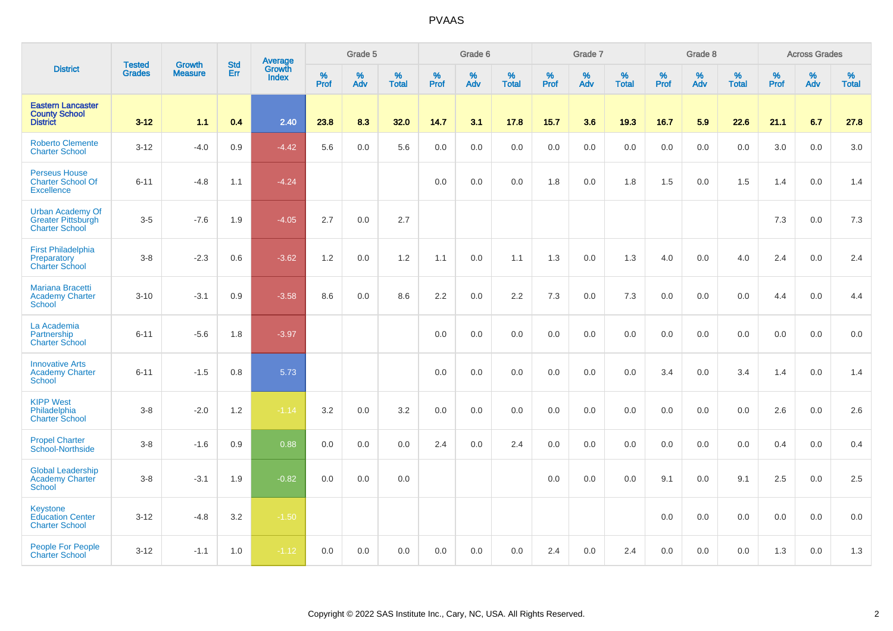| District | Tested Grades | Growth Measure | Std Err | Average Growth Index | Grade 5 | | | Grade 6 | | | Grade 7 | | | Grade 8 | | | Across Grades | | |
|---|---|---|---|---|---|---|---|---|---|---|---|---|---|---|---|---|---|---|---|
| | | | | | % Prof | % Adv | % Total | % Prof | % Adv | % Total | % Prof | % Adv | % Total | % Prof | % Adv | % Total | % Prof | % Adv | % Total |
| **Eastern Lancaster County School District** | **3-12** | **1.1** | **0.4** | **2.40** | **23.8** | **8.3** | **32.0** | **14.7** | **3.1** | **17.8** | **15.7** | **3.6** | **19.3** | **16.7** | **5.9** | **22.6** | **21.1** | **6.7** | **27.8** |
| Roberto Clemente Charter School | 3-12 | -4.0 | 0.9 | -4.42 | 5.6 | 0.0 | 5.6 | 0.0 | 0.0 | 0.0 | 0.0 | 0.0 | 0.0 | 0.0 | 0.0 | 0.0 | 3.0 | 0.0 | 3.0 |
| Perseus House Charter School Of Excellence | 6-11 | -4.8 | 1.1 | -4.24 | | | | 0.0 | 0.0 | 0.0 | 1.8 | 0.0 | 1.8 | 1.5 | 0.0 | 1.5 | 1.4 | 0.0 | 1.4 |
| Urban Academy Of Greater Pittsburgh Charter School | 3-5 | -7.6 | 1.9 | -4.05 | 2.7 | 0.0 | 2.7 | | | | | | | | | | 7.3 | 0.0 | 7.3 |
| First Philadelphia Preparatory Charter School | 3-8 | -2.3 | 0.6 | -3.62 | 1.2 | 0.0 | 1.2 | 1.1 | 0.0 | 1.1 | 1.3 | 0.0 | 1.3 | 4.0 | 0.0 | 4.0 | 2.4 | 0.0 | 2.4 |
| Mariana Bracetti Academy Charter School | 3-10 | -3.1 | 0.9 | -3.58 | 8.6 | 0.0 | 8.6 | 2.2 | 0.0 | 2.2 | 7.3 | 0.0 | 7.3 | 0.0 | 0.0 | 0.0 | 4.4 | 0.0 | 4.4 |
| La Academia Partnership Charter School | 6-11 | -5.6 | 1.8 | -3.97 | | | | 0.0 | 0.0 | 0.0 | 0.0 | 0.0 | 0.0 | 0.0 | 0.0 | 0.0 | 0.0 | 0.0 | 0.0 |
| Innovative Arts Academy Charter School | 6-11 | -1.5 | 0.8 | 5.73 | | | | 0.0 | 0.0 | 0.0 | 0.0 | 0.0 | 0.0 | 3.4 | 0.0 | 3.4 | 1.4 | 0.0 | 1.4 |
| KIPP West Philadelphia Charter School | 3-8 | -2.0 | 1.2 | -1.14 | 3.2 | 0.0 | 3.2 | 0.0 | 0.0 | 0.0 | 0.0 | 0.0 | 0.0 | 0.0 | 0.0 | 0.0 | 2.6 | 0.0 | 2.6 |
| Propel Charter School-Northside | 3-8 | -1.6 | 0.9 | 0.88 | 0.0 | 0.0 | 0.0 | 2.4 | 0.0 | 2.4 | 0.0 | 0.0 | 0.0 | 0.0 | 0.0 | 0.0 | 0.4 | 0.0 | 0.4 |
| Global Leadership Academy Charter School | 3-8 | -3.1 | 1.9 | -0.82 | 0.0 | 0.0 | 0.0 | | | | 0.0 | 0.0 | 0.0 | 9.1 | 0.0 | 9.1 | 2.5 | 0.0 | 2.5 |
| Keystone Education Center Charter School | 3-12 | -4.8 | 3.2 | -1.50 | | | | | | | | | | 0.0 | 0.0 | 0.0 | 0.0 | 0.0 | 0.0 |
| People For People Charter School | 3-12 | -1.1 | 1.0 | -1.12 | 0.0 | 0.0 | 0.0 | 0.0 | 0.0 | 0.0 | 2.4 | 0.0 | 2.4 | 0.0 | 0.0 | 0.0 | 1.3 | 0.0 | 1.3 |

Copyright © 2022 SAS Institute Inc., Cary, NC, USA. All Rights Reserved.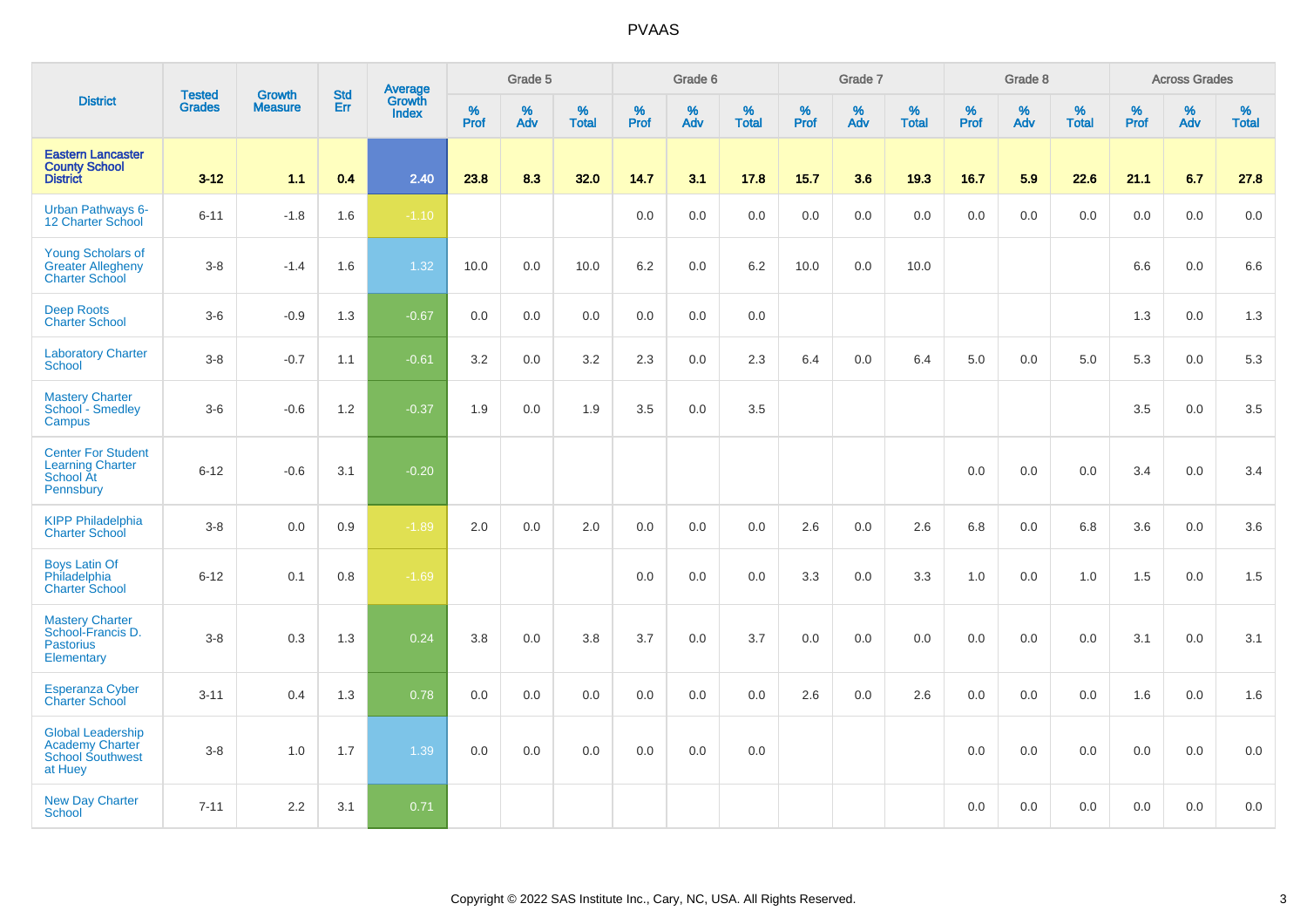| District | Tested Grades | Growth Measure | Std Err | Average Growth Index | Grade 5 | | | Grade 6 | | | Grade 7 | | | Grade 8 | | | Across Grades | | |
|---|---|---|---|---|---|---|---|---|---|---|---|---|---|---|---|---|---|---|---|
| | | | | | % Prof | % Adv | % Total | % Prof | % Adv | % Total | % Prof | % Adv | % Total | % Prof | % Adv | % Total | % Prof | % Adv | % Total |
| **Eastern Lancaster County School District** | **3-12** | **1.1** | **0.4** | **2.40** | **23.8** | **8.3** | **32.0** | **14.7** | **3.1** | **17.8** | **15.7** | **3.6** | **19.3** | **16.7** | **5.9** | **22.6** | **21.1** | **6.7** | **27.8** |
| Urban Pathways 6-12 Charter School | 6-11 | -1.8 | 1.6 | -1.10 | | | | 0.0 | 0.0 | 0.0 | 0.0 | 0.0 | 0.0 | 0.0 | 0.0 | 0.0 | 0.0 | 0.0 | 0.0 |
| Young Scholars of Greater Allegheny Charter School | 3-8 | -1.4 | 1.6 | 1.32 | 10.0 | 0.0 | 10.0 | 6.2 | 0.0 | 6.2 | 10.0 | 0.0 | 10.0 | | | | 6.6 | 0.0 | 6.6 |
| Deep Roots Charter School | 3-6 | -0.9 | 1.3 | -0.67 | 0.0 | 0.0 | 0.0 | 0.0 | 0.0 | 0.0 | | | | | | | 1.3 | 0.0 | 1.3 |
| Laboratory Charter School | 3-8 | -0.7 | 1.1 | -0.61 | 3.2 | 0.0 | 3.2 | 2.3 | 0.0 | 2.3 | 6.4 | 0.0 | 6.4 | 5.0 | 0.0 | 5.0 | 5.3 | 0.0 | 5.3 |
| Mastery Charter School - Smedley Campus | 3-6 | -0.6 | 1.2 | -0.37 | 1.9 | 0.0 | 1.9 | 3.5 | 0.0 | 3.5 | | | | | | | 3.5 | 0.0 | 3.5 |
| Center For Student Learning Charter School At Pennsbury | 6-12 | -0.6 | 3.1 | -0.20 | | | | | | | | | | 0.0 | 0.0 | 0.0 | 3.4 | 0.0 | 3.4 |
| KIPP Philadelphia Charter School | 3-8 | 0.0 | 0.9 | -1.89 | 2.0 | 0.0 | 2.0 | 0.0 | 0.0 | 0.0 | 2.6 | 0.0 | 2.6 | 6.8 | 0.0 | 6.8 | 3.6 | 0.0 | 3.6 |
| Boys Latin Of Philadelphia Charter School | 6-12 | 0.1 | 0.8 | -1.69 | | | | 0.0 | 0.0 | 0.0 | 3.3 | 0.0 | 3.3 | 1.0 | 0.0 | 1.0 | 1.5 | 0.0 | 1.5 |
| Mastery Charter School-Francis D. Pastorius Elementary | 3-8 | 0.3 | 1.3 | 0.24 | 3.8 | 0.0 | 3.8 | 3.7 | 0.0 | 3.7 | 0.0 | 0.0 | 0.0 | 0.0 | 0.0 | 0.0 | 3.1 | 0.0 | 3.1 |
| Esperanza Cyber Charter School | 3-11 | 0.4 | 1.3 | 0.78 | 0.0 | 0.0 | 0.0 | 0.0 | 0.0 | 0.0 | 2.6 | 0.0 | 2.6 | 0.0 | 0.0 | 0.0 | 1.6 | 0.0 | 1.6 |
| Global Leadership Academy Charter School Southwest at Huey | 3-8 | 1.0 | 1.7 | 1.39 | 0.0 | 0.0 | 0.0 | 0.0 | 0.0 | 0.0 | | | | 0.0 | 0.0 | 0.0 | 0.0 | 0.0 | 0.0 |
| New Day Charter School | 7-11 | 2.2 | 3.1 | 0.71 | | | | | | | | | | 0.0 | 0.0 | 0.0 | 0.0 | 0.0 | 0.0 |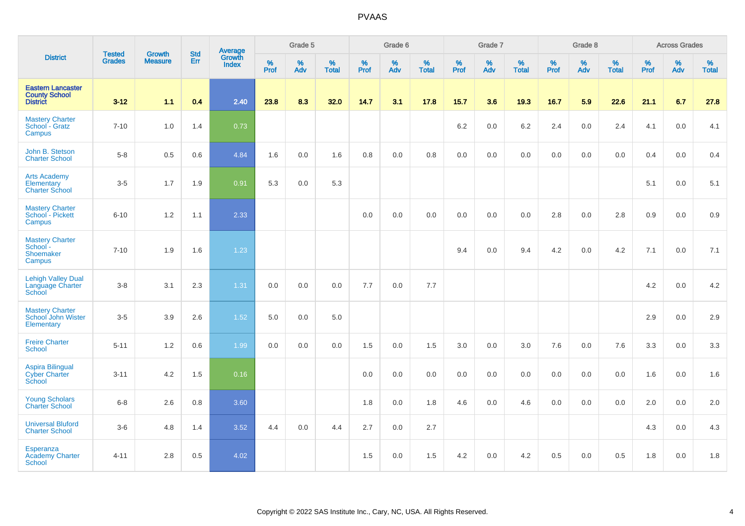# PVAAS

| District | Tested Grades | Growth Measure | Std Err | Average Growth Index | Grade 5 | | | Grade 6 | | | Grade 7 | | | Grade 8 | | | Across Grades | | |
|---|---|---|---|---|---|---|---|---|---|---|---|---|---|---|---|---|---|---|---|
| | | | | | % Prof | % Adv | % Total | % Prof | % Adv | % Total | % Prof | % Adv | % Total | % Prof | % Adv | % Total | % Prof | % Adv | % Total |
| **Eastern Lancaster County School District** | **3-12** | **1.1** | **0.4** | **2.40** | **23.8** | **8.3** | **32.0** | **14.7** | **3.1** | **17.8** | **15.7** | **3.6** | **19.3** | **16.7** | **5.9** | **22.6** | **21.1** | **6.7** | **27.8** |
| Mastery Charter School - Gratz Campus | 7-10 | 1.0 | 1.4 | 0.73 | | | | | | | 6.2 | 0.0 | 6.2 | 2.4 | 0.0 | 2.4 | 4.1 | 0.0 | 4.1 |
| John B. Stetson Charter School | 5-8 | 0.5 | 0.6 | 4.84 | 1.6 | 0.0 | 1.6 | 0.8 | 0.0 | 0.8 | 0.0 | 0.0 | 0.0 | 0.0 | 0.0 | 0.0 | 0.4 | 0.0 | 0.4 |
| Arts Academy Elementary Charter School | 3-5 | 1.7 | 1.9 | 0.91 | 5.3 | 0.0 | 5.3 | | | | | | | | | | 5.1 | 0.0 | 5.1 |
| Mastery Charter School - Pickett Campus | 6-10 | 1.2 | 1.1 | 2.33 | | | | 0.0 | 0.0 | 0.0 | 0.0 | 0.0 | 0.0 | 2.8 | 0.0 | 2.8 | 0.9 | 0.0 | 0.9 |
| Mastery Charter School - Shoemaker Campus | 7-10 | 1.9 | 1.6 | 1.23 | | | | | | | 9.4 | 0.0 | 9.4 | 4.2 | 0.0 | 4.2 | 7.1 | 0.0 | 7.1 |
| Lehigh Valley Dual Language Charter School | 3-8 | 3.1 | 2.3 | 1.31 | 0.0 | 0.0 | 0.0 | 7.7 | 0.0 | 7.7 | | | | | | | 4.2 | 0.0 | 4.2 |
| Mastery Charter School John Wister Elementary | 3-5 | 3.9 | 2.6 | 1.52 | 5.0 | 0.0 | 5.0 | | | | | | | | | | 2.9 | 0.0 | 2.9 |
| Freire Charter School | 5-11 | 1.2 | 0.6 | 1.99 | 0.0 | 0.0 | 0.0 | 1.5 | 0.0 | 1.5 | 3.0 | 0.0 | 3.0 | 7.6 | 0.0 | 7.6 | 3.3 | 0.0 | 3.3 |
| Aspira Bilingual Cyber Charter School | 3-11 | 4.2 | 1.5 | 0.16 | | | | 0.0 | 0.0 | 0.0 | 0.0 | 0.0 | 0.0 | 0.0 | 0.0 | 0.0 | 1.6 | 0.0 | 1.6 |
| Young Scholars Charter School | 6-8 | 2.6 | 0.8 | 3.60 | | | | 1.8 | 0.0 | 1.8 | 4.6 | 0.0 | 4.6 | 0.0 | 0.0 | 0.0 | 2.0 | 0.0 | 2.0 |
| Universal Bluford Charter School | 3-6 | 4.8 | 1.4 | 3.52 | 4.4 | 0.0 | 4.4 | 2.7 | 0.0 | 2.7 | | | | | | | 4.3 | 0.0 | 4.3 |
| Esperanza Academy Charter School | 4-11 | 2.8 | 0.5 | 4.02 | | | | 1.5 | 0.0 | 1.5 | 4.2 | 0.0 | 4.2 | 0.5 | 0.0 | 0.5 | 1.8 | 0.0 | 1.8 |

Copyright © 2022 SAS Institute Inc., Cary, NC, USA. All Rights Reserved.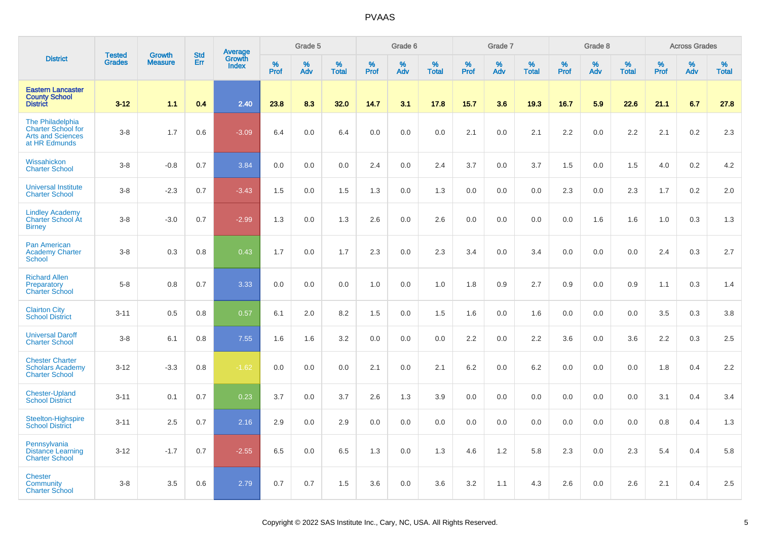# PVAAS

| District | Tested Grades | Growth Measure | Std Err | Average Growth Index | Grade 5 | | | Grade 6 | | | Grade 7 | | | Grade 8 | | | Across Grades | | |
|---|---|---|---|---|---|---|---|---|---|---|---|---|---|---|---|---|---|---|---|
| | | | | | % Prof | % Adv | % Total | % Prof | % Adv | % Total | % Prof | % Adv | % Total | % Prof | % Adv | % Total | % Prof | % Adv | % Total |
| **Eastern Lancaster County School District** | **3-12** | **1.1** | **0.4** | **2.40** | **23.8** | **8.3** | **32.0** | **14.7** | **3.1** | **17.8** | **15.7** | **3.6** | **19.3** | **16.7** | **5.9** | **22.6** | **21.1** | **6.7** | **27.8** |
| The Philadelphia Charter School for Arts and Sciences at HR Edmunds | 3-8 | 1.7 | 0.6 | -3.09 | 6.4 | 0.0 | 6.4 | 0.0 | 0.0 | 0.0 | 2.1 | 0.0 | 2.1 | 2.2 | 0.0 | 2.2 | 2.1 | 0.2 | 2.3 |
| Wissahickon Charter School | 3-8 | -0.8 | 0.7 | 3.84 | 0.0 | 0.0 | 0.0 | 2.4 | 0.0 | 2.4 | 3.7 | 0.0 | 3.7 | 1.5 | 0.0 | 1.5 | 4.0 | 0.2 | 4.2 |
| Universal Institute Charter School | 3-8 | -2.3 | 0.7 | -3.43 | 1.5 | 0.0 | 1.5 | 1.3 | 0.0 | 1.3 | 0.0 | 0.0 | 0.0 | 2.3 | 0.0 | 2.3 | 1.7 | 0.2 | 2.0 |
| Lindley Academy Charter School At Birney | 3-8 | -3.0 | 0.7 | -2.99 | 1.3 | 0.0 | 1.3 | 2.6 | 0.0 | 2.6 | 0.0 | 0.0 | 0.0 | 0.0 | 1.6 | 1.6 | 1.0 | 0.3 | 1.3 |
| Pan American Academy Charter School | 3-8 | 0.3 | 0.8 | 0.43 | 1.7 | 0.0 | 1.7 | 2.3 | 0.0 | 2.3 | 3.4 | 0.0 | 3.4 | 0.0 | 0.0 | 0.0 | 2.4 | 0.3 | 2.7 |
| Richard Allen Preparatory Charter School | 5-8 | 0.8 | 0.7 | 3.33 | 0.0 | 0.0 | 0.0 | 1.0 | 0.0 | 1.0 | 1.8 | 0.9 | 2.7 | 0.9 | 0.0 | 0.9 | 1.1 | 0.3 | 1.4 |
| Clairton City School District | 3-11 | 0.5 | 0.8 | 0.57 | 6.1 | 2.0 | 8.2 | 1.5 | 0.0 | 1.5 | 1.6 | 0.0 | 1.6 | 0.0 | 0.0 | 0.0 | 3.5 | 0.3 | 3.8 |
| Universal Daroff Charter School | 3-8 | 6.1 | 0.8 | 7.55 | 1.6 | 1.6 | 3.2 | 0.0 | 0.0 | 0.0 | 2.2 | 0.0 | 2.2 | 3.6 | 0.0 | 3.6 | 2.2 | 0.3 | 2.5 |
| Chester Charter Scholars Academy Charter School | 3-12 | -3.3 | 0.8 | -1.62 | 0.0 | 0.0 | 0.0 | 2.1 | 0.0 | 2.1 | 6.2 | 0.0 | 6.2 | 0.0 | 0.0 | 0.0 | 1.8 | 0.4 | 2.2 |
| Chester-Upland School District | 3-11 | 0.1 | 0.7 | 0.23 | 3.7 | 0.0 | 3.7 | 2.6 | 1.3 | 3.9 | 0.0 | 0.0 | 0.0 | 0.0 | 0.0 | 0.0 | 3.1 | 0.4 | 3.4 |
| Steelton-Highspire School District | 3-11 | 2.5 | 0.7 | 2.16 | 2.9 | 0.0 | 2.9 | 0.0 | 0.0 | 0.0 | 0.0 | 0.0 | 0.0 | 0.0 | 0.0 | 0.0 | 0.8 | 0.4 | 1.3 |
| Pennsylvania Distance Learning Charter School | 3-12 | -1.7 | 0.7 | -2.55 | 6.5 | 0.0 | 6.5 | 1.3 | 0.0 | 1.3 | 4.6 | 1.2 | 5.8 | 2.3 | 0.0 | 2.3 | 5.4 | 0.4 | 5.8 |
| Chester Community Charter School | 3-8 | 3.5 | 0.6 | 2.79 | 0.7 | 0.7 | 1.5 | 3.6 | 0.0 | 3.6 | 3.2 | 1.1 | 4.3 | 2.6 | 0.0 | 2.6 | 2.1 | 0.4 | 2.5 |

Copyright © 2022 SAS Institute Inc., Cary, NC, USA. All Rights Reserved.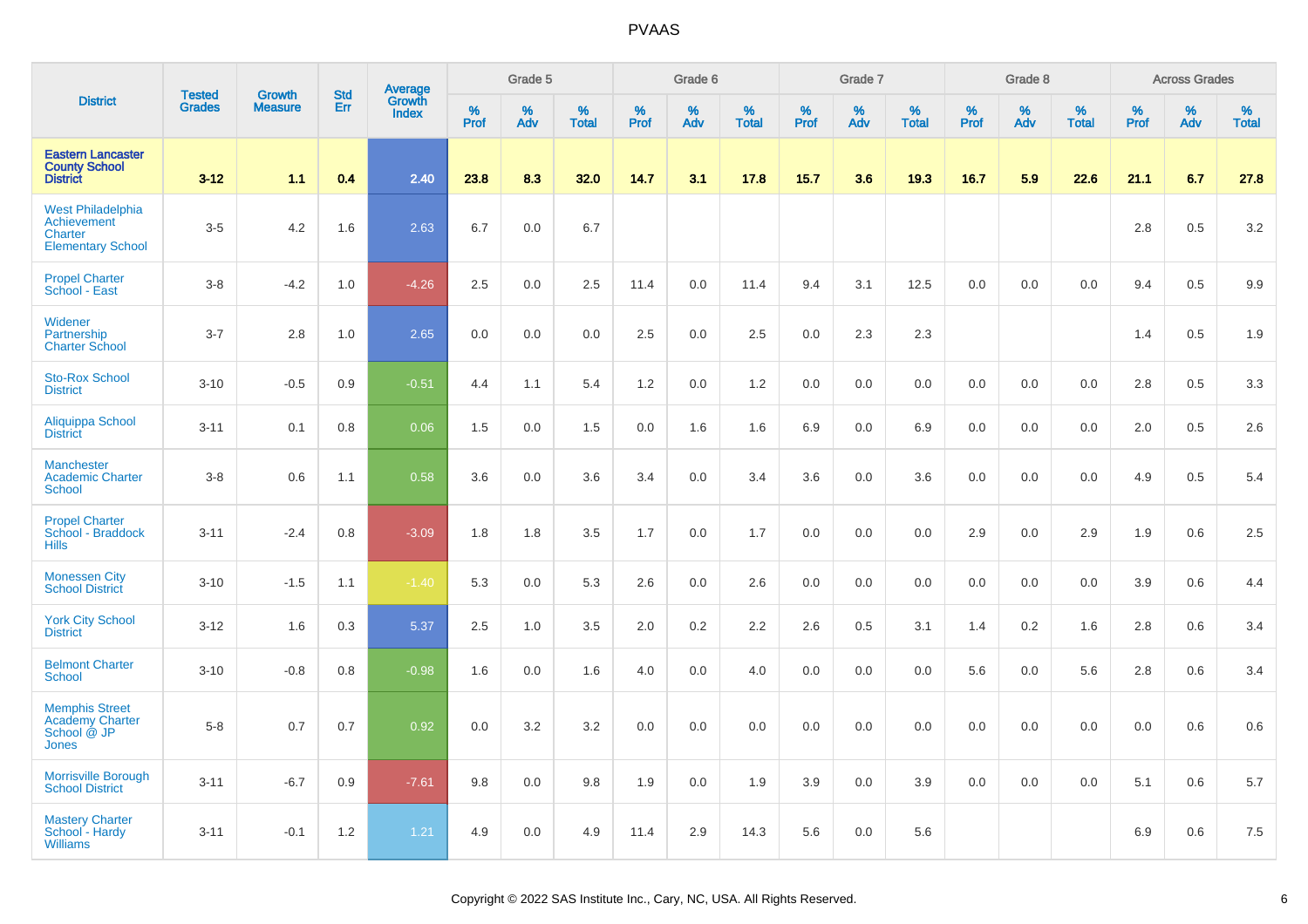| District | Tested Grades | Growth Measure | Std Err | Average Growth Index | Grade 5 | | | Grade 6 | | | Grade 7 | | | Grade 8 | | | Across Grades | | |
|---|---|---|---|---|---|---|---|---|---|---|---|---|---|---|---|---|---|---|---|
| | | | | | % Prof | % Adv | % Total | % Prof | % Adv | % Total | % Prof | % Adv | % Total | % Prof | % Adv | % Total | % Prof | % Adv | % Total |
| **Eastern Lancaster County School District** | **3-12** | **1.1** | **0.4** | **2.40** | **23.8** | **8.3** | **32.0** | **14.7** | **3.1** | **17.8** | **15.7** | **3.6** | **19.3** | **16.7** | **5.9** | **22.6** | **21.1** | **6.7** | **27.8** |
| West Philadelphia Achievement Charter Elementary School | 3-5 | 4.2 | 1.6 | 2.63 | 6.7 | 0.0 | 6.7 | | | | | | | | | | 2.8 | 0.5 | 3.2 |
| Propel Charter School - East | 3-8 | -4.2 | 1.0 | -4.26 | 2.5 | 0.0 | 2.5 | 11.4 | 0.0 | 11.4 | 9.4 | 3.1 | 12.5 | 0.0 | 0.0 | 0.0 | 9.4 | 0.5 | 9.9 |
| Widener Partnership Charter School | 3-7 | 2.8 | 1.0 | 2.65 | 0.0 | 0.0 | 0.0 | 2.5 | 0.0 | 2.5 | 0.0 | 2.3 | 2.3 | | | | 1.4 | 0.5 | 1.9 |
| Sto-Rox School District | 3-10 | -0.5 | 0.9 | -0.51 | 4.4 | 1.1 | 5.4 | 1.2 | 0.0 | 1.2 | 0.0 | 0.0 | 0.0 | 0.0 | 0.0 | 0.0 | 2.8 | 0.5 | 3.3 |
| Aliquippa School District | 3-11 | 0.1 | 0.8 | 0.06 | 1.5 | 0.0 | 1.5 | 0.0 | 1.6 | 1.6 | 6.9 | 0.0 | 6.9 | 0.0 | 0.0 | 0.0 | 2.0 | 0.5 | 2.6 |
| Manchester Academic Charter School | 3-8 | 0.6 | 1.1 | 0.58 | 3.6 | 0.0 | 3.6 | 3.4 | 0.0 | 3.4 | 3.6 | 0.0 | 3.6 | 0.0 | 0.0 | 0.0 | 4.9 | 0.5 | 5.4 |
| Propel Charter School - Braddock Hills | 3-11 | -2.4 | 0.8 | -3.09 | 1.8 | 1.8 | 3.5 | 1.7 | 0.0 | 1.7 | 0.0 | 0.0 | 0.0 | 2.9 | 0.0 | 2.9 | 1.9 | 0.6 | 2.5 |
| Monessen City School District | 3-10 | -1.5 | 1.1 | -1.40 | 5.3 | 0.0 | 5.3 | 2.6 | 0.0 | 2.6 | 0.0 | 0.0 | 0.0 | 0.0 | 0.0 | 0.0 | 3.9 | 0.6 | 4.4 |
| York City School District | 3-12 | 1.6 | 0.3 | 5.37 | 2.5 | 1.0 | 3.5 | 2.0 | 0.2 | 2.2 | 2.6 | 0.5 | 3.1 | 1.4 | 0.2 | 1.6 | 2.8 | 0.6 | 3.4 |
| Belmont Charter School | 3-10 | -0.8 | 0.8 | -0.98 | 1.6 | 0.0 | 1.6 | 4.0 | 0.0 | 4.0 | 0.0 | 0.0 | 0.0 | 5.6 | 0.0 | 5.6 | 2.8 | 0.6 | 3.4 |
| Memphis Street Academy Charter School @ JP Jones | 5-8 | 0.7 | 0.7 | 0.92 | 0.0 | 3.2 | 3.2 | 0.0 | 0.0 | 0.0 | 0.0 | 0.0 | 0.0 | 0.0 | 0.0 | 0.0 | 0.0 | 0.6 | 0.6 |
| Morrisville Borough School District | 3-11 | -6.7 | 0.9 | -7.61 | 9.8 | 0.0 | 9.8 | 1.9 | 0.0 | 1.9 | 3.9 | 0.0 | 3.9 | 0.0 | 0.0 | 0.0 | 5.1 | 0.6 | 5.7 |
| Mastery Charter School - Hardy Williams | 3-11 | -0.1 | 1.2 | 1.21 | 4.9 | 0.0 | 4.9 | 11.4 | 2.9 | 14.3 | 5.6 | 0.0 | 5.6 | | | | 6.9 | 0.6 | 7.5 |

Copyright © 2022 SAS Institute Inc., Cary, NC, USA. All Rights Reserved.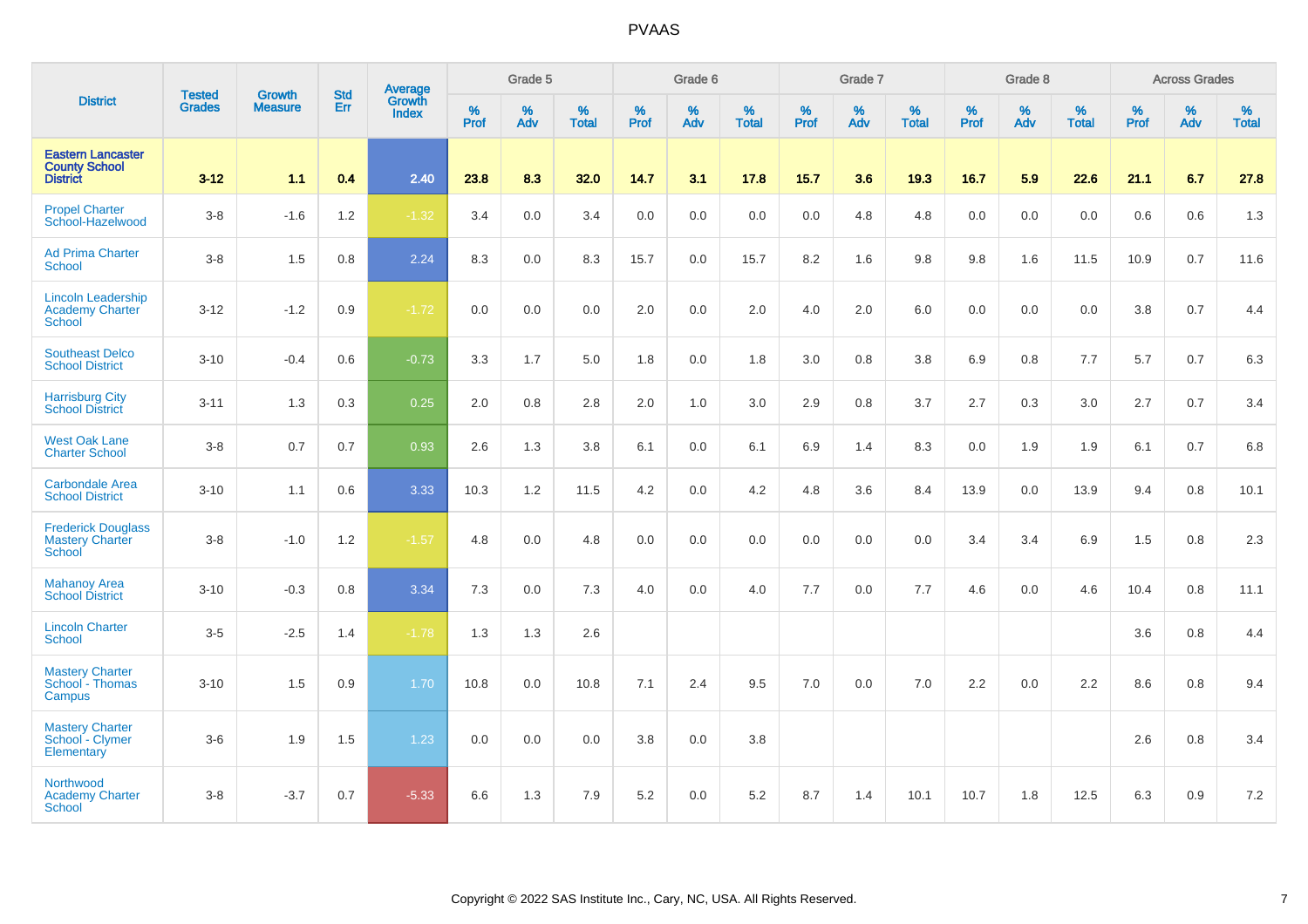# PVAAS

| District | Tested Grades | Growth Measure | Std Err | Average Growth Index | Grade 5 | | | Grade 6 | | | Grade 7 | | | Grade 8 | | | Across Grades | | |
|---|---|---|---|---|---|---|---|---|---|---|---|---|---|---|---|---|---|---|---|
| | | | | | % Prof | % Adv | % Total | % Prof | % Adv | % Total | % Prof | % Adv | % Total | % Prof | % Adv | % Total | % Prof | % Adv | % Total |
| **Eastern Lancaster County School District** | **3-12** | **1.1** | **0.4** | **2.40** | **23.8** | **8.3** | **32.0** | **14.7** | **3.1** | **17.8** | **15.7** | **3.6** | **19.3** | **16.7** | **5.9** | **22.6** | **21.1** | **6.7** | **27.8** |
| Propel Charter School-Hazelwood | 3-8 | -1.6 | 1.2 | -1.32 | 3.4 | 0.0 | 3.4 | 0.0 | 0.0 | 0.0 | 0.0 | 4.8 | 4.8 | 0.0 | 0.0 | 0.0 | 0.6 | 0.6 | 1.3 |
| Ad Prima Charter School | 3-8 | 1.5 | 0.8 | 2.24 | 8.3 | 0.0 | 8.3 | 15.7 | 0.0 | 15.7 | 8.2 | 1.6 | 9.8 | 9.8 | 1.6 | 11.5 | 10.9 | 0.7 | 11.6 |
| Lincoln Leadership Academy Charter School | 3-12 | -1.2 | 0.9 | -1.72 | 0.0 | 0.0 | 0.0 | 2.0 | 0.0 | 2.0 | 4.0 | 2.0 | 6.0 | 0.0 | 0.0 | 0.0 | 3.8 | 0.7 | 4.4 |
| Southeast Delco School District | 3-10 | -0.4 | 0.6 | -0.73 | 3.3 | 1.7 | 5.0 | 1.8 | 0.0 | 1.8 | 3.0 | 0.8 | 3.8 | 6.9 | 0.8 | 7.7 | 5.7 | 0.7 | 6.3 |
| Harrisburg City School District | 3-11 | 1.3 | 0.3 | 0.25 | 2.0 | 0.8 | 2.8 | 2.0 | 1.0 | 3.0 | 2.9 | 0.8 | 3.7 | 2.7 | 0.3 | 3.0 | 2.7 | 0.7 | 3.4 |
| West Oak Lane Charter School | 3-8 | 0.7 | 0.7 | 0.93 | 2.6 | 1.3 | 3.8 | 6.1 | 0.0 | 6.1 | 6.9 | 1.4 | 8.3 | 0.0 | 1.9 | 1.9 | 6.1 | 0.7 | 6.8 |
| Carbondale Area School District | 3-10 | 1.1 | 0.6 | 3.33 | 10.3 | 1.2 | 11.5 | 4.2 | 0.0 | 4.2 | 4.8 | 3.6 | 8.4 | 13.9 | 0.0 | 13.9 | 9.4 | 0.8 | 10.1 |
| Frederick Douglass Mastery Charter School | 3-8 | -1.0 | 1.2 | -1.57 | 4.8 | 0.0 | 4.8 | 0.0 | 0.0 | 0.0 | 0.0 | 0.0 | 0.0 | 3.4 | 3.4 | 6.9 | 1.5 | 0.8 | 2.3 |
| Mahanoy Area School District | 3-10 | -0.3 | 0.8 | 3.34 | 7.3 | 0.0 | 7.3 | 4.0 | 0.0 | 4.0 | 7.7 | 0.0 | 7.7 | 4.6 | 0.0 | 4.6 | 10.4 | 0.8 | 11.1 |
| Lincoln Charter School | 3-5 | -2.5 | 1.4 | -1.78 | 1.3 | 1.3 | 2.6 | | | | | | | | | | 3.6 | 0.8 | 4.4 |
| Mastery Charter School - Thomas Campus | 3-10 | 1.5 | 0.9 | 1.70 | 10.8 | 0.0 | 10.8 | 7.1 | 2.4 | 9.5 | 7.0 | 0.0 | 7.0 | 2.2 | 0.0 | 2.2 | 8.6 | 0.8 | 9.4 |
| Mastery Charter School - Clymer Elementary | 3-6 | 1.9 | 1.5 | 1.23 | 0.0 | 0.0 | 0.0 | 3.8 | 0.0 | 3.8 | | | | | | | 2.6 | 0.8 | 3.4 |
| Northwood Academy Charter School | 3-8 | -3.7 | 0.7 | -5.33 | 6.6 | 1.3 | 7.9 | 5.2 | 0.0 | 5.2 | 8.7 | 1.4 | 10.1 | 10.7 | 1.8 | 12.5 | 6.3 | 0.9 | 7.2 |

Copyright © 2022 SAS Institute Inc., Cary, NC, USA. All Rights Reserved.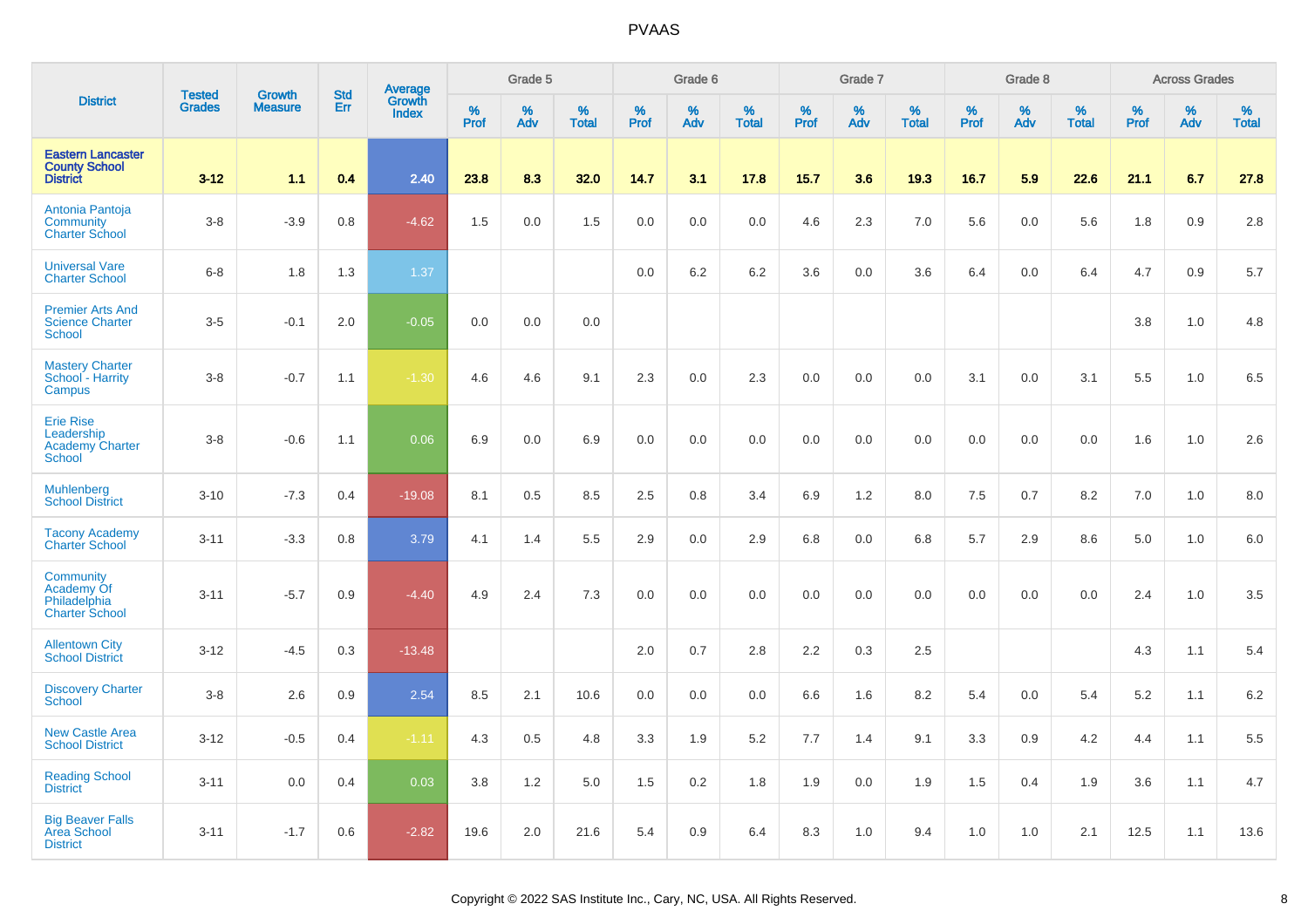| District | Tested Grades | Growth Measure | Std Err | Average Growth Index | Grade 5 | | | Grade 6 | | | Grade 7 | | | Grade 8 | | | Across Grades | | |
|---|---|---|---|---|---|---|---|---|---|---|---|---|---|---|---|---|---|---|---|
| | | | | | % Prof | % Adv | % Total | % Prof | % Adv | % Total | % Prof | % Adv | % Total | % Prof | % Adv | % Total | % Prof | % Adv | % Total |
| **Eastern Lancaster County School District** | **3-12** | **1.1** | **0.4** | **2.40** | **23.8** | **8.3** | **32.0** | **14.7** | **3.1** | **17.8** | **15.7** | **3.6** | **19.3** | **16.7** | **5.9** | **22.6** | **21.1** | **6.7** | **27.8** |
| Antonia Pantoja Community Charter School | 3-8 | -3.9 | 0.8 | -4.62 | 1.5 | 0.0 | 1.5 | 0.0 | 0.0 | 0.0 | 4.6 | 2.3 | 7.0 | 5.6 | 0.0 | 5.6 | 1.8 | 0.9 | 2.8 |
| Universal Vare Charter School | 6-8 | 1.8 | 1.3 | 1.37 | | | | 0.0 | 6.2 | 6.2 | 3.6 | 0.0 | 3.6 | 6.4 | 0.0 | 6.4 | 4.7 | 0.9 | 5.7 |
| Premier Arts And Science Charter School | 3-5 | -0.1 | 2.0 | -0.05 | 0.0 | 0.0 | 0.0 | | | | | | | | | | 3.8 | 1.0 | 4.8 |
| Mastery Charter School - Harrity Campus | 3-8 | -0.7 | 1.1 | -1.30 | 4.6 | 4.6 | 9.1 | 2.3 | 0.0 | 2.3 | 0.0 | 0.0 | 0.0 | 3.1 | 0.0 | 3.1 | 5.5 | 1.0 | 6.5 |
| Erie Rise Leadership Academy Charter School | 3-8 | -0.6 | 1.1 | 0.06 | 6.9 | 0.0 | 6.9 | 0.0 | 0.0 | 0.0 | 0.0 | 0.0 | 0.0 | 0.0 | 0.0 | 0.0 | 1.6 | 1.0 | 2.6 |
| Muhlenberg School District | 3-10 | -7.3 | 0.4 | -19.08 | 8.1 | 0.5 | 8.5 | 2.5 | 0.8 | 3.4 | 6.9 | 1.2 | 8.0 | 7.5 | 0.7 | 8.2 | 7.0 | 1.0 | 8.0 |
| Tacony Academy Charter School | 3-11 | -3.3 | 0.8 | 3.79 | 4.1 | 1.4 | 5.5 | 2.9 | 0.0 | 2.9 | 6.8 | 0.0 | 6.8 | 5.7 | 2.9 | 8.6 | 5.0 | 1.0 | 6.0 |
| Community Academy Of Philadelphia Charter School | 3-11 | -5.7 | 0.9 | -4.40 | 4.9 | 2.4 | 7.3 | 0.0 | 0.0 | 0.0 | 0.0 | 0.0 | 0.0 | 0.0 | 0.0 | 0.0 | 2.4 | 1.0 | 3.5 |
| Allentown City School District | 3-12 | -4.5 | 0.3 | -13.48 | | | | 2.0 | 0.7 | 2.8 | 2.2 | 0.3 | 2.5 | | | | 4.3 | 1.1 | 5.4 |
| Discovery Charter School | 3-8 | 2.6 | 0.9 | 2.54 | 8.5 | 2.1 | 10.6 | 0.0 | 0.0 | 0.0 | 6.6 | 1.6 | 8.2 | 5.4 | 0.0 | 5.4 | 5.2 | 1.1 | 6.2 |
| New Castle Area School District | 3-12 | -0.5 | 0.4 | -1.11 | 4.3 | 0.5 | 4.8 | 3.3 | 1.9 | 5.2 | 7.7 | 1.4 | 9.1 | 3.3 | 0.9 | 4.2 | 4.4 | 1.1 | 5.5 |
| Reading School District | 3-11 | 0.0 | 0.4 | 0.03 | 3.8 | 1.2 | 5.0 | 1.5 | 0.2 | 1.8 | 1.9 | 0.0 | 1.9 | 1.5 | 0.4 | 1.9 | 3.6 | 1.1 | 4.7 |
| Big Beaver Falls Area School District | 3-11 | -1.7 | 0.6 | -2.82 | 19.6 | 2.0 | 21.6 | 5.4 | 0.9 | 6.4 | 8.3 | 1.0 | 9.4 | 1.0 | 1.0 | 2.1 | 12.5 | 1.1 | 13.6 |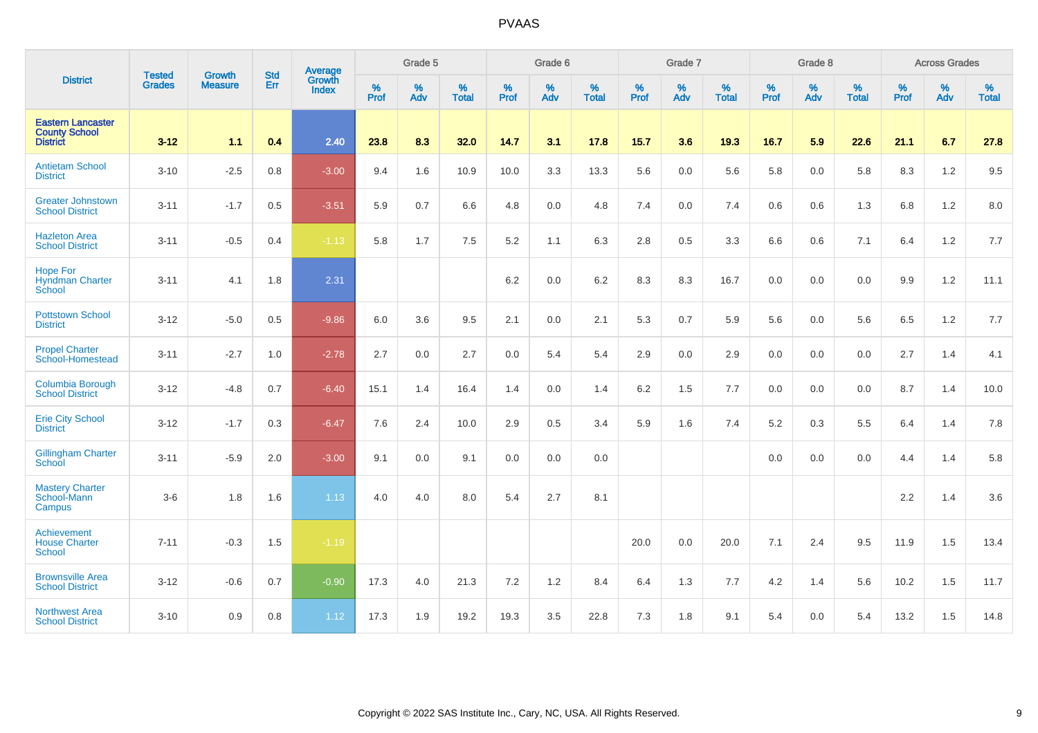PVAAS

| District | Tested Grades | Growth Measure | Std Err | Average Growth Index | Grade 5 | | | Grade 6 | | | Grade 7 | | | Grade 8 | | | Across Grades | | |
|---|---|---|---|---|---|---|---|---|---|---|---|---|---|---|---|---|---|---|---|
| | | | | | % Prof | % Adv | % Total | % Prof | % Adv | % Total | % Prof | % Adv | % Total | % Prof | % Adv | % Total | % Prof | % Adv | % Total |
| **Eastern Lancaster County School District** | **3-12** | **1.1** | **0.4** | **2.40** | **23.8** | **8.3** | **32.0** | **14.7** | **3.1** | **17.8** | **15.7** | **3.6** | **19.3** | **16.7** | **5.9** | **22.6** | **21.1** | **6.7** | **27.8** |
| Antietam School District | 3-10 | -2.5 | 0.8 | -3.00 | 9.4 | 1.6 | 10.9 | 10.0 | 3.3 | 13.3 | 5.6 | 0.0 | 5.6 | 5.8 | 0.0 | 5.8 | 8.3 | 1.2 | 9.5 |
| Greater Johnstown School District | 3-11 | -1.7 | 0.5 | -3.51 | 5.9 | 0.7 | 6.6 | 4.8 | 0.0 | 4.8 | 7.4 | 0.0 | 7.4 | 0.6 | 0.6 | 1.3 | 6.8 | 1.2 | 8.0 |
| Hazleton Area School District | 3-11 | -0.5 | 0.4 | -1.13 | 5.8 | 1.7 | 7.5 | 5.2 | 1.1 | 6.3 | 2.8 | 0.5 | 3.3 | 6.6 | 0.6 | 7.1 | 6.4 | 1.2 | 7.7 |
| Hope For Hyndman Charter School | 3-11 | 4.1 | 1.8 | 2.31 | | | | 6.2 | 0.0 | 6.2 | 8.3 | 8.3 | 16.7 | 0.0 | 0.0 | 0.0 | 9.9 | 1.2 | 11.1 |
| Pottstown School District | 3-12 | -5.0 | 0.5 | -9.86 | 6.0 | 3.6 | 9.5 | 2.1 | 0.0 | 2.1 | 5.3 | 0.7 | 5.9 | 5.6 | 0.0 | 5.6 | 6.5 | 1.2 | 7.7 |
| Propel Charter School-Homestead | 3-11 | -2.7 | 1.0 | -2.78 | 2.7 | 0.0 | 2.7 | 0.0 | 5.4 | 5.4 | 2.9 | 0.0 | 2.9 | 0.0 | 0.0 | 0.0 | 2.7 | 1.4 | 4.1 |
| Columbia Borough School District | 3-12 | -4.8 | 0.7 | -6.40 | 15.1 | 1.4 | 16.4 | 1.4 | 0.0 | 1.4 | 6.2 | 1.5 | 7.7 | 0.0 | 0.0 | 0.0 | 8.7 | 1.4 | 10.0 |
| Erie City School District | 3-12 | -1.7 | 0.3 | -6.47 | 7.6 | 2.4 | 10.0 | 2.9 | 0.5 | 3.4 | 5.9 | 1.6 | 7.4 | 5.2 | 0.3 | 5.5 | 6.4 | 1.4 | 7.8 |
| Gillingham Charter School | 3-11 | -5.9 | 2.0 | -3.00 | 9.1 | 0.0 | 9.1 | 0.0 | 0.0 | 0.0 | | | | 0.0 | 0.0 | 0.0 | 4.4 | 1.4 | 5.8 |
| Mastery Charter School-Mann Campus | 3-6 | 1.8 | 1.6 | 1.13 | 4.0 | 4.0 | 8.0 | 5.4 | 2.7 | 8.1 | | | | | | | 2.2 | 1.4 | 3.6 |
| Achievement House Charter School | 7-11 | -0.3 | 1.5 | -1.19 | | | | | | | 20.0 | 0.0 | 20.0 | 7.1 | 2.4 | 9.5 | 11.9 | 1.5 | 13.4 |
| Brownsville Area School District | 3-12 | -0.6 | 0.7 | -0.90 | 17.3 | 4.0 | 21.3 | 7.2 | 1.2 | 8.4 | 6.4 | 1.3 | 7.7 | 4.2 | 1.4 | 5.6 | 10.2 | 1.5 | 11.7 |
| Northwest Area School District | 3-10 | 0.9 | 0.8 | 1.12 | 17.3 | 1.9 | 19.2 | 19.3 | 3.5 | 22.8 | 7.3 | 1.8 | 9.1 | 5.4 | 0.0 | 5.4 | 13.2 | 1.5 | 14.8 |

Copyright © 2022 SAS Institute Inc., Cary, NC, USA. All Rights Reserved.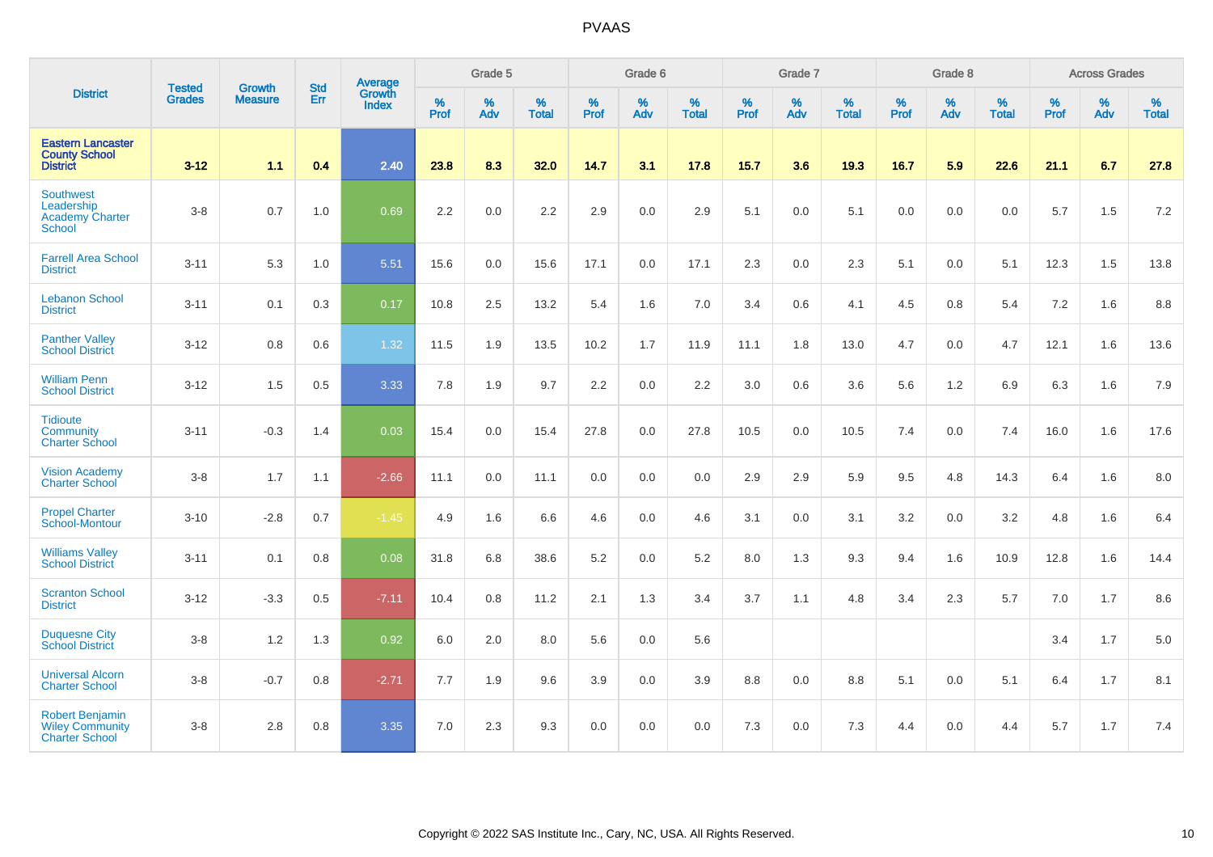| District | Tested Grades | Growth Measure | Std Err | Average Growth Index | Grade 5 | | | Grade 6 | | | Grade 7 | | | Grade 8 | | | Across Grades | | |
|---|---|---|---|---|---|---|---|---|---|---|---|---|---|---|---|---|---|---|---|
| | | | | | % Prof | % Adv | % Total | % Prof | % Adv | % Total | % Prof | % Adv | % Total | % Prof | % Adv | % Total | % Prof | % Adv | % Total |
| **Eastern Lancaster County School District** | **3-12** | **1.1** | **0.4** | **2.40** | **23.8** | **8.3** | **32.0** | **14.7** | **3.1** | **17.8** | **15.7** | **3.6** | **19.3** | **16.7** | **5.9** | **22.6** | **21.1** | **6.7** | **27.8** |
| Southwest Leadership Academy Charter School | 3-8 | 0.7 | 1.0 | 0.69 | 2.2 | 0.0 | 2.2 | 2.9 | 0.0 | 2.9 | 5.1 | 0.0 | 5.1 | 0.0 | 0.0 | 0.0 | 5.7 | 1.5 | 7.2 |
| Farrell Area School District | 3-11 | 5.3 | 1.0 | 5.51 | 15.6 | 0.0 | 15.6 | 17.1 | 0.0 | 17.1 | 2.3 | 0.0 | 2.3 | 5.1 | 0.0 | 5.1 | 12.3 | 1.5 | 13.8 |
| Lebanon School District | 3-11 | 0.1 | 0.3 | 0.17 | 10.8 | 2.5 | 13.2 | 5.4 | 1.6 | 7.0 | 3.4 | 0.6 | 4.1 | 4.5 | 0.8 | 5.4 | 7.2 | 1.6 | 8.8 |
| Panther Valley School District | 3-12 | 0.8 | 0.6 | 1.32 | 11.5 | 1.9 | 13.5 | 10.2 | 1.7 | 11.9 | 11.1 | 1.8 | 13.0 | 4.7 | 0.0 | 4.7 | 12.1 | 1.6 | 13.6 |
| William Penn School District | 3-12 | 1.5 | 0.5 | 3.33 | 7.8 | 1.9 | 9.7 | 2.2 | 0.0 | 2.2 | 3.0 | 0.6 | 3.6 | 5.6 | 1.2 | 6.9 | 6.3 | 1.6 | 7.9 |
| Tidioute Community Charter School | 3-11 | -0.3 | 1.4 | 0.03 | 15.4 | 0.0 | 15.4 | 27.8 | 0.0 | 27.8 | 10.5 | 0.0 | 10.5 | 7.4 | 0.0 | 7.4 | 16.0 | 1.6 | 17.6 |
| Vision Academy Charter School | 3-8 | 1.7 | 1.1 | -2.66 | 11.1 | 0.0 | 11.1 | 0.0 | 0.0 | 0.0 | 2.9 | 2.9 | 5.9 | 9.5 | 4.8 | 14.3 | 6.4 | 1.6 | 8.0 |
| Propel Charter School-Montour | 3-10 | -2.8 | 0.7 | -1.45 | 4.9 | 1.6 | 6.6 | 4.6 | 0.0 | 4.6 | 3.1 | 0.0 | 3.1 | 3.2 | 0.0 | 3.2 | 4.8 | 1.6 | 6.4 |
| Williams Valley School District | 3-11 | 0.1 | 0.8 | 0.08 | 31.8 | 6.8 | 38.6 | 5.2 | 0.0 | 5.2 | 8.0 | 1.3 | 9.3 | 9.4 | 1.6 | 10.9 | 12.8 | 1.6 | 14.4 |
| Scranton School District | 3-12 | -3.3 | 0.5 | -7.11 | 10.4 | 0.8 | 11.2 | 2.1 | 1.3 | 3.4 | 3.7 | 1.1 | 4.8 | 3.4 | 2.3 | 5.7 | 7.0 | 1.7 | 8.6 |
| Duquesne City School District | 3-8 | 1.2 | 1.3 | 0.92 | 6.0 | 2.0 | 8.0 | 5.6 | 0.0 | 5.6 | | | | | | | 3.4 | 1.7 | 5.0 |
| Universal Alcorn Charter School | 3-8 | -0.7 | 0.8 | -2.71 | 7.7 | 1.9 | 9.6 | 3.9 | 0.0 | 3.9 | 8.8 | 0.0 | 8.8 | 5.1 | 0.0 | 5.1 | 6.4 | 1.7 | 8.1 |
| Robert Benjamin Wiley Community Charter School | 3-8 | 2.8 | 0.8 | 3.35 | 7.0 | 2.3 | 9.3 | 0.0 | 0.0 | 0.0 | 7.3 | 0.0 | 7.3 | 4.4 | 0.0 | 4.4 | 5.7 | 1.7 | 7.4 |

Copyright © 2022 SAS Institute Inc., Cary, NC, USA. All Rights Reserved.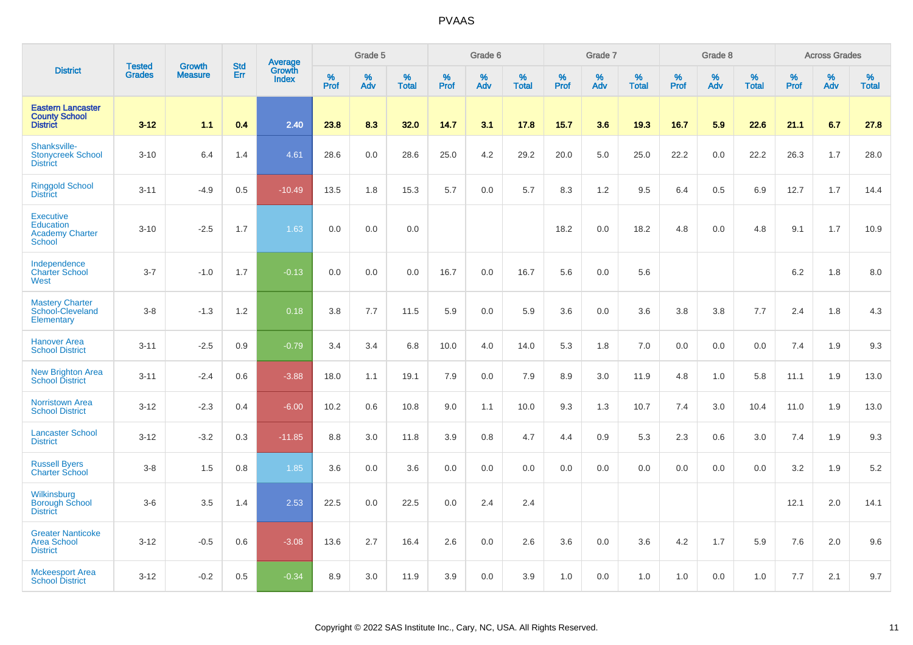| District | Tested Grades | Growth Measure | Std Err | Average Growth Index | Grade 5 | | | Grade 6 | | | Grade 7 | | | Grade 8 | | | Across Grades | | |
|---|---|---|---|---|---|---|---|---|---|---|---|---|---|---|---|---|---|---|---|
| | | | | | % Prof | % Adv | % Total | % Prof | % Adv | % Total | % Prof | % Adv | % Total | % Prof | % Adv | % Total | % Prof | % Adv | % Total |
| **Eastern Lancaster County School District** | **3-12** | **1.1** | **0.4** | **2.40** | **23.8** | **8.3** | **32.0** | **14.7** | **3.1** | **17.8** | **15.7** | **3.6** | **19.3** | **16.7** | **5.9** | **22.6** | **21.1** | **6.7** | **27.8** |
| Shanksville-Stonycreek School District | 3-10 | 6.4 | 1.4 | 4.61 | 28.6 | 0.0 | 28.6 | 25.0 | 4.2 | 29.2 | 20.0 | 5.0 | 25.0 | 22.2 | 0.0 | 22.2 | 26.3 | 1.7 | 28.0 |
| Ringgold School District | 3-11 | -4.9 | 0.5 | -10.49 | 13.5 | 1.8 | 15.3 | 5.7 | 0.0 | 5.7 | 8.3 | 1.2 | 9.5 | 6.4 | 0.5 | 6.9 | 12.7 | 1.7 | 14.4 |
| Executive Education Academy Charter School | 3-10 | -2.5 | 1.7 | 1.63 | 0.0 | 0.0 | 0.0 | | | | 18.2 | 0.0 | 18.2 | 4.8 | 0.0 | 4.8 | 9.1 | 1.7 | 10.9 |
| Independence Charter School West | 3-7 | -1.0 | 1.7 | -0.13 | 0.0 | 0.0 | 0.0 | 16.7 | 0.0 | 16.7 | 5.6 | 0.0 | 5.6 | | | | 6.2 | 1.8 | 8.0 |
| Mastery Charter School-Cleveland Elementary | 3-8 | -1.3 | 1.2 | 0.18 | 3.8 | 7.7 | 11.5 | 5.9 | 0.0 | 5.9 | 3.6 | 0.0 | 3.6 | 3.8 | 3.8 | 7.7 | 2.4 | 1.8 | 4.3 |
| Hanover Area School District | 3-11 | -2.5 | 0.9 | -0.79 | 3.4 | 3.4 | 6.8 | 10.0 | 4.0 | 14.0 | 5.3 | 1.8 | 7.0 | 0.0 | 0.0 | 0.0 | 7.4 | 1.9 | 9.3 |
| New Brighton Area School District | 3-11 | -2.4 | 0.6 | -3.88 | 18.0 | 1.1 | 19.1 | 7.9 | 0.0 | 7.9 | 8.9 | 3.0 | 11.9 | 4.8 | 1.0 | 5.8 | 11.1 | 1.9 | 13.0 |
| Norristown Area School District | 3-12 | -2.3 | 0.4 | -6.00 | 10.2 | 0.6 | 10.8 | 9.0 | 1.1 | 10.0 | 9.3 | 1.3 | 10.7 | 7.4 | 3.0 | 10.4 | 11.0 | 1.9 | 13.0 |
| Lancaster School District | 3-12 | -3.2 | 0.3 | -11.85 | 8.8 | 3.0 | 11.8 | 3.9 | 0.8 | 4.7 | 4.4 | 0.9 | 5.3 | 2.3 | 0.6 | 3.0 | 7.4 | 1.9 | 9.3 |
| Russell Byers Charter School | 3-8 | 1.5 | 0.8 | 1.85 | 3.6 | 0.0 | 3.6 | 0.0 | 0.0 | 0.0 | 0.0 | 0.0 | 0.0 | 0.0 | 0.0 | 0.0 | 3.2 | 1.9 | 5.2 |
| Wilkinsburg Borough School District | 3-6 | 3.5 | 1.4 | 2.53 | 22.5 | 0.0 | 22.5 | 0.0 | 2.4 | 2.4 | | | | | | | 12.1 | 2.0 | 14.1 |
| Greater Nanticoke Area School District | 3-12 | -0.5 | 0.6 | -3.08 | 13.6 | 2.7 | 16.4 | 2.6 | 0.0 | 2.6 | 3.6 | 0.0 | 3.6 | 4.2 | 1.7 | 5.9 | 7.6 | 2.0 | 9.6 |
| Mckeesport Area School District | 3-12 | -0.2 | 0.5 | -0.34 | 8.9 | 3.0 | 11.9 | 3.9 | 0.0 | 3.9 | 1.0 | 0.0 | 1.0 | 1.0 | 0.0 | 1.0 | 7.7 | 2.1 | 9.7 |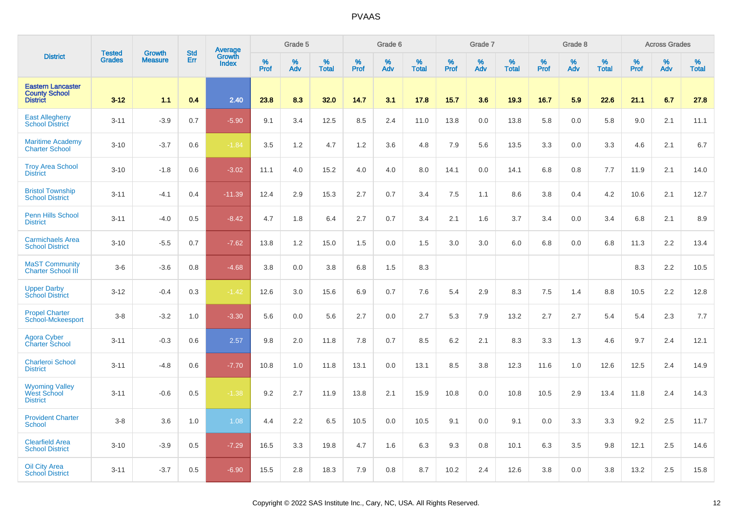| District | Tested Grades | Growth Measure | Std Err | Average Growth Index | Grade 5 | | | Grade 6 | | | Grade 7 | | | Grade 8 | | | Across Grades | | |
|---|---|---|---|---|---|---|---|---|---|---|---|---|---|---|---|---|---|---|---|
| | | | | | % Prof | % Adv | % Total | % Prof | % Adv | % Total | % Prof | % Adv | % Total | % Prof | % Adv | % Total | % Prof | % Adv | % Total |
| **Eastern Lancaster County School District** | **3-12** | **1.1** | **0.4** | **2.40** | **23.8** | **8.3** | **32.0** | **14.7** | **3.1** | **17.8** | **15.7** | **3.6** | **19.3** | **16.7** | **5.9** | **22.6** | **21.1** | **6.7** | **27.8** |
| East Allegheny School District | 3-11 | -3.9 | 0.7 | -5.90 | 9.1 | 3.4 | 12.5 | 8.5 | 2.4 | 11.0 | 13.8 | 0.0 | 13.8 | 5.8 | 0.0 | 5.8 | 9.0 | 2.1 | 11.1 |
| Maritime Academy Charter School | 3-10 | -3.7 | 0.6 | -1.84 | 3.5 | 1.2 | 4.7 | 1.2 | 3.6 | 4.8 | 7.9 | 5.6 | 13.5 | 3.3 | 0.0 | 3.3 | 4.6 | 2.1 | 6.7 |
| Troy Area School District | 3-10 | -1.8 | 0.6 | -3.02 | 11.1 | 4.0 | 15.2 | 4.0 | 4.0 | 8.0 | 14.1 | 0.0 | 14.1 | 6.8 | 0.8 | 7.7 | 11.9 | 2.1 | 14.0 |
| Bristol Township School District | 3-11 | -4.1 | 0.4 | -11.39 | 12.4 | 2.9 | 15.3 | 2.7 | 0.7 | 3.4 | 7.5 | 1.1 | 8.6 | 3.8 | 0.4 | 4.2 | 10.6 | 2.1 | 12.7 |
| Penn Hills School District | 3-11 | -4.0 | 0.5 | -8.42 | 4.7 | 1.8 | 6.4 | 2.7 | 0.7 | 3.4 | 2.1 | 1.6 | 3.7 | 3.4 | 0.0 | 3.4 | 6.8 | 2.1 | 8.9 |
| Carmichaels Area School District | 3-10 | -5.5 | 0.7 | -7.62 | 13.8 | 1.2 | 15.0 | 1.5 | 0.0 | 1.5 | 3.0 | 3.0 | 6.0 | 6.8 | 0.0 | 6.8 | 11.3 | 2.2 | 13.4 |
| MaST Community Charter School III | 3-6 | -3.6 | 0.8 | -4.68 | 3.8 | 0.0 | 3.8 | 6.8 | 1.5 | 8.3 | | | | | | | 8.3 | 2.2 | 10.5 |
| Upper Darby School District | 3-12 | -0.4 | 0.3 | -1.42 | 12.6 | 3.0 | 15.6 | 6.9 | 0.7 | 7.6 | 5.4 | 2.9 | 8.3 | 7.5 | 1.4 | 8.8 | 10.5 | 2.2 | 12.8 |
| Propel Charter School-Mckeesport | 3-8 | -3.2 | 1.0 | -3.30 | 5.6 | 0.0 | 5.6 | 2.7 | 0.0 | 2.7 | 5.3 | 7.9 | 13.2 | 2.7 | 2.7 | 5.4 | 5.4 | 2.3 | 7.7 |
| Agora Cyber Charter School | 3-11 | -0.3 | 0.6 | 2.57 | 9.8 | 2.0 | 11.8 | 7.8 | 0.7 | 8.5 | 6.2 | 2.1 | 8.3 | 3.3 | 1.3 | 4.6 | 9.7 | 2.4 | 12.1 |
| Charleroi School District | 3-11 | -4.8 | 0.6 | -7.70 | 10.8 | 1.0 | 11.8 | 13.1 | 0.0 | 13.1 | 8.5 | 3.8 | 12.3 | 11.6 | 1.0 | 12.6 | 12.5 | 2.4 | 14.9 |
| Wyoming Valley West School District | 3-11 | -0.6 | 0.5 | -1.38 | 9.2 | 2.7 | 11.9 | 13.8 | 2.1 | 15.9 | 10.8 | 0.0 | 10.8 | 10.5 | 2.9 | 13.4 | 11.8 | 2.4 | 14.3 |
| Provident Charter School | 3-8 | 3.6 | 1.0 | 1.08 | 4.4 | 2.2 | 6.5 | 10.5 | 0.0 | 10.5 | 9.1 | 0.0 | 9.1 | 0.0 | 3.3 | 3.3 | 9.2 | 2.5 | 11.7 |
| Clearfield Area School District | 3-10 | -3.9 | 0.5 | -7.29 | 16.5 | 3.3 | 19.8 | 4.7 | 1.6 | 6.3 | 9.3 | 0.8 | 10.1 | 6.3 | 3.5 | 9.8 | 12.1 | 2.5 | 14.6 |
| Oil City Area School District | 3-11 | -3.7 | 0.5 | -6.90 | 15.5 | 2.8 | 18.3 | 7.9 | 0.8 | 8.7 | 10.2 | 2.4 | 12.6 | 3.8 | 0.0 | 3.8 | 13.2 | 2.5 | 15.8 |

Copyright © 2022 SAS Institute Inc., Cary, NC, USA. All Rights Reserved.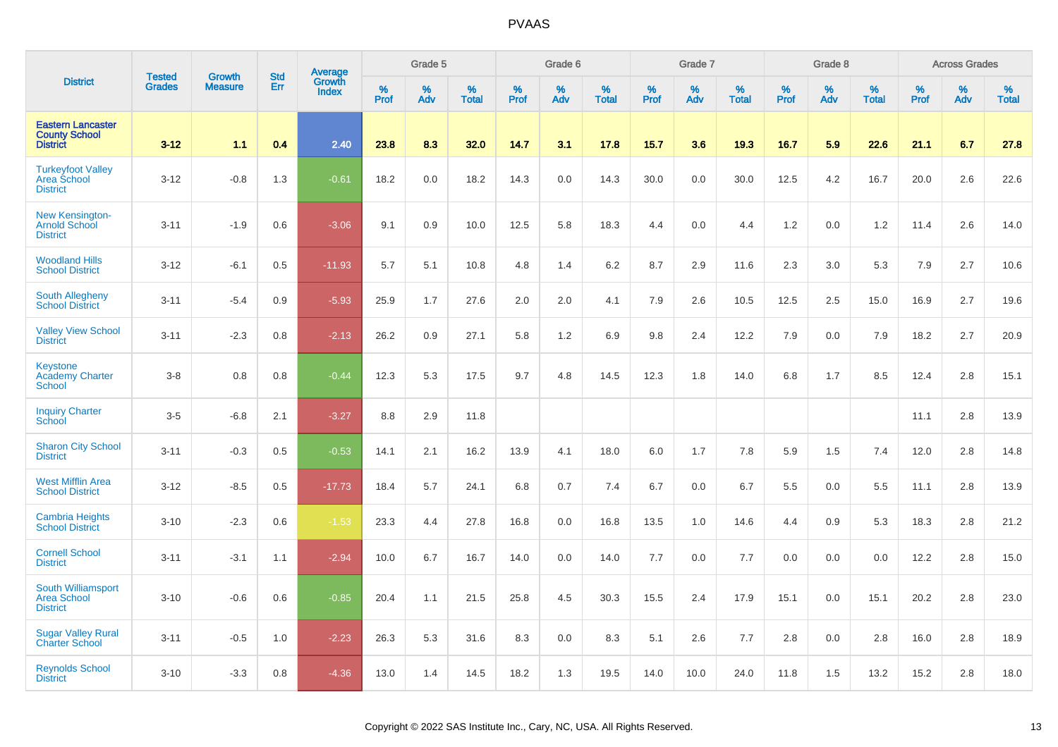# PVAAS

| District | Tested Grades | Growth Measure | Std Err | Average Growth Index | Grade 5 | | | Grade 6 | | | Grade 7 | | | Grade 8 | | | Across Grades | | |
|---|---|---|---|---|---|---|---|---|---|---|---|---|---|---|---|---|---|---|---|
| | | | | | % Prof | % Adv | % Total | % Prof | % Adv | % Total | % Prof | % Adv | % Total | % Prof | % Adv | % Total | % Prof | % Adv | % Total |
| **Eastern Lancaster County School District** | **3-12** | **1.1** | **0.4** | **2.40** | **23.8** | **8.3** | **32.0** | **14.7** | **3.1** | **17.8** | **15.7** | **3.6** | **19.3** | **16.7** | **5.9** | **22.6** | **21.1** | **6.7** | **27.8** |
| Turkeyfoot Valley Area School District | 3-12 | -0.8 | 1.3 | -0.61 | 18.2 | 0.0 | 18.2 | 14.3 | 0.0 | 14.3 | 30.0 | 0.0 | 30.0 | 12.5 | 4.2 | 16.7 | 20.0 | 2.6 | 22.6 |
| New Kensington-Arnold School District | 3-11 | -1.9 | 0.6 | -3.06 | 9.1 | 0.9 | 10.0 | 12.5 | 5.8 | 18.3 | 4.4 | 0.0 | 4.4 | 1.2 | 0.0 | 1.2 | 11.4 | 2.6 | 14.0 |
| Woodland Hills School District | 3-12 | -6.1 | 0.5 | -11.93 | 5.7 | 5.1 | 10.8 | 4.8 | 1.4 | 6.2 | 8.7 | 2.9 | 11.6 | 2.3 | 3.0 | 5.3 | 7.9 | 2.7 | 10.6 |
| South Allegheny School District | 3-11 | -5.4 | 0.9 | -5.93 | 25.9 | 1.7 | 27.6 | 2.0 | 2.0 | 4.1 | 7.9 | 2.6 | 10.5 | 12.5 | 2.5 | 15.0 | 16.9 | 2.7 | 19.6 |
| Valley View School District | 3-11 | -2.3 | 0.8 | -2.13 | 26.2 | 0.9 | 27.1 | 5.8 | 1.2 | 6.9 | 9.8 | 2.4 | 12.2 | 7.9 | 0.0 | 7.9 | 18.2 | 2.7 | 20.9 |
| Keystone Academy Charter School | 3-8 | 0.8 | 0.8 | -0.44 | 12.3 | 5.3 | 17.5 | 9.7 | 4.8 | 14.5 | 12.3 | 1.8 | 14.0 | 6.8 | 1.7 | 8.5 | 12.4 | 2.8 | 15.1 |
| Inquiry Charter School | 3-5 | -6.8 | 2.1 | -3.27 | 8.8 | 2.9 | 11.8 | | | | | | | | | | 11.1 | 2.8 | 13.9 |
| Sharon City School District | 3-11 | -0.3 | 0.5 | -0.53 | 14.1 | 2.1 | 16.2 | 13.9 | 4.1 | 18.0 | 6.0 | 1.7 | 7.8 | 5.9 | 1.5 | 7.4 | 12.0 | 2.8 | 14.8 |
| West Mifflin Area School District | 3-12 | -8.5 | 0.5 | -17.73 | 18.4 | 5.7 | 24.1 | 6.8 | 0.7 | 7.4 | 6.7 | 0.0 | 6.7 | 5.5 | 0.0 | 5.5 | 11.1 | 2.8 | 13.9 |
| Cambria Heights School District | 3-10 | -2.3 | 0.6 | -1.53 | 23.3 | 4.4 | 27.8 | 16.8 | 0.0 | 16.8 | 13.5 | 1.0 | 14.6 | 4.4 | 0.9 | 5.3 | 18.3 | 2.8 | 21.2 |
| Cornell School District | 3-11 | -3.1 | 1.1 | -2.94 | 10.0 | 6.7 | 16.7 | 14.0 | 0.0 | 14.0 | 7.7 | 0.0 | 7.7 | 0.0 | 0.0 | 0.0 | 12.2 | 2.8 | 15.0 |
| South Williamsport Area School District | 3-10 | -0.6 | 0.6 | -0.85 | 20.4 | 1.1 | 21.5 | 25.8 | 4.5 | 30.3 | 15.5 | 2.4 | 17.9 | 15.1 | 0.0 | 15.1 | 20.2 | 2.8 | 23.0 |
| Sugar Valley Rural Charter School | 3-11 | -0.5 | 1.0 | -2.23 | 26.3 | 5.3 | 31.6 | 8.3 | 0.0 | 8.3 | 5.1 | 2.6 | 7.7 | 2.8 | 0.0 | 2.8 | 16.0 | 2.8 | 18.9 |
| Reynolds School District | 3-10 | -3.3 | 0.8 | -4.36 | 13.0 | 1.4 | 14.5 | 18.2 | 1.3 | 19.5 | 14.0 | 10.0 | 24.0 | 11.8 | 1.5 | 13.2 | 15.2 | 2.8 | 18.0 |

Copyright © 2022 SAS Institute Inc., Cary, NC, USA. All Rights Reserved.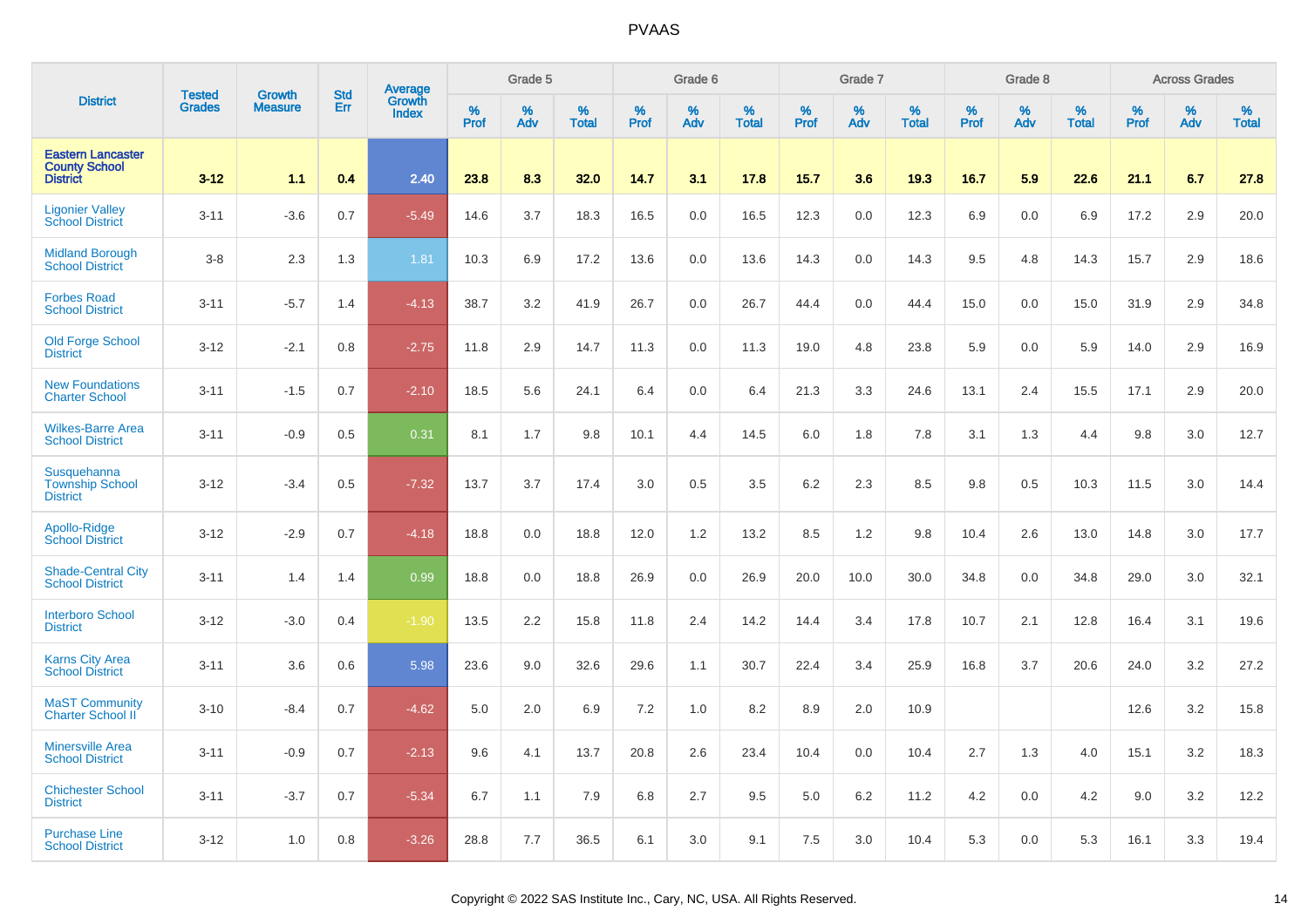| District | Tested Grades | Growth Measure | Std Err | Average Growth Index | Grade 5 | | | Grade 6 | | | Grade 7 | | | Grade 8 | | | Across Grades | | |
|---|---|---|---|---|---|---|---|---|---|---|---|---|---|---|---|---|---|---|---|
| | | | | | % Prof | % Adv | % Total | % Prof | % Adv | % Total | % Prof | % Adv | % Total | % Prof | % Adv | % Total | % Prof | % Adv | % Total |
| **Eastern Lancaster County School District** | **3-12** | **1.1** | **0.4** | **2.40** | **23.8** | **8.3** | **32.0** | **14.7** | **3.1** | **17.8** | **15.7** | **3.6** | **19.3** | **16.7** | **5.9** | **22.6** | **21.1** | **6.7** | **27.8** |
| Ligonier Valley School District | 3-11 | -3.6 | 0.7 | -5.49 | 14.6 | 3.7 | 18.3 | 16.5 | 0.0 | 16.5 | 12.3 | 0.0 | 12.3 | 6.9 | 0.0 | 6.9 | 17.2 | 2.9 | 20.0 |
| Midland Borough School District | 3-8 | 2.3 | 1.3 | 1.81 | 10.3 | 6.9 | 17.2 | 13.6 | 0.0 | 13.6 | 14.3 | 0.0 | 14.3 | 9.5 | 4.8 | 14.3 | 15.7 | 2.9 | 18.6 |
| Forbes Road School District | 3-11 | -5.7 | 1.4 | -4.13 | 38.7 | 3.2 | 41.9 | 26.7 | 0.0 | 26.7 | 44.4 | 0.0 | 44.4 | 15.0 | 0.0 | 15.0 | 31.9 | 2.9 | 34.8 |
| Old Forge School District | 3-12 | -2.1 | 0.8 | -2.75 | 11.8 | 2.9 | 14.7 | 11.3 | 0.0 | 11.3 | 19.0 | 4.8 | 23.8 | 5.9 | 0.0 | 5.9 | 14.0 | 2.9 | 16.9 |
| New Foundations Charter School | 3-11 | -1.5 | 0.7 | -2.10 | 18.5 | 5.6 | 24.1 | 6.4 | 0.0 | 6.4 | 21.3 | 3.3 | 24.6 | 13.1 | 2.4 | 15.5 | 17.1 | 2.9 | 20.0 |
| Wilkes-Barre Area School District | 3-11 | -0.9 | 0.5 | 0.31 | 8.1 | 1.7 | 9.8 | 10.1 | 4.4 | 14.5 | 6.0 | 1.8 | 7.8 | 3.1 | 1.3 | 4.4 | 9.8 | 3.0 | 12.7 |
| Susquehanna Township School District | 3-12 | -3.4 | 0.5 | -7.32 | 13.7 | 3.7 | 17.4 | 3.0 | 0.5 | 3.5 | 6.2 | 2.3 | 8.5 | 9.8 | 0.5 | 10.3 | 11.5 | 3.0 | 14.4 |
| Apollo-Ridge School District | 3-12 | -2.9 | 0.7 | -4.18 | 18.8 | 0.0 | 18.8 | 12.0 | 1.2 | 13.2 | 8.5 | 1.2 | 9.8 | 10.4 | 2.6 | 13.0 | 14.8 | 3.0 | 17.7 |
| Shade-Central City School District | 3-11 | 1.4 | 1.4 | 0.99 | 18.8 | 0.0 | 18.8 | 26.9 | 0.0 | 26.9 | 20.0 | 10.0 | 30.0 | 34.8 | 0.0 | 34.8 | 29.0 | 3.0 | 32.1 |
| Interboro School District | 3-12 | -3.0 | 0.4 | -1.90 | 13.5 | 2.2 | 15.8 | 11.8 | 2.4 | 14.2 | 14.4 | 3.4 | 17.8 | 10.7 | 2.1 | 12.8 | 16.4 | 3.1 | 19.6 |
| Karns City Area School District | 3-11 | 3.6 | 0.6 | 5.98 | 23.6 | 9.0 | 32.6 | 29.6 | 1.1 | 30.7 | 22.4 | 3.4 | 25.9 | 16.8 | 3.7 | 20.6 | 24.0 | 3.2 | 27.2 |
| MaST Community Charter School II | 3-10 | -8.4 | 0.7 | -4.62 | 5.0 | 2.0 | 6.9 | 7.2 | 1.0 | 8.2 | 8.9 | 2.0 | 10.9 | | | | 12.6 | 3.2 | 15.8 |
| Minersville Area School District | 3-11 | -0.9 | 0.7 | -2.13 | 9.6 | 4.1 | 13.7 | 20.8 | 2.6 | 23.4 | 10.4 | 0.0 | 10.4 | 2.7 | 1.3 | 4.0 | 15.1 | 3.2 | 18.3 |
| Chichester School District | 3-11 | -3.7 | 0.7 | -5.34 | 6.7 | 1.1 | 7.9 | 6.8 | 2.7 | 9.5 | 5.0 | 6.2 | 11.2 | 4.2 | 0.0 | 4.2 | 9.0 | 3.2 | 12.2 |
| Purchase Line School District | 3-12 | 1.0 | 0.8 | -3.26 | 28.8 | 7.7 | 36.5 | 6.1 | 3.0 | 9.1 | 7.5 | 3.0 | 10.4 | 5.3 | 0.0 | 5.3 | 16.1 | 3.3 | 19.4 |

Copyright © 2022 SAS Institute Inc., Cary, NC, USA. All Rights Reserved.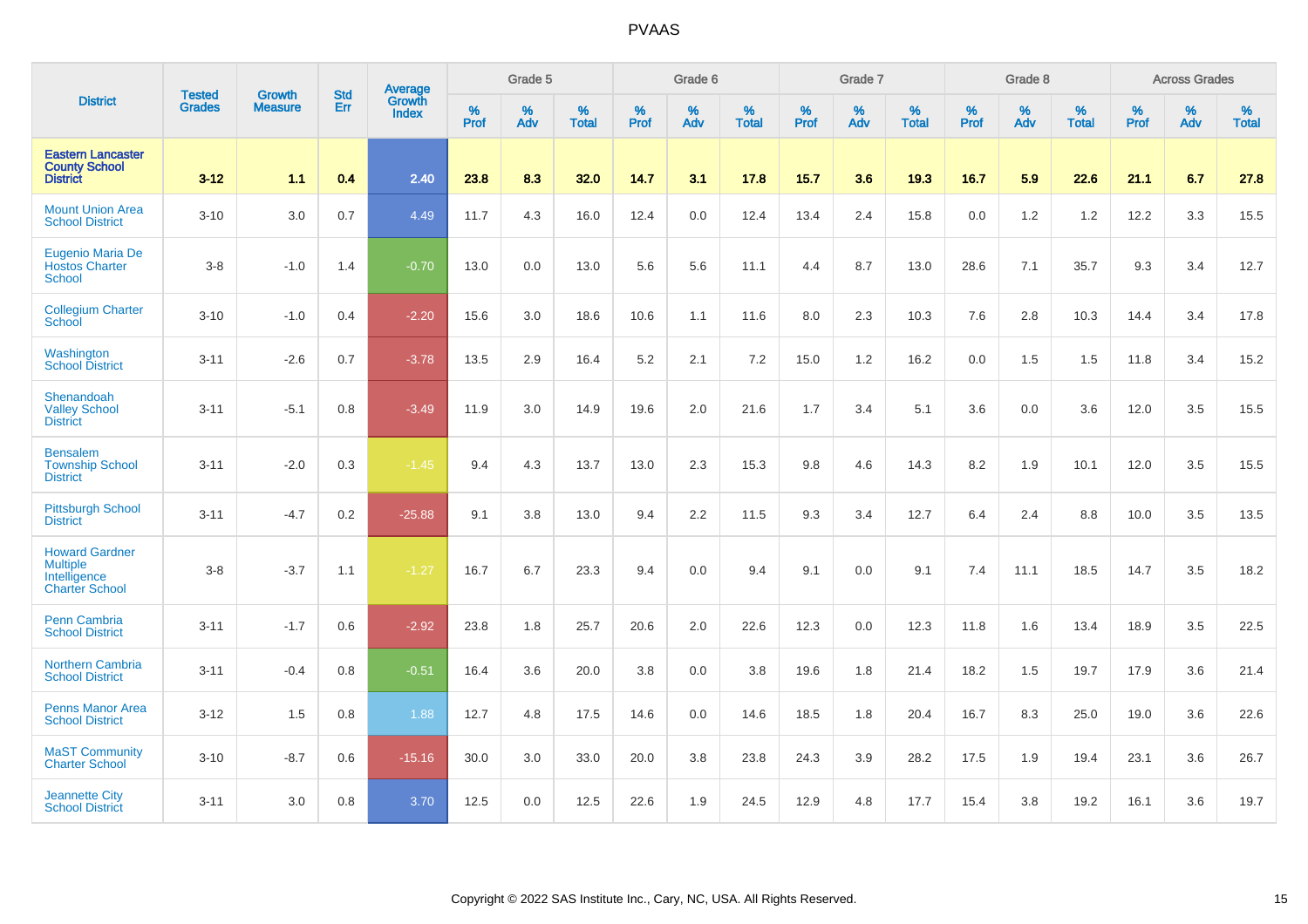| District | Tested Grades | Growth Measure | Std Err | Average Growth Index | Grade 5 | | | Grade 6 | | | Grade 7 | | | Grade 8 | | | Across Grades | | |
|---|---|---|---|---|---|---|---|---|---|---|---|---|---|---|---|---|---|---|---|
| | | | | | % Prof | % Adv | % Total | % Prof | % Adv | % Total | % Prof | % Adv | % Total | % Prof | % Adv | % Total | % Prof | % Adv | % Total |
| **Eastern Lancaster County School District** | **3-12** | **1.1** | **0.4** | **2.40** | **23.8** | **8.3** | **32.0** | **14.7** | **3.1** | **17.8** | **15.7** | **3.6** | **19.3** | **16.7** | **5.9** | **22.6** | **21.1** | **6.7** | **27.8** |
| Mount Union Area School District | 3-10 | 3.0 | 0.7 | 4.49 | 11.7 | 4.3 | 16.0 | 12.4 | 0.0 | 12.4 | 13.4 | 2.4 | 15.8 | 0.0 | 1.2 | 1.2 | 12.2 | 3.3 | 15.5 |
| Eugenio Maria De Hostos Charter School | 3-8 | -1.0 | 1.4 | -0.70 | 13.0 | 0.0 | 13.0 | 5.6 | 5.6 | 11.1 | 4.4 | 8.7 | 13.0 | 28.6 | 7.1 | 35.7 | 9.3 | 3.4 | 12.7 |
| Collegium Charter School | 3-10 | -1.0 | 0.4 | -2.20 | 15.6 | 3.0 | 18.6 | 10.6 | 1.1 | 11.6 | 8.0 | 2.3 | 10.3 | 7.6 | 2.8 | 10.3 | 14.4 | 3.4 | 17.8 |
| Washington School District | 3-11 | -2.6 | 0.7 | -3.78 | 13.5 | 2.9 | 16.4 | 5.2 | 2.1 | 7.2 | 15.0 | 1.2 | 16.2 | 0.0 | 1.5 | 1.5 | 11.8 | 3.4 | 15.2 |
| Shenandoah Valley School District | 3-11 | -5.1 | 0.8 | -3.49 | 11.9 | 3.0 | 14.9 | 19.6 | 2.0 | 21.6 | 1.7 | 3.4 | 5.1 | 3.6 | 0.0 | 3.6 | 12.0 | 3.5 | 15.5 |
| Bensalem Township School District | 3-11 | -2.0 | 0.3 | -1.45 | 9.4 | 4.3 | 13.7 | 13.0 | 2.3 | 15.3 | 9.8 | 4.6 | 14.3 | 8.2 | 1.9 | 10.1 | 12.0 | 3.5 | 15.5 |
| Pittsburgh School District | 3-11 | -4.7 | 0.2 | -25.88 | 9.1 | 3.8 | 13.0 | 9.4 | 2.2 | 11.5 | 9.3 | 3.4 | 12.7 | 6.4 | 2.4 | 8.8 | 10.0 | 3.5 | 13.5 |
| Howard Gardner Multiple Intelligence Charter School | 3-8 | -3.7 | 1.1 | -1.27 | 16.7 | 6.7 | 23.3 | 9.4 | 0.0 | 9.4 | 9.1 | 0.0 | 9.1 | 7.4 | 11.1 | 18.5 | 14.7 | 3.5 | 18.2 |
| Penn Cambria School District | 3-11 | -1.7 | 0.6 | -2.92 | 23.8 | 1.8 | 25.7 | 20.6 | 2.0 | 22.6 | 12.3 | 0.0 | 12.3 | 11.8 | 1.6 | 13.4 | 18.9 | 3.5 | 22.5 |
| Northern Cambria School District | 3-11 | -0.4 | 0.8 | -0.51 | 16.4 | 3.6 | 20.0 | 3.8 | 0.0 | 3.8 | 19.6 | 1.8 | 21.4 | 18.2 | 1.5 | 19.7 | 17.9 | 3.6 | 21.4 |
| Penns Manor Area School District | 3-12 | 1.5 | 0.8 | 1.88 | 12.7 | 4.8 | 17.5 | 14.6 | 0.0 | 14.6 | 18.5 | 1.8 | 20.4 | 16.7 | 8.3 | 25.0 | 19.0 | 3.6 | 22.6 |
| MaST Community Charter School | 3-10 | -8.7 | 0.6 | -15.16 | 30.0 | 3.0 | 33.0 | 20.0 | 3.8 | 23.8 | 24.3 | 3.9 | 28.2 | 17.5 | 1.9 | 19.4 | 23.1 | 3.6 | 26.7 |
| Jeannette City School District | 3-11 | 3.0 | 0.8 | 3.70 | 12.5 | 0.0 | 12.5 | 22.6 | 1.9 | 24.5 | 12.9 | 4.8 | 17.7 | 15.4 | 3.8 | 19.2 | 16.1 | 3.6 | 19.7 |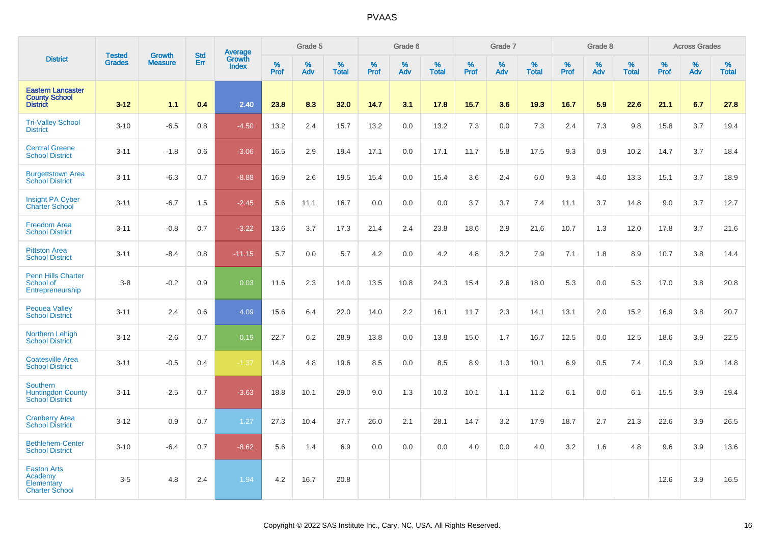# PVAAS

| District | Tested Grades | Growth Measure | Std Err | Average Growth Index | Grade 5 | | | Grade 6 | | | Grade 7 | | | Grade 8 | | | Across Grades | | |
|---|---|---|---|---|---|---|---|---|---|---|---|---|---|---|---|---|---|---|---|
| | | | | | % Prof | % Adv | % Total | % Prof | % Adv | % Total | % Prof | % Adv | % Total | % Prof | % Adv | % Total | % Prof | % Adv | % Total |
| **Eastern Lancaster County School District** | **3-12** | **1.1** | **0.4** | **2.40** | **23.8** | **8.3** | **32.0** | **14.7** | **3.1** | **17.8** | **15.7** | **3.6** | **19.3** | **16.7** | **5.9** | **22.6** | **21.1** | **6.7** | **27.8** |
| Tri-Valley School District | 3-10 | -6.5 | 0.8 | -4.50 | 13.2 | 2.4 | 15.7 | 13.2 | 0.0 | 13.2 | 7.3 | 0.0 | 7.3 | 2.4 | 7.3 | 9.8 | 15.8 | 3.7 | 19.4 |
| Central Greene School District | 3-11 | -1.8 | 0.6 | -3.06 | 16.5 | 2.9 | 19.4 | 17.1 | 0.0 | 17.1 | 11.7 | 5.8 | 17.5 | 9.3 | 0.9 | 10.2 | 14.7 | 3.7 | 18.4 |
| Burgettstown Area School District | 3-11 | -6.3 | 0.7 | -8.88 | 16.9 | 2.6 | 19.5 | 15.4 | 0.0 | 15.4 | 3.6 | 2.4 | 6.0 | 9.3 | 4.0 | 13.3 | 15.1 | 3.7 | 18.9 |
| Insight PA Cyber Charter School | 3-11 | -6.7 | 1.5 | -2.45 | 5.6 | 11.1 | 16.7 | 0.0 | 0.0 | 0.0 | 3.7 | 3.7 | 7.4 | 11.1 | 3.7 | 14.8 | 9.0 | 3.7 | 12.7 |
| Freedom Area School District | 3-11 | -0.8 | 0.7 | -3.22 | 13.6 | 3.7 | 17.3 | 21.4 | 2.4 | 23.8 | 18.6 | 2.9 | 21.6 | 10.7 | 1.3 | 12.0 | 17.8 | 3.7 | 21.6 |
| Pittston Area School District | 3-11 | -8.4 | 0.8 | -11.15 | 5.7 | 0.0 | 5.7 | 4.2 | 0.0 | 4.2 | 4.8 | 3.2 | 7.9 | 7.1 | 1.8 | 8.9 | 10.7 | 3.8 | 14.4 |
| Penn Hills Charter School of Entrepreneurship | 3-8 | -0.2 | 0.9 | 0.03 | 11.6 | 2.3 | 14.0 | 13.5 | 10.8 | 24.3 | 15.4 | 2.6 | 18.0 | 5.3 | 0.0 | 5.3 | 17.0 | 3.8 | 20.8 |
| Pequea Valley School District | 3-11 | 2.4 | 0.6 | 4.09 | 15.6 | 6.4 | 22.0 | 14.0 | 2.2 | 16.1 | 11.7 | 2.3 | 14.1 | 13.1 | 2.0 | 15.2 | 16.9 | 3.8 | 20.7 |
| Northern Lehigh School District | 3-12 | -2.6 | 0.7 | 0.19 | 22.7 | 6.2 | 28.9 | 13.8 | 0.0 | 13.8 | 15.0 | 1.7 | 16.7 | 12.5 | 0.0 | 12.5 | 18.6 | 3.9 | 22.5 |
| Coatesville Area School District | 3-11 | -0.5 | 0.4 | -1.37 | 14.8 | 4.8 | 19.6 | 8.5 | 0.0 | 8.5 | 8.9 | 1.3 | 10.1 | 6.9 | 0.5 | 7.4 | 10.9 | 3.9 | 14.8 |
| Southern Huntingdon County School District | 3-11 | -2.5 | 0.7 | -3.63 | 18.8 | 10.1 | 29.0 | 9.0 | 1.3 | 10.3 | 10.1 | 1.1 | 11.2 | 6.1 | 0.0 | 6.1 | 15.5 | 3.9 | 19.4 |
| Cranberry Area School District | 3-12 | 0.9 | 0.7 | 1.27 | 27.3 | 10.4 | 37.7 | 26.0 | 2.1 | 28.1 | 14.7 | 3.2 | 17.9 | 18.7 | 2.7 | 21.3 | 22.6 | 3.9 | 26.5 |
| Bethlehem-Center School District | 3-10 | -6.4 | 0.7 | -8.62 | 5.6 | 1.4 | 6.9 | 0.0 | 0.0 | 0.0 | 4.0 | 0.0 | 4.0 | 3.2 | 1.6 | 4.8 | 9.6 | 3.9 | 13.6 |
| Easton Arts Academy Elementary Charter School | 3-5 | 4.8 | 2.4 | 1.94 | 4.2 | 16.7 | 20.8 | | | | | | | | | | 12.6 | 3.9 | 16.5 |

Copyright © 2022 SAS Institute Inc., Cary, NC, USA. All Rights Reserved.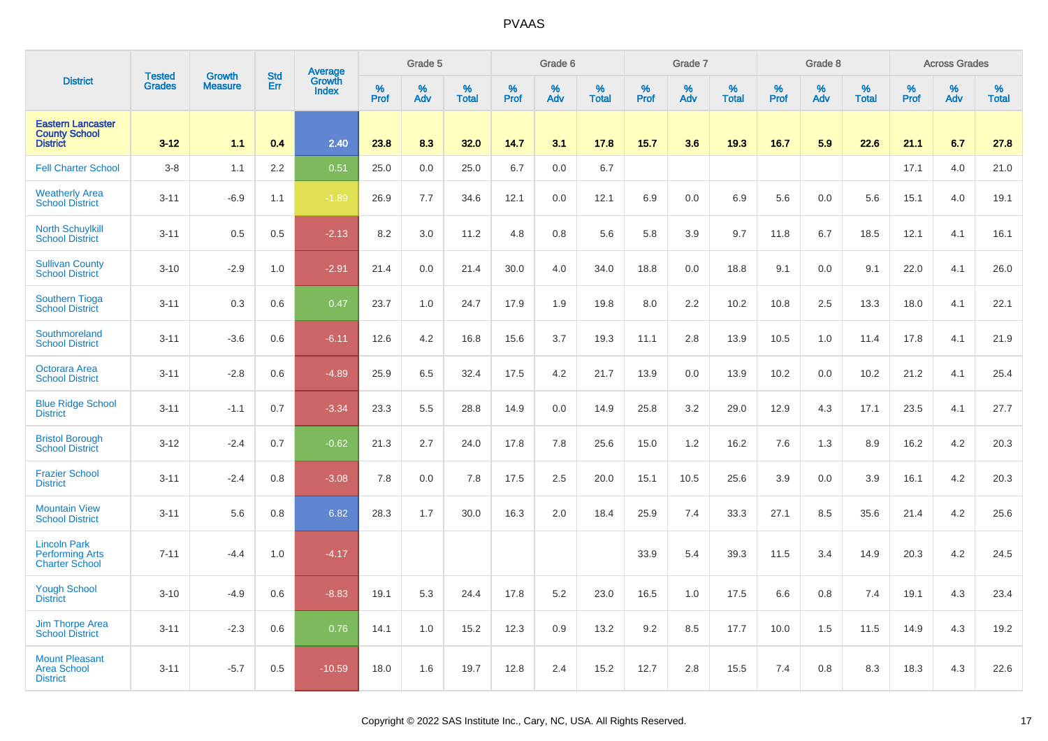| District | Tested Grades | Growth Measure | Std Err | Average Growth Index | Grade 5 | | | Grade 6 | | | Grade 7 | | | Grade 8 | | | Across Grades | | |
|---|---|---|---|---|---|---|---|---|---|---|---|---|---|---|---|---|---|---|---|
| | | | | | % Prof | % Adv | % Total | % Prof | % Adv | % Total | % Prof | % Adv | % Total | % Prof | % Adv | % Total | % Prof | % Adv | % Total |
| **Eastern Lancaster County School District** | **3-12** | **1.1** | **0.4** | **2.40** | **23.8** | **8.3** | **32.0** | **14.7** | **3.1** | **17.8** | **15.7** | **3.6** | **19.3** | **16.7** | **5.9** | **22.6** | **21.1** | **6.7** | **27.8** |
| Fell Charter School | 3-8 | 1.1 | 2.2 | 0.51 | 25.0 | 0.0 | 25.0 | 6.7 | 0.0 | 6.7 | | | | | | | 17.1 | 4.0 | 21.0 |
| Weatherly Area School District | 3-11 | -6.9 | 1.1 | -1.89 | 26.9 | 7.7 | 34.6 | 12.1 | 0.0 | 12.1 | 6.9 | 0.0 | 6.9 | 5.6 | 0.0 | 5.6 | 15.1 | 4.0 | 19.1 |
| North Schuylkill School District | 3-11 | 0.5 | 0.5 | -2.13 | 8.2 | 3.0 | 11.2 | 4.8 | 0.8 | 5.6 | 5.8 | 3.9 | 9.7 | 11.8 | 6.7 | 18.5 | 12.1 | 4.1 | 16.1 |
| Sullivan County School District | 3-10 | -2.9 | 1.0 | -2.91 | 21.4 | 0.0 | 21.4 | 30.0 | 4.0 | 34.0 | 18.8 | 0.0 | 18.8 | 9.1 | 0.0 | 9.1 | 22.0 | 4.1 | 26.0 |
| Southern Tioga School District | 3-11 | 0.3 | 0.6 | 0.47 | 23.7 | 1.0 | 24.7 | 17.9 | 1.9 | 19.8 | 8.0 | 2.2 | 10.2 | 10.8 | 2.5 | 13.3 | 18.0 | 4.1 | 22.1 |
| Southmoreland School District | 3-11 | -3.6 | 0.6 | -6.11 | 12.6 | 4.2 | 16.8 | 15.6 | 3.7 | 19.3 | 11.1 | 2.8 | 13.9 | 10.5 | 1.0 | 11.4 | 17.8 | 4.1 | 21.9 |
| Octorara Area School District | 3-11 | -2.8 | 0.6 | -4.89 | 25.9 | 6.5 | 32.4 | 17.5 | 4.2 | 21.7 | 13.9 | 0.0 | 13.9 | 10.2 | 0.0 | 10.2 | 21.2 | 4.1 | 25.4 |
| Blue Ridge School District | 3-11 | -1.1 | 0.7 | -3.34 | 23.3 | 5.5 | 28.8 | 14.9 | 0.0 | 14.9 | 25.8 | 3.2 | 29.0 | 12.9 | 4.3 | 17.1 | 23.5 | 4.1 | 27.7 |
| Bristol Borough School District | 3-12 | -2.4 | 0.7 | -0.62 | 21.3 | 2.7 | 24.0 | 17.8 | 7.8 | 25.6 | 15.0 | 1.2 | 16.2 | 7.6 | 1.3 | 8.9 | 16.2 | 4.2 | 20.3 |
| Frazier School District | 3-11 | -2.4 | 0.8 | -3.08 | 7.8 | 0.0 | 7.8 | 17.5 | 2.5 | 20.0 | 15.1 | 10.5 | 25.6 | 3.9 | 0.0 | 3.9 | 16.1 | 4.2 | 20.3 |
| Mountain View School District | 3-11 | 5.6 | 0.8 | 6.82 | 28.3 | 1.7 | 30.0 | 16.3 | 2.0 | 18.4 | 25.9 | 7.4 | 33.3 | 27.1 | 8.5 | 35.6 | 21.4 | 4.2 | 25.6 |
| Lincoln Park Performing Arts Charter School | 7-11 | -4.4 | 1.0 | -4.17 | | | | | | | 33.9 | 5.4 | 39.3 | 11.5 | 3.4 | 14.9 | 20.3 | 4.2 | 24.5 |
| Yough School District | 3-10 | -4.9 | 0.6 | -8.83 | 19.1 | 5.3 | 24.4 | 17.8 | 5.2 | 23.0 | 16.5 | 1.0 | 17.5 | 6.6 | 0.8 | 7.4 | 19.1 | 4.3 | 23.4 |
| Jim Thorpe Area School District | 3-11 | -2.3 | 0.6 | 0.76 | 14.1 | 1.0 | 15.2 | 12.3 | 0.9 | 13.2 | 9.2 | 8.5 | 17.7 | 10.0 | 1.5 | 11.5 | 14.9 | 4.3 | 19.2 |
| Mount Pleasant Area School District | 3-11 | -5.7 | 0.5 | -10.59 | 18.0 | 1.6 | 19.7 | 12.8 | 2.4 | 15.2 | 12.7 | 2.8 | 15.5 | 7.4 | 0.8 | 8.3 | 18.3 | 4.3 | 22.6 |

Copyright © 2022 SAS Institute Inc., Cary, NC, USA. All Rights Reserved.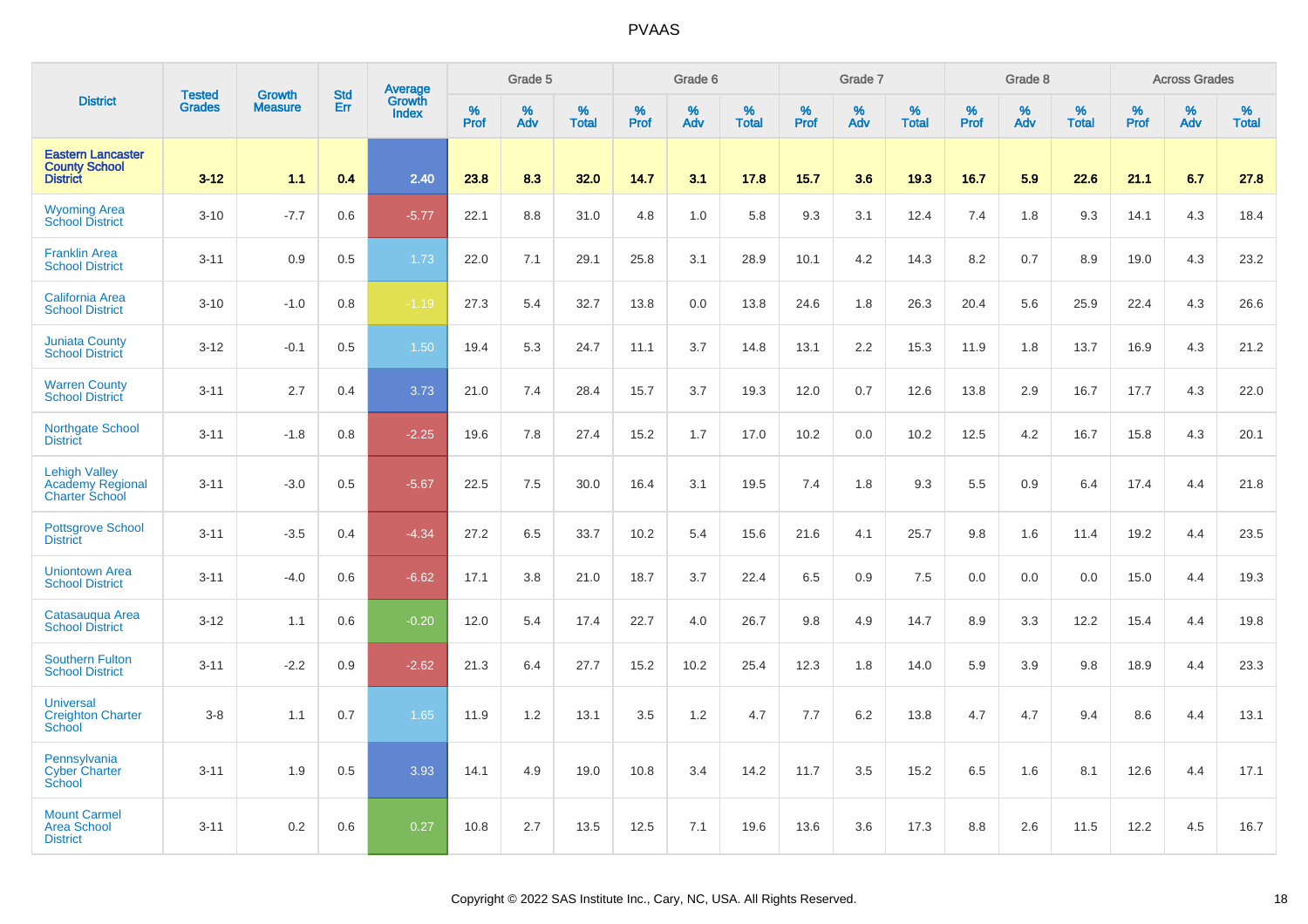# PVAAS

| District | Tested Grades | Growth Measure | Std Err | Average Growth Index | Grade 5 | | | Grade 6 | | | Grade 7 | | | Grade 8 | | | Across Grades | | |
|---|---|---|---|---|---|---|---|---|---|---|---|---|---|---|---|---|---|---|---|
| | | | | | % Prof | % Adv | % Total | % Prof | % Adv | % Total | % Prof | % Adv | % Total | % Prof | % Adv | % Total | % Prof | % Adv | % Total |
| **Eastern Lancaster County School District** | **3-12** | **1.1** | **0.4** | **2.40** | **23.8** | **8.3** | **32.0** | **14.7** | **3.1** | **17.8** | **15.7** | **3.6** | **19.3** | **16.7** | **5.9** | **22.6** | **21.1** | **6.7** | **27.8** |
| Wyoming Area School District | 3-10 | -7.7 | 0.6 | -5.77 | 22.1 | 8.8 | 31.0 | 4.8 | 1.0 | 5.8 | 9.3 | 3.1 | 12.4 | 7.4 | 1.8 | 9.3 | 14.1 | 4.3 | 18.4 |
| Franklin Area School District | 3-11 | 0.9 | 0.5 | 1.73 | 22.0 | 7.1 | 29.1 | 25.8 | 3.1 | 28.9 | 10.1 | 4.2 | 14.3 | 8.2 | 0.7 | 8.9 | 19.0 | 4.3 | 23.2 |
| California Area School District | 3-10 | -1.0 | 0.8 | -1.19 | 27.3 | 5.4 | 32.7 | 13.8 | 0.0 | 13.8 | 24.6 | 1.8 | 26.3 | 20.4 | 5.6 | 25.9 | 22.4 | 4.3 | 26.6 |
| Juniata County School District | 3-12 | -0.1 | 0.5 | 1.50 | 19.4 | 5.3 | 24.7 | 11.1 | 3.7 | 14.8 | 13.1 | 2.2 | 15.3 | 11.9 | 1.8 | 13.7 | 16.9 | 4.3 | 21.2 |
| Warren County School District | 3-11 | 2.7 | 0.4 | 3.73 | 21.0 | 7.4 | 28.4 | 15.7 | 3.7 | 19.3 | 12.0 | 0.7 | 12.6 | 13.8 | 2.9 | 16.7 | 17.7 | 4.3 | 22.0 |
| Northgate School District | 3-11 | -1.8 | 0.8 | -2.25 | 19.6 | 7.8 | 27.4 | 15.2 | 1.7 | 17.0 | 10.2 | 0.0 | 10.2 | 12.5 | 4.2 | 16.7 | 15.8 | 4.3 | 20.1 |
| Lehigh Valley Academy Regional Charter School | 3-11 | -3.0 | 0.5 | -5.67 | 22.5 | 7.5 | 30.0 | 16.4 | 3.1 | 19.5 | 7.4 | 1.8 | 9.3 | 5.5 | 0.9 | 6.4 | 17.4 | 4.4 | 21.8 |
| Pottsgrove School District | 3-11 | -3.5 | 0.4 | -4.34 | 27.2 | 6.5 | 33.7 | 10.2 | 5.4 | 15.6 | 21.6 | 4.1 | 25.7 | 9.8 | 1.6 | 11.4 | 19.2 | 4.4 | 23.5 |
| Uniontown Area School District | 3-11 | -4.0 | 0.6 | -6.62 | 17.1 | 3.8 | 21.0 | 18.7 | 3.7 | 22.4 | 6.5 | 0.9 | 7.5 | 0.0 | 0.0 | 0.0 | 15.0 | 4.4 | 19.3 |
| Catasauqua Area School District | 3-12 | 1.1 | 0.6 | -0.20 | 12.0 | 5.4 | 17.4 | 22.7 | 4.0 | 26.7 | 9.8 | 4.9 | 14.7 | 8.9 | 3.3 | 12.2 | 15.4 | 4.4 | 19.8 |
| Southern Fulton School District | 3-11 | -2.2 | 0.9 | -2.62 | 21.3 | 6.4 | 27.7 | 15.2 | 10.2 | 25.4 | 12.3 | 1.8 | 14.0 | 5.9 | 3.9 | 9.8 | 18.9 | 4.4 | 23.3 |
| Universal Creighton Charter School | 3-8 | 1.1 | 0.7 | 1.65 | 11.9 | 1.2 | 13.1 | 3.5 | 1.2 | 4.7 | 7.7 | 6.2 | 13.8 | 4.7 | 4.7 | 9.4 | 8.6 | 4.4 | 13.1 |
| Pennsylvania Cyber Charter School | 3-11 | 1.9 | 0.5 | 3.93 | 14.1 | 4.9 | 19.0 | 10.8 | 3.4 | 14.2 | 11.7 | 3.5 | 15.2 | 6.5 | 1.6 | 8.1 | 12.6 | 4.4 | 17.1 |
| Mount Carmel Area School District | 3-11 | 0.2 | 0.6 | 0.27 | 10.8 | 2.7 | 13.5 | 12.5 | 7.1 | 19.6 | 13.6 | 3.6 | 17.3 | 8.8 | 2.6 | 11.5 | 12.2 | 4.5 | 16.7 |

Copyright © 2022 SAS Institute Inc., Cary, NC, USA. All Rights Reserved.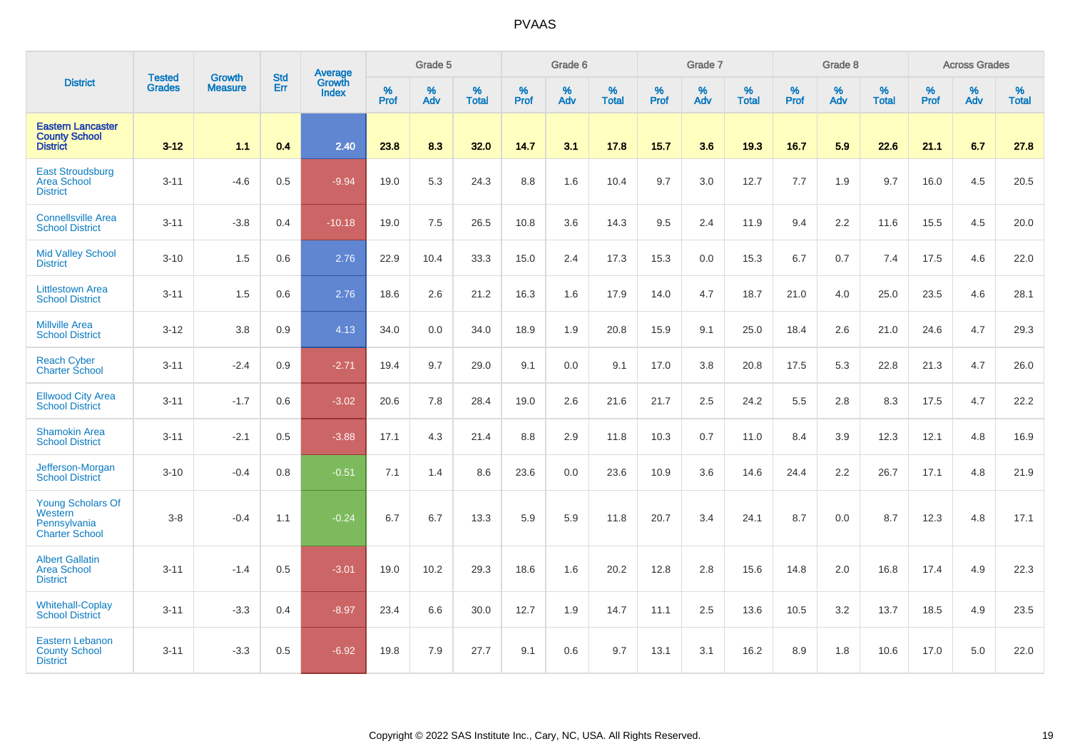| District | Tested Grades | Growth Measure | Std Err | Average Growth Index | Grade 5 | | | Grade 6 | | | Grade 7 | | | Grade 8 | | | Across Grades | | |
|---|---|---|---|---|---|---|---|---|---|---|---|---|---|---|---|---|---|---|---|
| | | | | | % Prof | % Adv | % Total | % Prof | % Adv | % Total | % Prof | % Adv | % Total | % Prof | % Adv | % Total | % Prof | % Adv | % Total |
| **Eastern Lancaster County School District** | **3-12** | **1.1** | **0.4** | **2.40** | **23.8** | **8.3** | **32.0** | **14.7** | **3.1** | **17.8** | **15.7** | **3.6** | **19.3** | **16.7** | **5.9** | **22.6** | **21.1** | **6.7** | **27.8** |
| East Stroudsburg Area School District | 3-11 | -4.6 | 0.5 | -9.94 | 19.0 | 5.3 | 24.3 | 8.8 | 1.6 | 10.4 | 9.7 | 3.0 | 12.7 | 7.7 | 1.9 | 9.7 | 16.0 | 4.5 | 20.5 |
| Connellsville Area School District | 3-11 | -3.8 | 0.4 | -10.18 | 19.0 | 7.5 | 26.5 | 10.8 | 3.6 | 14.3 | 9.5 | 2.4 | 11.9 | 9.4 | 2.2 | 11.6 | 15.5 | 4.5 | 20.0 |
| Mid Valley School District | 3-10 | 1.5 | 0.6 | 2.76 | 22.9 | 10.4 | 33.3 | 15.0 | 2.4 | 17.3 | 15.3 | 0.0 | 15.3 | 6.7 | 0.7 | 7.4 | 17.5 | 4.6 | 22.0 |
| Littlestown Area School District | 3-11 | 1.5 | 0.6 | 2.76 | 18.6 | 2.6 | 21.2 | 16.3 | 1.6 | 17.9 | 14.0 | 4.7 | 18.7 | 21.0 | 4.0 | 25.0 | 23.5 | 4.6 | 28.1 |
| Millville Area School District | 3-12 | 3.8 | 0.9 | 4.13 | 34.0 | 0.0 | 34.0 | 18.9 | 1.9 | 20.8 | 15.9 | 9.1 | 25.0 | 18.4 | 2.6 | 21.0 | 24.6 | 4.7 | 29.3 |
| Reach Cyber Charter School | 3-11 | -2.4 | 0.9 | -2.71 | 19.4 | 9.7 | 29.0 | 9.1 | 0.0 | 9.1 | 17.0 | 3.8 | 20.8 | 17.5 | 5.3 | 22.8 | 21.3 | 4.7 | 26.0 |
| Ellwood City Area School District | 3-11 | -1.7 | 0.6 | -3.02 | 20.6 | 7.8 | 28.4 | 19.0 | 2.6 | 21.6 | 21.7 | 2.5 | 24.2 | 5.5 | 2.8 | 8.3 | 17.5 | 4.7 | 22.2 |
| Shamokin Area School District | 3-11 | -2.1 | 0.5 | -3.88 | 17.1 | 4.3 | 21.4 | 8.8 | 2.9 | 11.8 | 10.3 | 0.7 | 11.0 | 8.4 | 3.9 | 12.3 | 12.1 | 4.8 | 16.9 |
| Jefferson-Morgan School District | 3-10 | -0.4 | 0.8 | -0.51 | 7.1 | 1.4 | 8.6 | 23.6 | 0.0 | 23.6 | 10.9 | 3.6 | 14.6 | 24.4 | 2.2 | 26.7 | 17.1 | 4.8 | 21.9 |
| Young Scholars Of Western Pennsylvania Charter School | 3-8 | -0.4 | 1.1 | -0.24 | 6.7 | 6.7 | 13.3 | 5.9 | 5.9 | 11.8 | 20.7 | 3.4 | 24.1 | 8.7 | 0.0 | 8.7 | 12.3 | 4.8 | 17.1 |
| Albert Gallatin Area School District | 3-11 | -1.4 | 0.5 | -3.01 | 19.0 | 10.2 | 29.3 | 18.6 | 1.6 | 20.2 | 12.8 | 2.8 | 15.6 | 14.8 | 2.0 | 16.8 | 17.4 | 4.9 | 22.3 |
| Whitehall-Coplay School District | 3-11 | -3.3 | 0.4 | -8.97 | 23.4 | 6.6 | 30.0 | 12.7 | 1.9 | 14.7 | 11.1 | 2.5 | 13.6 | 10.5 | 3.2 | 13.7 | 18.5 | 4.9 | 23.5 |
| Eastern Lebanon County School District | 3-11 | -3.3 | 0.5 | -6.92 | 19.8 | 7.9 | 27.7 | 9.1 | 0.6 | 9.7 | 13.1 | 3.1 | 16.2 | 8.9 | 1.8 | 10.6 | 17.0 | 5.0 | 22.0 |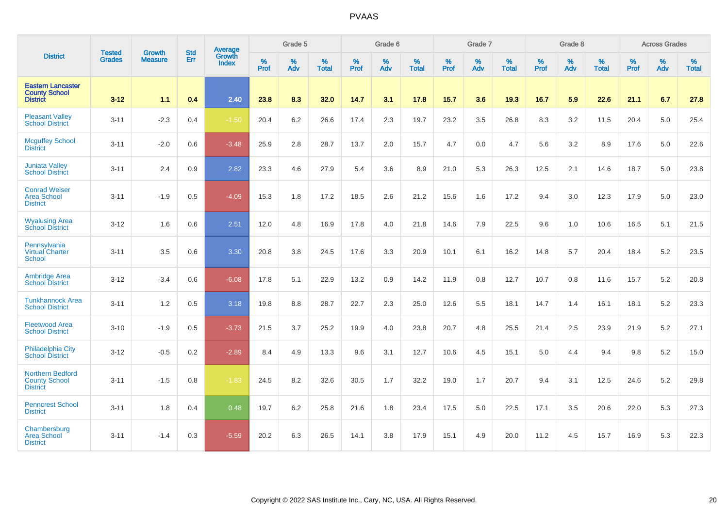| District | Tested Grades | Growth Measure | Std Err | Average Growth Index | Grade 5 | | | Grade 6 | | | Grade 7 | | | Grade 8 | | | Across Grades | | |
|---|---|---|---|---|---|---|---|---|---|---|---|---|---|---|---|---|---|---|---|
| | | | | | % Prof | % Adv | % Total | % Prof | % Adv | % Total | % Prof | % Adv | % Total | % Prof | % Adv | % Total | % Prof | % Adv | % Total |
| **Eastern Lancaster County School District** | **3-12** | **1.1** | **0.4** | **2.40** | **23.8** | **8.3** | **32.0** | **14.7** | **3.1** | **17.8** | **15.7** | **3.6** | **19.3** | **16.7** | **5.9** | **22.6** | **21.1** | **6.7** | **27.8** |
| Pleasant Valley School District | 3-11 | -2.3 | 0.4 | -1.50 | 20.4 | 6.2 | 26.6 | 17.4 | 2.3 | 19.7 | 23.2 | 3.5 | 26.8 | 8.3 | 3.2 | 11.5 | 20.4 | 5.0 | 25.4 |
| Mcguffey School District | 3-11 | -2.0 | 0.6 | -3.48 | 25.9 | 2.8 | 28.7 | 13.7 | 2.0 | 15.7 | 4.7 | 0.0 | 4.7 | 5.6 | 3.2 | 8.9 | 17.6 | 5.0 | 22.6 |
| Juniata Valley School District | 3-11 | 2.4 | 0.9 | 2.82 | 23.3 | 4.6 | 27.9 | 5.4 | 3.6 | 8.9 | 21.0 | 5.3 | 26.3 | 12.5 | 2.1 | 14.6 | 18.7 | 5.0 | 23.8 |
| Conrad Weiser Area School District | 3-11 | -1.9 | 0.5 | -4.09 | 15.3 | 1.8 | 17.2 | 18.5 | 2.6 | 21.2 | 15.6 | 1.6 | 17.2 | 9.4 | 3.0 | 12.3 | 17.9 | 5.0 | 23.0 |
| Wyalusing Area School District | 3-12 | 1.6 | 0.6 | 2.51 | 12.0 | 4.8 | 16.9 | 17.8 | 4.0 | 21.8 | 14.6 | 7.9 | 22.5 | 9.6 | 1.0 | 10.6 | 16.5 | 5.1 | 21.5 |
| Pennsylvania Virtual Charter School | 3-11 | 3.5 | 0.6 | 3.30 | 20.8 | 3.8 | 24.5 | 17.6 | 3.3 | 20.9 | 10.1 | 6.1 | 16.2 | 14.8 | 5.7 | 20.4 | 18.4 | 5.2 | 23.5 |
| Ambridge Area School District | 3-12 | -3.4 | 0.6 | -6.08 | 17.8 | 5.1 | 22.9 | 13.2 | 0.9 | 14.2 | 11.9 | 0.8 | 12.7 | 10.7 | 0.8 | 11.6 | 15.7 | 5.2 | 20.8 |
| Tunkhannock Area School District | 3-11 | 1.2 | 0.5 | 3.18 | 19.8 | 8.8 | 28.7 | 22.7 | 2.3 | 25.0 | 12.6 | 5.5 | 18.1 | 14.7 | 1.4 | 16.1 | 18.1 | 5.2 | 23.3 |
| Fleetwood Area School District | 3-10 | -1.9 | 0.5 | -3.73 | 21.5 | 3.7 | 25.2 | 19.9 | 4.0 | 23.8 | 20.7 | 4.8 | 25.5 | 21.4 | 2.5 | 23.9 | 21.9 | 5.2 | 27.1 |
| Philadelphia City School District | 3-12 | -0.5 | 0.2 | -2.89 | 8.4 | 4.9 | 13.3 | 9.6 | 3.1 | 12.7 | 10.6 | 4.5 | 15.1 | 5.0 | 4.4 | 9.4 | 9.8 | 5.2 | 15.0 |
| Northern Bedford County School District | 3-11 | -1.5 | 0.8 | -1.83 | 24.5 | 8.2 | 32.6 | 30.5 | 1.7 | 32.2 | 19.0 | 1.7 | 20.7 | 9.4 | 3.1 | 12.5 | 24.6 | 5.2 | 29.8 |
| Penncrest School District | 3-11 | 1.8 | 0.4 | 0.48 | 19.7 | 6.2 | 25.8 | 21.6 | 1.8 | 23.4 | 17.5 | 5.0 | 22.5 | 17.1 | 3.5 | 20.6 | 22.0 | 5.3 | 27.3 |
| Chambersburg Area School District | 3-11 | -1.4 | 0.3 | -5.59 | 20.2 | 6.3 | 26.5 | 14.1 | 3.8 | 17.9 | 15.1 | 4.9 | 20.0 | 11.2 | 4.5 | 15.7 | 16.9 | 5.3 | 22.3 |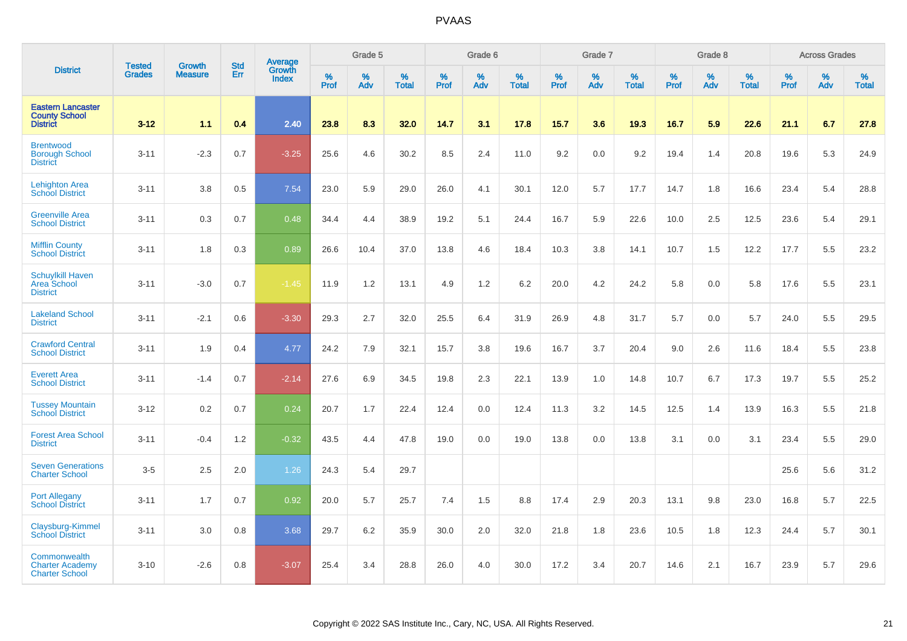# PVAAS

| District | Tested Grades | Growth Measure | Std Err | Average Growth Index | Grade 5 | | | Grade 6 | | | Grade 7 | | | Grade 8 | | | Across Grades | | |
|---|---|---|---|---|---|---|---|---|---|---|---|---|---|---|---|---|---|---|---|
| | | | | | % Prof | % Adv | % Total | % Prof | % Adv | % Total | % Prof | % Adv | % Total | % Prof | % Adv | % Total | % Prof | % Adv | % Total |
| **Eastern Lancaster County School District** | **3-12** | **1.1** | **0.4** | **2.40** | **23.8** | **8.3** | **32.0** | **14.7** | **3.1** | **17.8** | **15.7** | **3.6** | **19.3** | **16.7** | **5.9** | **22.6** | **21.1** | **6.7** | **27.8** |
| Brentwood Borough School District | 3-11 | -2.3 | 0.7 | -3.25 | 25.6 | 4.6 | 30.2 | 8.5 | 2.4 | 11.0 | 9.2 | 0.0 | 9.2 | 19.4 | 1.4 | 20.8 | 19.6 | 5.3 | 24.9 |
| Lehighton Area School District | 3-11 | 3.8 | 0.5 | 7.54 | 23.0 | 5.9 | 29.0 | 26.0 | 4.1 | 30.1 | 12.0 | 5.7 | 17.7 | 14.7 | 1.8 | 16.6 | 23.4 | 5.4 | 28.8 |
| Greenville Area School District | 3-11 | 0.3 | 0.7 | 0.48 | 34.4 | 4.4 | 38.9 | 19.2 | 5.1 | 24.4 | 16.7 | 5.9 | 22.6 | 10.0 | 2.5 | 12.5 | 23.6 | 5.4 | 29.1 |
| Mifflin County School District | 3-11 | 1.8 | 0.3 | 0.89 | 26.6 | 10.4 | 37.0 | 13.8 | 4.6 | 18.4 | 10.3 | 3.8 | 14.1 | 10.7 | 1.5 | 12.2 | 17.7 | 5.5 | 23.2 |
| Schuylkill Haven Area School District | 3-11 | -3.0 | 0.7 | -1.45 | 11.9 | 1.2 | 13.1 | 4.9 | 1.2 | 6.2 | 20.0 | 4.2 | 24.2 | 5.8 | 0.0 | 5.8 | 17.6 | 5.5 | 23.1 |
| Lakeland School District | 3-11 | -2.1 | 0.6 | -3.30 | 29.3 | 2.7 | 32.0 | 25.5 | 6.4 | 31.9 | 26.9 | 4.8 | 31.7 | 5.7 | 0.0 | 5.7 | 24.0 | 5.5 | 29.5 |
| Crawford Central School District | 3-11 | 1.9 | 0.4 | 4.77 | 24.2 | 7.9 | 32.1 | 15.7 | 3.8 | 19.6 | 16.7 | 3.7 | 20.4 | 9.0 | 2.6 | 11.6 | 18.4 | 5.5 | 23.8 |
| Everett Area School District | 3-11 | -1.4 | 0.7 | -2.14 | 27.6 | 6.9 | 34.5 | 19.8 | 2.3 | 22.1 | 13.9 | 1.0 | 14.8 | 10.7 | 6.7 | 17.3 | 19.7 | 5.5 | 25.2 |
| Tussey Mountain School District | 3-12 | 0.2 | 0.7 | 0.24 | 20.7 | 1.7 | 22.4 | 12.4 | 0.0 | 12.4 | 11.3 | 3.2 | 14.5 | 12.5 | 1.4 | 13.9 | 16.3 | 5.5 | 21.8 |
| Forest Area School District | 3-11 | -0.4 | 1.2 | -0.32 | 43.5 | 4.4 | 47.8 | 19.0 | 0.0 | 19.0 | 13.8 | 0.0 | 13.8 | 3.1 | 0.0 | 3.1 | 23.4 | 5.5 | 29.0 |
| Seven Generations Charter School | 3-5 | 2.5 | 2.0 | 1.26 | 24.3 | 5.4 | 29.7 | | | | | | | | | | 25.6 | 5.6 | 31.2 |
| Port Allegany School District | 3-11 | 1.7 | 0.7 | 0.92 | 20.0 | 5.7 | 25.7 | 7.4 | 1.5 | 8.8 | 17.4 | 2.9 | 20.3 | 13.1 | 9.8 | 23.0 | 16.8 | 5.7 | 22.5 |
| Claysburg-Kimmel School District | 3-11 | 3.0 | 0.8 | 3.68 | 29.7 | 6.2 | 35.9 | 30.0 | 2.0 | 32.0 | 21.8 | 1.8 | 23.6 | 10.5 | 1.8 | 12.3 | 24.4 | 5.7 | 30.1 |
| Commonwealth Charter Academy Charter School | 3-10 | -2.6 | 0.8 | -3.07 | 25.4 | 3.4 | 28.8 | 26.0 | 4.0 | 30.0 | 17.2 | 3.4 | 20.7 | 14.6 | 2.1 | 16.7 | 23.9 | 5.7 | 29.6 |

Copyright © 2022 SAS Institute Inc., Cary, NC, USA. All Rights Reserved.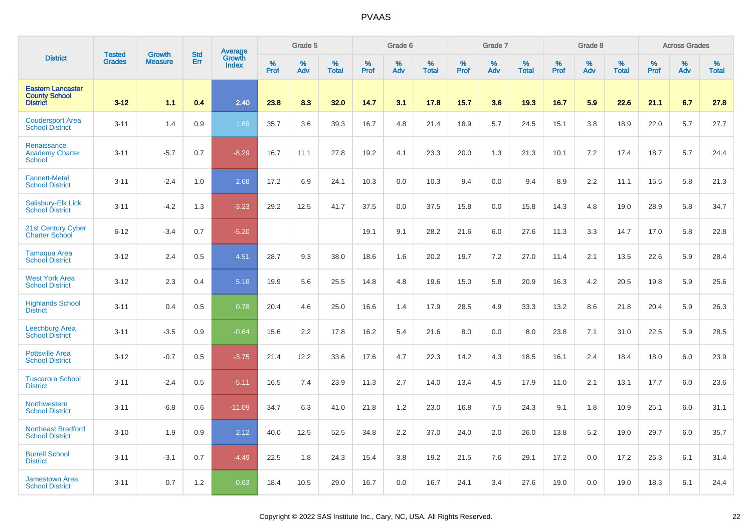| District | Tested Grades | Growth Measure | Std Err | Average Growth Index | Grade 5 | | | Grade 6 | | | Grade 7 | | | Grade 8 | | | Across Grades | | |
|---|---|---|---|---|---|---|---|---|---|---|---|---|---|---|---|---|---|---|---|
| | | | | | % Prof | % Adv | % Total | % Prof | % Adv | % Total | % Prof | % Adv | % Total | % Prof | % Adv | % Total | % Prof | % Adv | % Total |
| **Eastern Lancaster County School District** | **3-12** | **1.1** | **0.4** | **2.40** | **23.8** | **8.3** | **32.0** | **14.7** | **3.1** | **17.8** | **15.7** | **3.6** | **19.3** | **16.7** | **5.9** | **22.6** | **21.1** | **6.7** | **27.8** |
| Coudersport Area School District | 3-11 | 1.4 | 0.9 | 1.69 | 35.7 | 3.6 | 39.3 | 16.7 | 4.8 | 21.4 | 18.9 | 5.7 | 24.5 | 15.1 | 3.8 | 18.9 | 22.0 | 5.7 | 27.7 |
| Renaissance Academy Charter School | 3-11 | -5.7 | 0.7 | -8.29 | 16.7 | 11.1 | 27.8 | 19.2 | 4.1 | 23.3 | 20.0 | 1.3 | 21.3 | 10.1 | 7.2 | 17.4 | 18.7 | 5.7 | 24.4 |
| Fannett-Metal School District | 3-11 | -2.4 | 1.0 | 2.68 | 17.2 | 6.9 | 24.1 | 10.3 | 0.0 | 10.3 | 9.4 | 0.0 | 9.4 | 8.9 | 2.2 | 11.1 | 15.5 | 5.8 | 21.3 |
| Salisbury-Elk Lick School District | 3-11 | -4.2 | 1.3 | -3.23 | 29.2 | 12.5 | 41.7 | 37.5 | 0.0 | 37.5 | 15.8 | 0.0 | 15.8 | 14.3 | 4.8 | 19.0 | 28.9 | 5.8 | 34.7 |
| 21st Century Cyber Charter School | 6-12 | -3.4 | 0.7 | -5.20 | | | | 19.1 | 9.1 | 28.2 | 21.6 | 6.0 | 27.6 | 11.3 | 3.3 | 14.7 | 17.0 | 5.8 | 22.8 |
| Tamaqua Area School District | 3-12 | 2.4 | 0.5 | 4.51 | 28.7 | 9.3 | 38.0 | 18.6 | 1.6 | 20.2 | 19.7 | 7.2 | 27.0 | 11.4 | 2.1 | 13.5 | 22.6 | 5.9 | 28.4 |
| West York Area School District | 3-12 | 2.3 | 0.4 | 5.18 | 19.9 | 5.6 | 25.5 | 14.8 | 4.8 | 19.6 | 15.0 | 5.8 | 20.9 | 16.3 | 4.2 | 20.5 | 19.8 | 5.9 | 25.6 |
| Highlands School District | 3-11 | 0.4 | 0.5 | 0.78 | 20.4 | 4.6 | 25.0 | 16.6 | 1.4 | 17.9 | 28.5 | 4.9 | 33.3 | 13.2 | 8.6 | 21.8 | 20.4 | 5.9 | 26.3 |
| Leechburg Area School District | 3-11 | -3.5 | 0.9 | -0.64 | 15.6 | 2.2 | 17.8 | 16.2 | 5.4 | 21.6 | 8.0 | 0.0 | 8.0 | 23.8 | 7.1 | 31.0 | 22.5 | 5.9 | 28.5 |
| Pottsville Area School District | 3-12 | -0.7 | 0.5 | -3.75 | 21.4 | 12.2 | 33.6 | 17.6 | 4.7 | 22.3 | 14.2 | 4.3 | 18.5 | 16.1 | 2.4 | 18.4 | 18.0 | 6.0 | 23.9 |
| Tuscarora School District | 3-11 | -2.4 | 0.5 | -5.11 | 16.5 | 7.4 | 23.9 | 11.3 | 2.7 | 14.0 | 13.4 | 4.5 | 17.9 | 11.0 | 2.1 | 13.1 | 17.7 | 6.0 | 23.6 |
| Northwestern School District | 3-11 | -6.8 | 0.6 | -11.09 | 34.7 | 6.3 | 41.0 | 21.8 | 1.2 | 23.0 | 16.8 | 7.5 | 24.3 | 9.1 | 1.8 | 10.9 | 25.1 | 6.0 | 31.1 |
| Northeast Bradford School District | 3-10 | 1.9 | 0.9 | 2.12 | 40.0 | 12.5 | 52.5 | 34.8 | 2.2 | 37.0 | 24.0 | 2.0 | 26.0 | 13.8 | 5.2 | 19.0 | 29.7 | 6.0 | 35.7 |
| Burrell School District | 3-11 | -3.1 | 0.7 | -4.49 | 22.5 | 1.8 | 24.3 | 15.4 | 3.8 | 19.2 | 21.5 | 7.6 | 29.1 | 17.2 | 0.0 | 17.2 | 25.3 | 6.1 | 31.4 |
| Jamestown Area School District | 3-11 | 0.7 | 1.2 | 0.63 | 18.4 | 10.5 | 29.0 | 16.7 | 0.0 | 16.7 | 24.1 | 3.4 | 27.6 | 19.0 | 0.0 | 19.0 | 18.3 | 6.1 | 24.4 |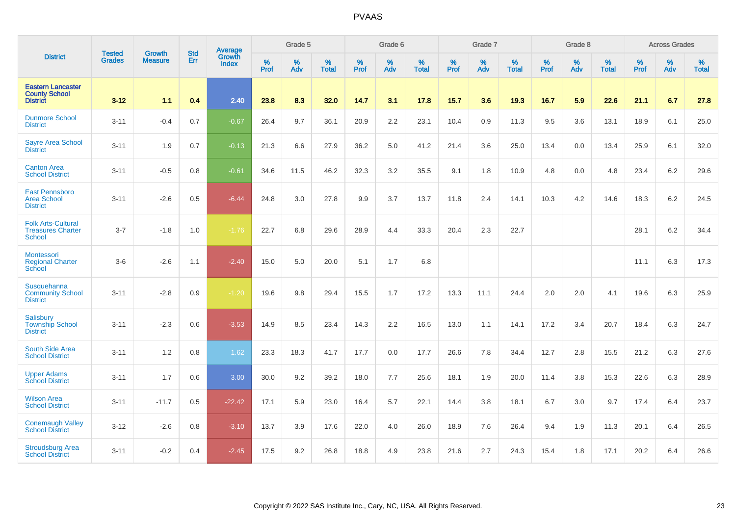# PVAAS

| District | Tested Grades | Growth Measure | Std Err | Average Growth Index | Grade 5 | | | Grade 6 | | | Grade 7 | | | Grade 8 | | | Across Grades | | |
|---|---|---|---|---|---|---|---|---|---|---|---|---|---|---|---|---|---|---|---|
| | | | | | % Prof | % Adv | % Total | % Prof | % Adv | % Total | % Prof | % Adv | % Total | % Prof | % Adv | % Total | % Prof | % Adv | % Total |
| **Eastern Lancaster County School District** | **3-12** | **1.1** | **0.4** | **2.40** | **23.8** | **8.3** | **32.0** | **14.7** | **3.1** | **17.8** | **15.7** | **3.6** | **19.3** | **16.7** | **5.9** | **22.6** | **21.1** | **6.7** | **27.8** |
| Dunmore School District | 3-11 | -0.4 | 0.7 | -0.67 | 26.4 | 9.7 | 36.1 | 20.9 | 2.2 | 23.1 | 10.4 | 0.9 | 11.3 | 9.5 | 3.6 | 13.1 | 18.9 | 6.1 | 25.0 |
| Sayre Area School District | 3-11 | 1.9 | 0.7 | -0.13 | 21.3 | 6.6 | 27.9 | 36.2 | 5.0 | 41.2 | 21.4 | 3.6 | 25.0 | 13.4 | 0.0 | 13.4 | 25.9 | 6.1 | 32.0 |
| Canton Area School District | 3-11 | -0.5 | 0.8 | -0.61 | 34.6 | 11.5 | 46.2 | 32.3 | 3.2 | 35.5 | 9.1 | 1.8 | 10.9 | 4.8 | 0.0 | 4.8 | 23.4 | 6.2 | 29.6 |
| East Pennsboro Area School District | 3-11 | -2.6 | 0.5 | -6.44 | 24.8 | 3.0 | 27.8 | 9.9 | 3.7 | 13.7 | 11.8 | 2.4 | 14.1 | 10.3 | 4.2 | 14.6 | 18.3 | 6.2 | 24.5 |
| Folk Arts-Cultural Treasures Charter School | 3-7 | -1.8 | 1.0 | -1.76 | 22.7 | 6.8 | 29.6 | 28.9 | 4.4 | 33.3 | 20.4 | 2.3 | 22.7 | | | | 28.1 | 6.2 | 34.4 |
| Montessori Regional Charter School | 3-6 | -2.6 | 1.1 | -2.40 | 15.0 | 5.0 | 20.0 | 5.1 | 1.7 | 6.8 | | | | | | | 11.1 | 6.3 | 17.3 |
| Susquehanna Community School District | 3-11 | -2.8 | 0.9 | -1.20 | 19.6 | 9.8 | 29.4 | 15.5 | 1.7 | 17.2 | 13.3 | 11.1 | 24.4 | 2.0 | 2.0 | 4.1 | 19.6 | 6.3 | 25.9 |
| Salisbury Township School District | 3-11 | -2.3 | 0.6 | -3.53 | 14.9 | 8.5 | 23.4 | 14.3 | 2.2 | 16.5 | 13.0 | 1.1 | 14.1 | 17.2 | 3.4 | 20.7 | 18.4 | 6.3 | 24.7 |
| South Side Area School District | 3-11 | 1.2 | 0.8 | 1.62 | 23.3 | 18.3 | 41.7 | 17.7 | 0.0 | 17.7 | 26.6 | 7.8 | 34.4 | 12.7 | 2.8 | 15.5 | 21.2 | 6.3 | 27.6 |
| Upper Adams School District | 3-11 | 1.7 | 0.6 | 3.00 | 30.0 | 9.2 | 39.2 | 18.0 | 7.7 | 25.6 | 18.1 | 1.9 | 20.0 | 11.4 | 3.8 | 15.3 | 22.6 | 6.3 | 28.9 |
| Wilson Area School District | 3-11 | -11.7 | 0.5 | -22.42 | 17.1 | 5.9 | 23.0 | 16.4 | 5.7 | 22.1 | 14.4 | 3.8 | 18.1 | 6.7 | 3.0 | 9.7 | 17.4 | 6.4 | 23.7 |
| Conemaugh Valley School District | 3-12 | -2.6 | 0.8 | -3.10 | 13.7 | 3.9 | 17.6 | 22.0 | 4.0 | 26.0 | 18.9 | 7.6 | 26.4 | 9.4 | 1.9 | 11.3 | 20.1 | 6.4 | 26.5 |
| Stroudsburg Area School District | 3-11 | -0.2 | 0.4 | -2.45 | 17.5 | 9.2 | 26.8 | 18.8 | 4.9 | 23.8 | 21.6 | 2.7 | 24.3 | 15.4 | 1.8 | 17.1 | 20.2 | 6.4 | 26.6 |

Copyright © 2022 SAS Institute Inc., Cary, NC, USA. All Rights Reserved.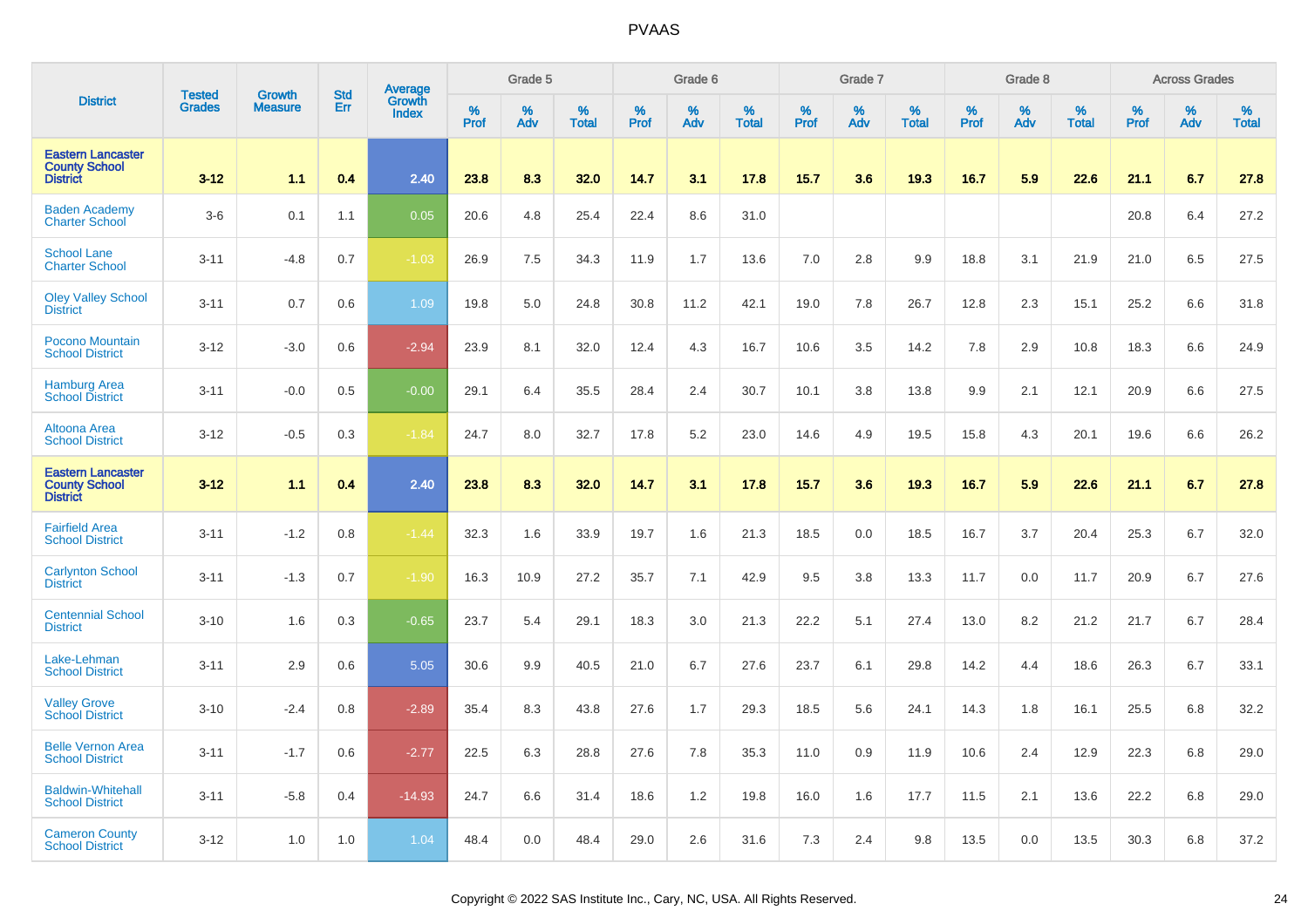| District | Tested Grades | Growth Measure | Std Err | Average Growth Index | Grade 5 | | | Grade 6 | | | Grade 7 | | | Grade 8 | | | Across Grades | | |
|---|---|---|---|---|---|---|---|---|---|---|---|---|---|---|---|---|---|---|---|
| | | | | | % Prof | % Adv | % Total | % Prof | % Adv | % Total | % Prof | % Adv | % Total | % Prof | % Adv | % Total | % Prof | % Adv | % Total |
| **Eastern Lancaster County School District** | **3-12** | **1.1** | **0.4** | **2.40** | **23.8** | **8.3** | **32.0** | **14.7** | **3.1** | **17.8** | **15.7** | **3.6** | **19.3** | **16.7** | **5.9** | **22.6** | **21.1** | **6.7** | **27.8** |
| Baden Academy Charter School | 3-6 | 0.1 | 1.1 | 0.05 | 20.6 | 4.8 | 25.4 | 22.4 | 8.6 | 31.0 | | | | | | | 20.8 | 6.4 | 27.2 |
| School Lane Charter School | 3-11 | -4.8 | 0.7 | -1.03 | 26.9 | 7.5 | 34.3 | 11.9 | 1.7 | 13.6 | 7.0 | 2.8 | 9.9 | 18.8 | 3.1 | 21.9 | 21.0 | 6.5 | 27.5 |
| Oley Valley School District | 3-11 | 0.7 | 0.6 | 1.09 | 19.8 | 5.0 | 24.8 | 30.8 | 11.2 | 42.1 | 19.0 | 7.8 | 26.7 | 12.8 | 2.3 | 15.1 | 25.2 | 6.6 | 31.8 |
| Pocono Mountain School District | 3-12 | -3.0 | 0.6 | -2.94 | 23.9 | 8.1 | 32.0 | 12.4 | 4.3 | 16.7 | 10.6 | 3.5 | 14.2 | 7.8 | 2.9 | 10.8 | 18.3 | 6.6 | 24.9 |
| Hamburg Area School District | 3-11 | -0.0 | 0.5 | -0.00 | 29.1 | 6.4 | 35.5 | 28.4 | 2.4 | 30.7 | 10.1 | 3.8 | 13.8 | 9.9 | 2.1 | 12.1 | 20.9 | 6.6 | 27.5 |
| Altoona Area School District | 3-12 | -0.5 | 0.3 | -1.84 | 24.7 | 8.0 | 32.7 | 17.8 | 5.2 | 23.0 | 14.6 | 4.9 | 19.5 | 15.8 | 4.3 | 20.1 | 19.6 | 6.6 | 26.2 |
| **Eastern Lancaster County School District** | **3-12** | **1.1** | **0.4** | **2.40** | **23.8** | **8.3** | **32.0** | **14.7** | **3.1** | **17.8** | **15.7** | **3.6** | **19.3** | **16.7** | **5.9** | **22.6** | **21.1** | **6.7** | **27.8** |
| Fairfield Area School District | 3-11 | -1.2 | 0.8 | -1.44 | 32.3 | 1.6 | 33.9 | 19.7 | 1.6 | 21.3 | 18.5 | 0.0 | 18.5 | 16.7 | 3.7 | 20.4 | 25.3 | 6.7 | 32.0 |
| Carlynton School District | 3-11 | -1.3 | 0.7 | -1.90 | 16.3 | 10.9 | 27.2 | 35.7 | 7.1 | 42.9 | 9.5 | 3.8 | 13.3 | 11.7 | 0.0 | 11.7 | 20.9 | 6.7 | 27.6 |
| Centennial School District | 3-10 | 1.6 | 0.3 | -0.65 | 23.7 | 5.4 | 29.1 | 18.3 | 3.0 | 21.3 | 22.2 | 5.1 | 27.4 | 13.0 | 8.2 | 21.2 | 21.7 | 6.7 | 28.4 |
| Lake-Lehman School District | 3-11 | 2.9 | 0.6 | 5.05 | 30.6 | 9.9 | 40.5 | 21.0 | 6.7 | 27.6 | 23.7 | 6.1 | 29.8 | 14.2 | 4.4 | 18.6 | 26.3 | 6.7 | 33.1 |
| Valley Grove School District | 3-10 | -2.4 | 0.8 | -2.89 | 35.4 | 8.3 | 43.8 | 27.6 | 1.7 | 29.3 | 18.5 | 5.6 | 24.1 | 14.3 | 1.8 | 16.1 | 25.5 | 6.8 | 32.2 |
| Belle Vernon Area School District | 3-11 | -1.7 | 0.6 | -2.77 | 22.5 | 6.3 | 28.8 | 27.6 | 7.8 | 35.3 | 11.0 | 0.9 | 11.9 | 10.6 | 2.4 | 12.9 | 22.3 | 6.8 | 29.0 |
| Baldwin-Whitehall School District | 3-11 | -5.8 | 0.4 | -14.93 | 24.7 | 6.6 | 31.4 | 18.6 | 1.2 | 19.8 | 16.0 | 1.6 | 17.7 | 11.5 | 2.1 | 13.6 | 22.2 | 6.8 | 29.0 |
| Cameron County School District | 3-12 | 1.0 | 1.0 | 1.04 | 48.4 | 0.0 | 48.4 | 29.0 | 2.6 | 31.6 | 7.3 | 2.4 | 9.8 | 13.5 | 0.0 | 13.5 | 30.3 | 6.8 | 37.2 |

Copyright © 2022 SAS Institute Inc., Cary, NC, USA. All Rights Reserved.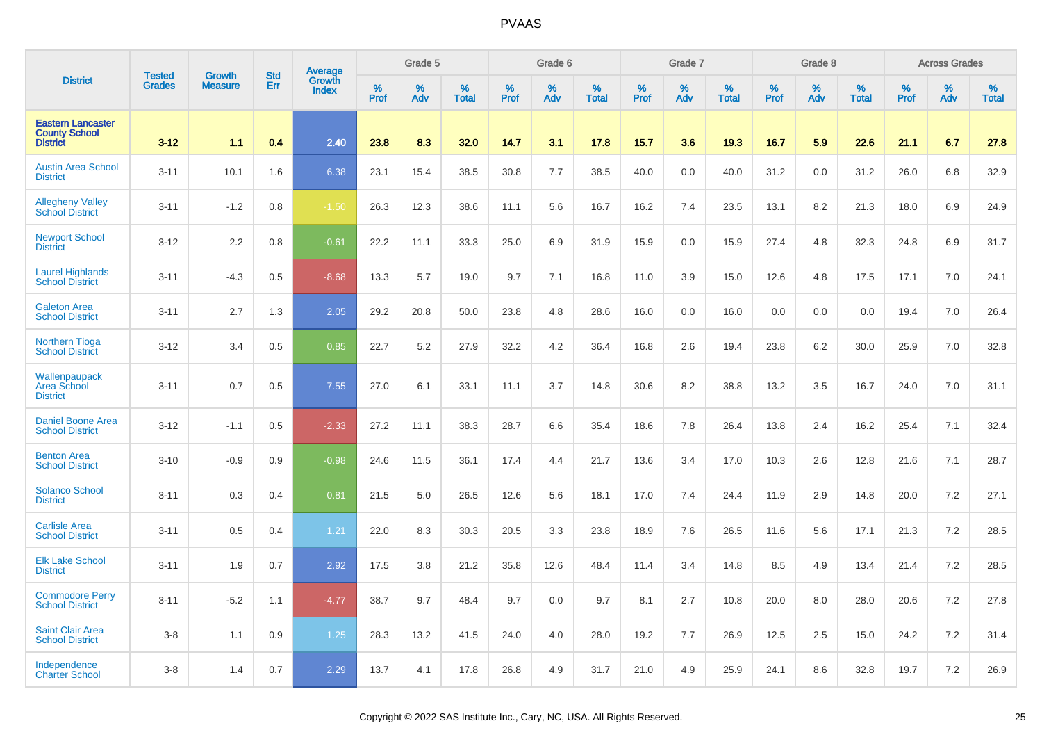# PVAAS

| District | Tested Grades | Growth Measure | Std Err | Average Growth Index | Grade 5 | | | Grade 6 | | | Grade 7 | | | Grade 8 | | | Across Grades | | |
|---|---|---|---|---|---|---|---|---|---|---|---|---|---|---|---|---|---|---|---|
| | | | | | % Prof | % Adv | % Total | % Prof | % Adv | % Total | % Prof | % Adv | % Total | % Prof | % Adv | % Total | % Prof | % Adv | % Total |
| **Eastern Lancaster County School District** | **3-12** | **1.1** | **0.4** | **2.40** | **23.8** | **8.3** | **32.0** | **14.7** | **3.1** | **17.8** | **15.7** | **3.6** | **19.3** | **16.7** | **5.9** | **22.6** | **21.1** | **6.7** | **27.8** |
| Austin Area School District | 3-11 | 10.1 | 1.6 | 6.38 | 23.1 | 15.4 | 38.5 | 30.8 | 7.7 | 38.5 | 40.0 | 0.0 | 40.0 | 31.2 | 0.0 | 31.2 | 26.0 | 6.8 | 32.9 |
| Allegheny Valley School District | 3-11 | -1.2 | 0.8 | -1.50 | 26.3 | 12.3 | 38.6 | 11.1 | 5.6 | 16.7 | 16.2 | 7.4 | 23.5 | 13.1 | 8.2 | 21.3 | 18.0 | 6.9 | 24.9 |
| Newport School District | 3-12 | 2.2 | 0.8 | -0.61 | 22.2 | 11.1 | 33.3 | 25.0 | 6.9 | 31.9 | 15.9 | 0.0 | 15.9 | 27.4 | 4.8 | 32.3 | 24.8 | 6.9 | 31.7 |
| Laurel Highlands School District | 3-11 | -4.3 | 0.5 | -8.68 | 13.3 | 5.7 | 19.0 | 9.7 | 7.1 | 16.8 | 11.0 | 3.9 | 15.0 | 12.6 | 4.8 | 17.5 | 17.1 | 7.0 | 24.1 |
| Galeton Area School District | 3-11 | 2.7 | 1.3 | 2.05 | 29.2 | 20.8 | 50.0 | 23.8 | 4.8 | 28.6 | 16.0 | 0.0 | 16.0 | 0.0 | 0.0 | 0.0 | 19.4 | 7.0 | 26.4 |
| Northern Tioga School District | 3-12 | 3.4 | 0.5 | 0.85 | 22.7 | 5.2 | 27.9 | 32.2 | 4.2 | 36.4 | 16.8 | 2.6 | 19.4 | 23.8 | 6.2 | 30.0 | 25.9 | 7.0 | 32.8 |
| Wallenpaupack Area School District | 3-11 | 0.7 | 0.5 | 7.55 | 27.0 | 6.1 | 33.1 | 11.1 | 3.7 | 14.8 | 30.6 | 8.2 | 38.8 | 13.2 | 3.5 | 16.7 | 24.0 | 7.0 | 31.1 |
| Daniel Boone Area School District | 3-12 | -1.1 | 0.5 | -2.33 | 27.2 | 11.1 | 38.3 | 28.7 | 6.6 | 35.4 | 18.6 | 7.8 | 26.4 | 13.8 | 2.4 | 16.2 | 25.4 | 7.1 | 32.4 |
| Benton Area School District | 3-10 | -0.9 | 0.9 | -0.98 | 24.6 | 11.5 | 36.1 | 17.4 | 4.4 | 21.7 | 13.6 | 3.4 | 17.0 | 10.3 | 2.6 | 12.8 | 21.6 | 7.1 | 28.7 |
| Solanco School District | 3-11 | 0.3 | 0.4 | 0.81 | 21.5 | 5.0 | 26.5 | 12.6 | 5.6 | 18.1 | 17.0 | 7.4 | 24.4 | 11.9 | 2.9 | 14.8 | 20.0 | 7.2 | 27.1 |
| Carlisle Area School District | 3-11 | 0.5 | 0.4 | 1.21 | 22.0 | 8.3 | 30.3 | 20.5 | 3.3 | 23.8 | 18.9 | 7.6 | 26.5 | 11.6 | 5.6 | 17.1 | 21.3 | 7.2 | 28.5 |
| Elk Lake School District | 3-11 | 1.9 | 0.7 | 2.92 | 17.5 | 3.8 | 21.2 | 35.8 | 12.6 | 48.4 | 11.4 | 3.4 | 14.8 | 8.5 | 4.9 | 13.4 | 21.4 | 7.2 | 28.5 |
| Commodore Perry School District | 3-11 | -5.2 | 1.1 | -4.77 | 38.7 | 9.7 | 48.4 | 9.7 | 0.0 | 9.7 | 8.1 | 2.7 | 10.8 | 20.0 | 8.0 | 28.0 | 20.6 | 7.2 | 27.8 |
| Saint Clair Area School District | 3-8 | 1.1 | 0.9 | 1.25 | 28.3 | 13.2 | 41.5 | 24.0 | 4.0 | 28.0 | 19.2 | 7.7 | 26.9 | 12.5 | 2.5 | 15.0 | 24.2 | 7.2 | 31.4 |
| Independence Charter School | 3-8 | 1.4 | 0.7 | 2.29 | 13.7 | 4.1 | 17.8 | 26.8 | 4.9 | 31.7 | 21.0 | 4.9 | 25.9 | 24.1 | 8.6 | 32.8 | 19.7 | 7.2 | 26.9 |

Copyright © 2022 SAS Institute Inc., Cary, NC, USA. All Rights Reserved.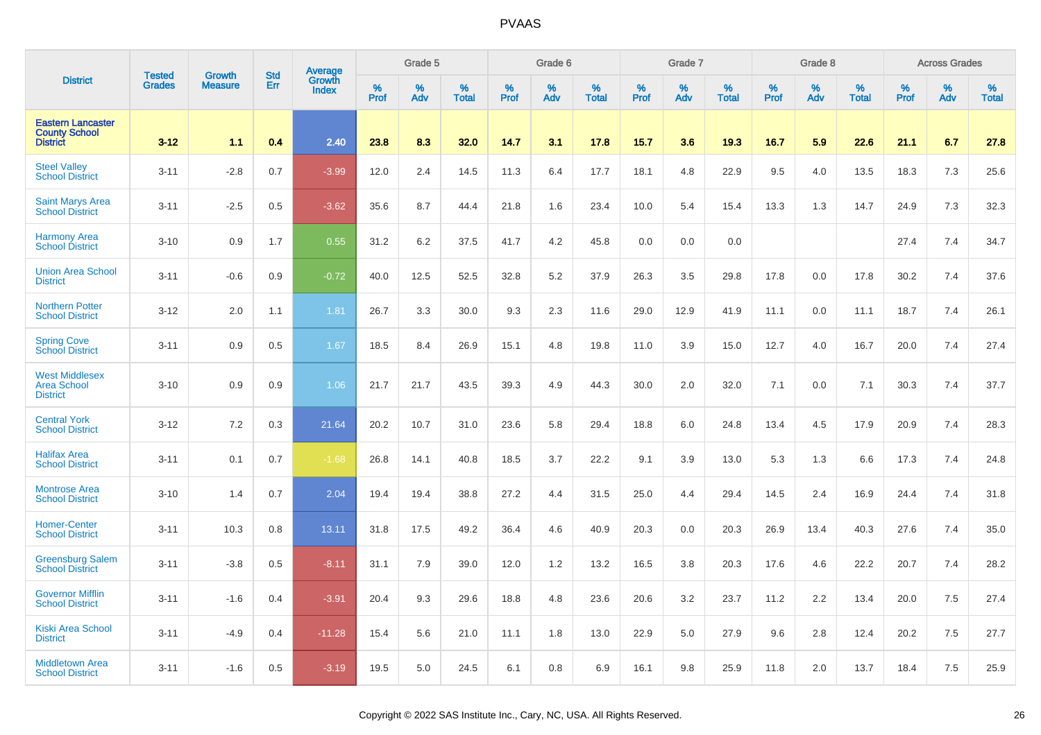| District | Tested Grades | Growth Measure | Std Err | Average Growth Index | Grade 5 | | | Grade 6 | | | Grade 7 | | | Grade 8 | | | Across Grades | | |
|---|---|---|---|---|---|---|---|---|---|---|---|---|---|---|---|---|---|---|---|
| | | | | | % Prof | % Adv | % Total | % Prof | % Adv | % Total | % Prof | % Adv | % Total | % Prof | % Adv | % Total | % Prof | % Adv | % Total |
| **Eastern Lancaster County School District** | **3-12** | **1.1** | **0.4** | **2.40** | **23.8** | **8.3** | **32.0** | **14.7** | **3.1** | **17.8** | **15.7** | **3.6** | **19.3** | **16.7** | **5.9** | **22.6** | **21.1** | **6.7** | **27.8** |
| Steel Valley School District | 3-11 | -2.8 | 0.7 | -3.99 | 12.0 | 2.4 | 14.5 | 11.3 | 6.4 | 17.7 | 18.1 | 4.8 | 22.9 | 9.5 | 4.0 | 13.5 | 18.3 | 7.3 | 25.6 |
| Saint Marys Area School District | 3-11 | -2.5 | 0.5 | -3.62 | 35.6 | 8.7 | 44.4 | 21.8 | 1.6 | 23.4 | 10.0 | 5.4 | 15.4 | 13.3 | 1.3 | 14.7 | 24.9 | 7.3 | 32.3 |
| Harmony Area School District | 3-10 | 0.9 | 1.7 | 0.55 | 31.2 | 6.2 | 37.5 | 41.7 | 4.2 | 45.8 | 0.0 | 0.0 | 0.0 | | | | 27.4 | 7.4 | 34.7 |
| Union Area School District | 3-11 | -0.6 | 0.9 | -0.72 | 40.0 | 12.5 | 52.5 | 32.8 | 5.2 | 37.9 | 26.3 | 3.5 | 29.8 | 17.8 | 0.0 | 17.8 | 30.2 | 7.4 | 37.6 |
| Northern Potter School District | 3-12 | 2.0 | 1.1 | 1.81 | 26.7 | 3.3 | 30.0 | 9.3 | 2.3 | 11.6 | 29.0 | 12.9 | 41.9 | 11.1 | 0.0 | 11.1 | 18.7 | 7.4 | 26.1 |
| Spring Cove School District | 3-11 | 0.9 | 0.5 | 1.67 | 18.5 | 8.4 | 26.9 | 15.1 | 4.8 | 19.8 | 11.0 | 3.9 | 15.0 | 12.7 | 4.0 | 16.7 | 20.0 | 7.4 | 27.4 |
| West Middlesex Area School District | 3-10 | 0.9 | 0.9 | 1.06 | 21.7 | 21.7 | 43.5 | 39.3 | 4.9 | 44.3 | 30.0 | 2.0 | 32.0 | 7.1 | 0.0 | 7.1 | 30.3 | 7.4 | 37.7 |
| Central York School District | 3-12 | 7.2 | 0.3 | 21.64 | 20.2 | 10.7 | 31.0 | 23.6 | 5.8 | 29.4 | 18.8 | 6.0 | 24.8 | 13.4 | 4.5 | 17.9 | 20.9 | 7.4 | 28.3 |
| Halifax Area School District | 3-11 | 0.1 | 0.7 | -1.68 | 26.8 | 14.1 | 40.8 | 18.5 | 3.7 | 22.2 | 9.1 | 3.9 | 13.0 | 5.3 | 1.3 | 6.6 | 17.3 | 7.4 | 24.8 |
| Montrose Area School District | 3-10 | 1.4 | 0.7 | 2.04 | 19.4 | 19.4 | 38.8 | 27.2 | 4.4 | 31.5 | 25.0 | 4.4 | 29.4 | 14.5 | 2.4 | 16.9 | 24.4 | 7.4 | 31.8 |
| Homer-Center School District | 3-11 | 10.3 | 0.8 | 13.11 | 31.8 | 17.5 | 49.2 | 36.4 | 4.6 | 40.9 | 20.3 | 0.0 | 20.3 | 26.9 | 13.4 | 40.3 | 27.6 | 7.4 | 35.0 |
| Greensburg Salem School District | 3-11 | -3.8 | 0.5 | -8.11 | 31.1 | 7.9 | 39.0 | 12.0 | 1.2 | 13.2 | 16.5 | 3.8 | 20.3 | 17.6 | 4.6 | 22.2 | 20.7 | 7.4 | 28.2 |
| Governor Mifflin School District | 3-11 | -1.6 | 0.4 | -3.91 | 20.4 | 9.3 | 29.6 | 18.8 | 4.8 | 23.6 | 20.6 | 3.2 | 23.7 | 11.2 | 2.2 | 13.4 | 20.0 | 7.5 | 27.4 |
| Kiski Area School District | 3-11 | -4.9 | 0.4 | -11.28 | 15.4 | 5.6 | 21.0 | 11.1 | 1.8 | 13.0 | 22.9 | 5.0 | 27.9 | 9.6 | 2.8 | 12.4 | 20.2 | 7.5 | 27.7 |
| Middletown Area School District | 3-11 | -1.6 | 0.5 | -3.19 | 19.5 | 5.0 | 24.5 | 6.1 | 0.8 | 6.9 | 16.1 | 9.8 | 25.9 | 11.8 | 2.0 | 13.7 | 18.4 | 7.5 | 25.9 |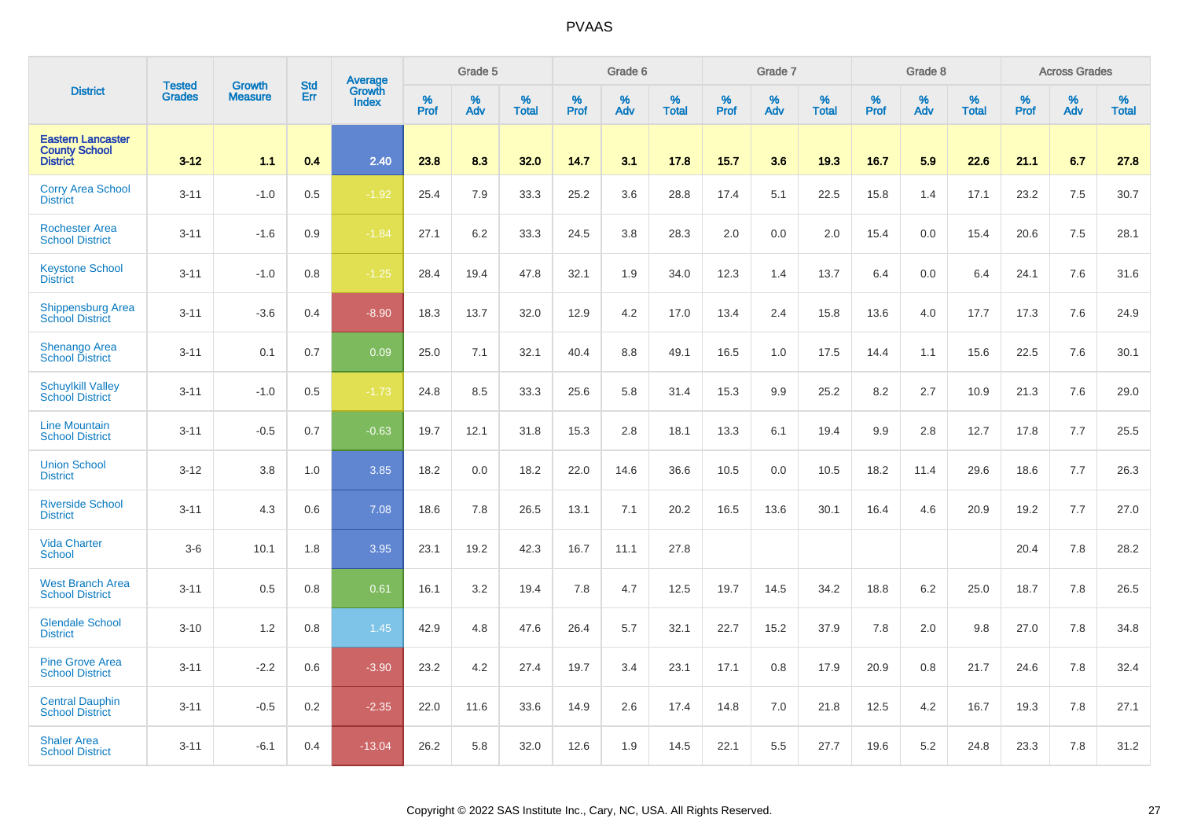# PVAAS

| District | Tested Grades | Growth Measure | Std Err | Average Growth Index | Grade 5 | | | Grade 6 | | | Grade 7 | | | Grade 8 | | | Across Grades | | |
|---|---|---|---|---|---|---|---|---|---|---|---|---|---|---|---|---|---|---|---|
| | | | | | % Prof | % Adv | % Total | % Prof | % Adv | % Total | % Prof | % Adv | % Total | % Prof | % Adv | % Total | % Prof | % Adv | % Total |
| **Eastern Lancaster County School District** | **3-12** | **1.1** | **0.4** | **2.40** | **23.8** | **8.3** | **32.0** | **14.7** | **3.1** | **17.8** | **15.7** | **3.6** | **19.3** | **16.7** | **5.9** | **22.6** | **21.1** | **6.7** | **27.8** |
| Corry Area School District | 3-11 | -1.0 | 0.5 | -1.92 | 25.4 | 7.9 | 33.3 | 25.2 | 3.6 | 28.8 | 17.4 | 5.1 | 22.5 | 15.8 | 1.4 | 17.1 | 23.2 | 7.5 | 30.7 |
| Rochester Area School District | 3-11 | -1.6 | 0.9 | -1.84 | 27.1 | 6.2 | 33.3 | 24.5 | 3.8 | 28.3 | 2.0 | 0.0 | 2.0 | 15.4 | 0.0 | 15.4 | 20.6 | 7.5 | 28.1 |
| Keystone School District | 3-11 | -1.0 | 0.8 | -1.25 | 28.4 | 19.4 | 47.8 | 32.1 | 1.9 | 34.0 | 12.3 | 1.4 | 13.7 | 6.4 | 0.0 | 6.4 | 24.1 | 7.6 | 31.6 |
| Shippensburg Area School District | 3-11 | -3.6 | 0.4 | -8.90 | 18.3 | 13.7 | 32.0 | 12.9 | 4.2 | 17.0 | 13.4 | 2.4 | 15.8 | 13.6 | 4.0 | 17.7 | 17.3 | 7.6 | 24.9 |
| Shenango Area School District | 3-11 | 0.1 | 0.7 | 0.09 | 25.0 | 7.1 | 32.1 | 40.4 | 8.8 | 49.1 | 16.5 | 1.0 | 17.5 | 14.4 | 1.1 | 15.6 | 22.5 | 7.6 | 30.1 |
| Schuylkill Valley School District | 3-11 | -1.0 | 0.5 | -1.73 | 24.8 | 8.5 | 33.3 | 25.6 | 5.8 | 31.4 | 15.3 | 9.9 | 25.2 | 8.2 | 2.7 | 10.9 | 21.3 | 7.6 | 29.0 |
| Line Mountain School District | 3-11 | -0.5 | 0.7 | -0.63 | 19.7 | 12.1 | 31.8 | 15.3 | 2.8 | 18.1 | 13.3 | 6.1 | 19.4 | 9.9 | 2.8 | 12.7 | 17.8 | 7.7 | 25.5 |
| Union School District | 3-12 | 3.8 | 1.0 | 3.85 | 18.2 | 0.0 | 18.2 | 22.0 | 14.6 | 36.6 | 10.5 | 0.0 | 10.5 | 18.2 | 11.4 | 29.6 | 18.6 | 7.7 | 26.3 |
| Riverside School District | 3-11 | 4.3 | 0.6 | 7.08 | 18.6 | 7.8 | 26.5 | 13.1 | 7.1 | 20.2 | 16.5 | 13.6 | 30.1 | 16.4 | 4.6 | 20.9 | 19.2 | 7.7 | 27.0 |
| Vida Charter School | 3-6 | 10.1 | 1.8 | 3.95 | 23.1 | 19.2 | 42.3 | 16.7 | 11.1 | 27.8 | | | | | | | 20.4 | 7.8 | 28.2 |
| West Branch Area School District | 3-11 | 0.5 | 0.8 | 0.61 | 16.1 | 3.2 | 19.4 | 7.8 | 4.7 | 12.5 | 19.7 | 14.5 | 34.2 | 18.8 | 6.2 | 25.0 | 18.7 | 7.8 | 26.5 |
| Glendale School District | 3-10 | 1.2 | 0.8 | 1.45 | 42.9 | 4.8 | 47.6 | 26.4 | 5.7 | 32.1 | 22.7 | 15.2 | 37.9 | 7.8 | 2.0 | 9.8 | 27.0 | 7.8 | 34.8 |
| Pine Grove Area School District | 3-11 | -2.2 | 0.6 | -3.90 | 23.2 | 4.2 | 27.4 | 19.7 | 3.4 | 23.1 | 17.1 | 0.8 | 17.9 | 20.9 | 0.8 | 21.7 | 24.6 | 7.8 | 32.4 |
| Central Dauphin School District | 3-11 | -0.5 | 0.2 | -2.35 | 22.0 | 11.6 | 33.6 | 14.9 | 2.6 | 17.4 | 14.8 | 7.0 | 21.8 | 12.5 | 4.2 | 16.7 | 19.3 | 7.8 | 27.1 |
| Shaler Area School District | 3-11 | -6.1 | 0.4 | -13.04 | 26.2 | 5.8 | 32.0 | 12.6 | 1.9 | 14.5 | 22.1 | 5.5 | 27.7 | 19.6 | 5.2 | 24.8 | 23.3 | 7.8 | 31.2 |

Copyright © 2022 SAS Institute Inc., Cary, NC, USA. All Rights Reserved.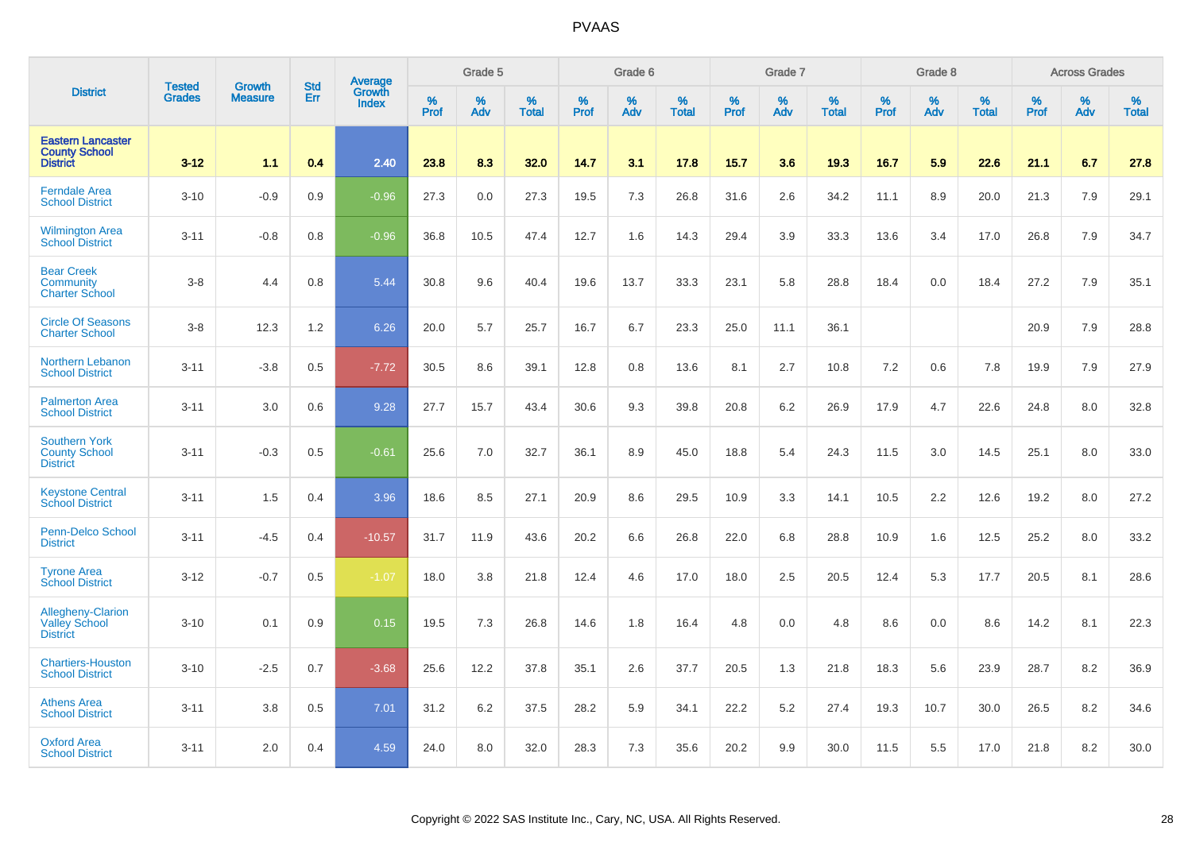| District | Tested Grades | Growth Measure | Std Err | Average Growth Index | Grade 5 | | | Grade 6 | | | Grade 7 | | | Grade 8 | | | Across Grades | | |
|---|---|---|---|---|---|---|---|---|---|---|---|---|---|---|---|---|---|---|---|
| | | | | | % Prof | % Adv | % Total | % Prof | % Adv | % Total | % Prof | % Adv | % Total | % Prof | % Adv | % Total | % Prof | % Adv | % Total |
| **Eastern Lancaster County School District** | **3-12** | **1.1** | **0.4** | **2.40** | **23.8** | **8.3** | **32.0** | **14.7** | **3.1** | **17.8** | **15.7** | **3.6** | **19.3** | **16.7** | **5.9** | **22.6** | **21.1** | **6.7** | **27.8** |
| Ferndale Area School District | 3-10 | -0.9 | 0.9 | -0.96 | 27.3 | 0.0 | 27.3 | 19.5 | 7.3 | 26.8 | 31.6 | 2.6 | 34.2 | 11.1 | 8.9 | 20.0 | 21.3 | 7.9 | 29.1 |
| Wilmington Area School District | 3-11 | -0.8 | 0.8 | -0.96 | 36.8 | 10.5 | 47.4 | 12.7 | 1.6 | 14.3 | 29.4 | 3.9 | 33.3 | 13.6 | 3.4 | 17.0 | 26.8 | 7.9 | 34.7 |
| Bear Creek Community Charter School | 3-8 | 4.4 | 0.8 | 5.44 | 30.8 | 9.6 | 40.4 | 19.6 | 13.7 | 33.3 | 23.1 | 5.8 | 28.8 | 18.4 | 0.0 | 18.4 | 27.2 | 7.9 | 35.1 |
| Circle Of Seasons Charter School | 3-8 | 12.3 | 1.2 | 6.26 | 20.0 | 5.7 | 25.7 | 16.7 | 6.7 | 23.3 | 25.0 | 11.1 | 36.1 | | | | 20.9 | 7.9 | 28.8 |
| Northern Lebanon School District | 3-11 | -3.8 | 0.5 | -7.72 | 30.5 | 8.6 | 39.1 | 12.8 | 0.8 | 13.6 | 8.1 | 2.7 | 10.8 | 7.2 | 0.6 | 7.8 | 19.9 | 7.9 | 27.9 |
| Palmerton Area School District | 3-11 | 3.0 | 0.6 | 9.28 | 27.7 | 15.7 | 43.4 | 30.6 | 9.3 | 39.8 | 20.8 | 6.2 | 26.9 | 17.9 | 4.7 | 22.6 | 24.8 | 8.0 | 32.8 |
| Southern York County School District | 3-11 | -0.3 | 0.5 | -0.61 | 25.6 | 7.0 | 32.7 | 36.1 | 8.9 | 45.0 | 18.8 | 5.4 | 24.3 | 11.5 | 3.0 | 14.5 | 25.1 | 8.0 | 33.0 |
| Keystone Central School District | 3-11 | 1.5 | 0.4 | 3.96 | 18.6 | 8.5 | 27.1 | 20.9 | 8.6 | 29.5 | 10.9 | 3.3 | 14.1 | 10.5 | 2.2 | 12.6 | 19.2 | 8.0 | 27.2 |
| Penn-Delco School District | 3-11 | -4.5 | 0.4 | -10.57 | 31.7 | 11.9 | 43.6 | 20.2 | 6.6 | 26.8 | 22.0 | 6.8 | 28.8 | 10.9 | 1.6 | 12.5 | 25.2 | 8.0 | 33.2 |
| Tyrone Area School District | 3-12 | -0.7 | 0.5 | -1.07 | 18.0 | 3.8 | 21.8 | 12.4 | 4.6 | 17.0 | 18.0 | 2.5 | 20.5 | 12.4 | 5.3 | 17.7 | 20.5 | 8.1 | 28.6 |
| Allegheny-Clarion Valley School District | 3-10 | 0.1 | 0.9 | 0.15 | 19.5 | 7.3 | 26.8 | 14.6 | 1.8 | 16.4 | 4.8 | 0.0 | 4.8 | 8.6 | 0.0 | 8.6 | 14.2 | 8.1 | 22.3 |
| Chartiers-Houston School District | 3-10 | -2.5 | 0.7 | -3.68 | 25.6 | 12.2 | 37.8 | 35.1 | 2.6 | 37.7 | 20.5 | 1.3 | 21.8 | 18.3 | 5.6 | 23.9 | 28.7 | 8.2 | 36.9 |
| Athens Area School District | 3-11 | 3.8 | 0.5 | 7.01 | 31.2 | 6.2 | 37.5 | 28.2 | 5.9 | 34.1 | 22.2 | 5.2 | 27.4 | 19.3 | 10.7 | 30.0 | 26.5 | 8.2 | 34.6 |
| Oxford Area School District | 3-11 | 2.0 | 0.4 | 4.59 | 24.0 | 8.0 | 32.0 | 28.3 | 7.3 | 35.6 | 20.2 | 9.9 | 30.0 | 11.5 | 5.5 | 17.0 | 21.8 | 8.2 | 30.0 |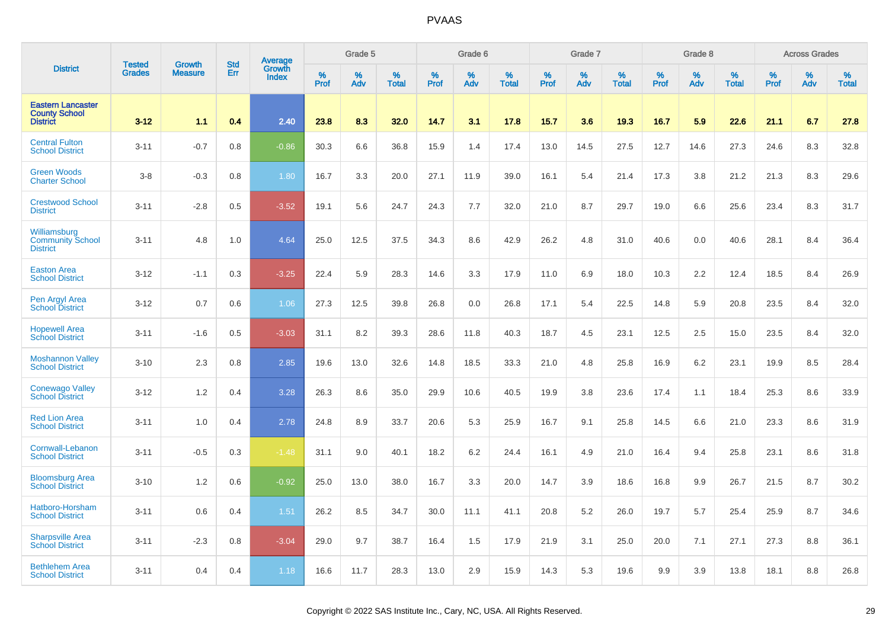# PVAAS

| District | Tested Grades | Growth Measure | Std Err | Average Growth Index | Grade 5 | | | Grade 6 | | | Grade 7 | | | Grade 8 | | | Across Grades | | |
|---|---|---|---|---|---|---|---|---|---|---|---|---|---|---|---|---|---|---|---|
| | | | | | % Prof | % Adv | % Total | % Prof | % Adv | % Total | % Prof | % Adv | % Total | % Prof | % Adv | % Total | % Prof | % Adv | % Total |
| **Eastern Lancaster County School District** | **3-12** | **1.1** | **0.4** | **2.40** | **23.8** | **8.3** | **32.0** | **14.7** | **3.1** | **17.8** | **15.7** | **3.6** | **19.3** | **16.7** | **5.9** | **22.6** | **21.1** | **6.7** | **27.8** |
| Central Fulton School District | 3-11 | -0.7 | 0.8 | -0.86 | 30.3 | 6.6 | 36.8 | 15.9 | 1.4 | 17.4 | 13.0 | 14.5 | 27.5 | 12.7 | 14.6 | 27.3 | 24.6 | 8.3 | 32.8 |
| Green Woods Charter School | 3-8 | -0.3 | 0.8 | 1.80 | 16.7 | 3.3 | 20.0 | 27.1 | 11.9 | 39.0 | 16.1 | 5.4 | 21.4 | 17.3 | 3.8 | 21.2 | 21.3 | 8.3 | 29.6 |
| Crestwood School District | 3-11 | -2.8 | 0.5 | -3.52 | 19.1 | 5.6 | 24.7 | 24.3 | 7.7 | 32.0 | 21.0 | 8.7 | 29.7 | 19.0 | 6.6 | 25.6 | 23.4 | 8.3 | 31.7 |
| Williamsburg Community School District | 3-11 | 4.8 | 1.0 | 4.64 | 25.0 | 12.5 | 37.5 | 34.3 | 8.6 | 42.9 | 26.2 | 4.8 | 31.0 | 40.6 | 0.0 | 40.6 | 28.1 | 8.4 | 36.4 |
| Easton Area School District | 3-12 | -1.1 | 0.3 | -3.25 | 22.4 | 5.9 | 28.3 | 14.6 | 3.3 | 17.9 | 11.0 | 6.9 | 18.0 | 10.3 | 2.2 | 12.4 | 18.5 | 8.4 | 26.9 |
| Pen Argyl Area School District | 3-12 | 0.7 | 0.6 | 1.06 | 27.3 | 12.5 | 39.8 | 26.8 | 0.0 | 26.8 | 17.1 | 5.4 | 22.5 | 14.8 | 5.9 | 20.8 | 23.5 | 8.4 | 32.0 |
| Hopewell Area School District | 3-11 | -1.6 | 0.5 | -3.03 | 31.1 | 8.2 | 39.3 | 28.6 | 11.8 | 40.3 | 18.7 | 4.5 | 23.1 | 12.5 | 2.5 | 15.0 | 23.5 | 8.4 | 32.0 |
| Moshannon Valley School District | 3-10 | 2.3 | 0.8 | 2.85 | 19.6 | 13.0 | 32.6 | 14.8 | 18.5 | 33.3 | 21.0 | 4.8 | 25.8 | 16.9 | 6.2 | 23.1 | 19.9 | 8.5 | 28.4 |
| Conewago Valley School District | 3-12 | 1.2 | 0.4 | 3.28 | 26.3 | 8.6 | 35.0 | 29.9 | 10.6 | 40.5 | 19.9 | 3.8 | 23.6 | 17.4 | 1.1 | 18.4 | 25.3 | 8.6 | 33.9 |
| Red Lion Area School District | 3-11 | 1.0 | 0.4 | 2.78 | 24.8 | 8.9 | 33.7 | 20.6 | 5.3 | 25.9 | 16.7 | 9.1 | 25.8 | 14.5 | 6.6 | 21.0 | 23.3 | 8.6 | 31.9 |
| Cornwall-Lebanon School District | 3-11 | -0.5 | 0.3 | -1.48 | 31.1 | 9.0 | 40.1 | 18.2 | 6.2 | 24.4 | 16.1 | 4.9 | 21.0 | 16.4 | 9.4 | 25.8 | 23.1 | 8.6 | 31.8 |
| Bloomsburg Area School District | 3-10 | 1.2 | 0.6 | -0.92 | 25.0 | 13.0 | 38.0 | 16.7 | 3.3 | 20.0 | 14.7 | 3.9 | 18.6 | 16.8 | 9.9 | 26.7 | 21.5 | 8.7 | 30.2 |
| Hatboro-Horsham School District | 3-11 | 0.6 | 0.4 | 1.51 | 26.2 | 8.5 | 34.7 | 30.0 | 11.1 | 41.1 | 20.8 | 5.2 | 26.0 | 19.7 | 5.7 | 25.4 | 25.9 | 8.7 | 34.6 |
| Sharpsville Area School District | 3-11 | -2.3 | 0.8 | -3.04 | 29.0 | 9.7 | 38.7 | 16.4 | 1.5 | 17.9 | 21.9 | 3.1 | 25.0 | 20.0 | 7.1 | 27.1 | 27.3 | 8.8 | 36.1 |
| Bethlehem Area School District | 3-11 | 0.4 | 0.4 | 1.18 | 16.6 | 11.7 | 28.3 | 13.0 | 2.9 | 15.9 | 14.3 | 5.3 | 19.6 | 9.9 | 3.9 | 13.8 | 18.1 | 8.8 | 26.8 |

Copyright © 2022 SAS Institute Inc., Cary, NC, USA. All Rights Reserved.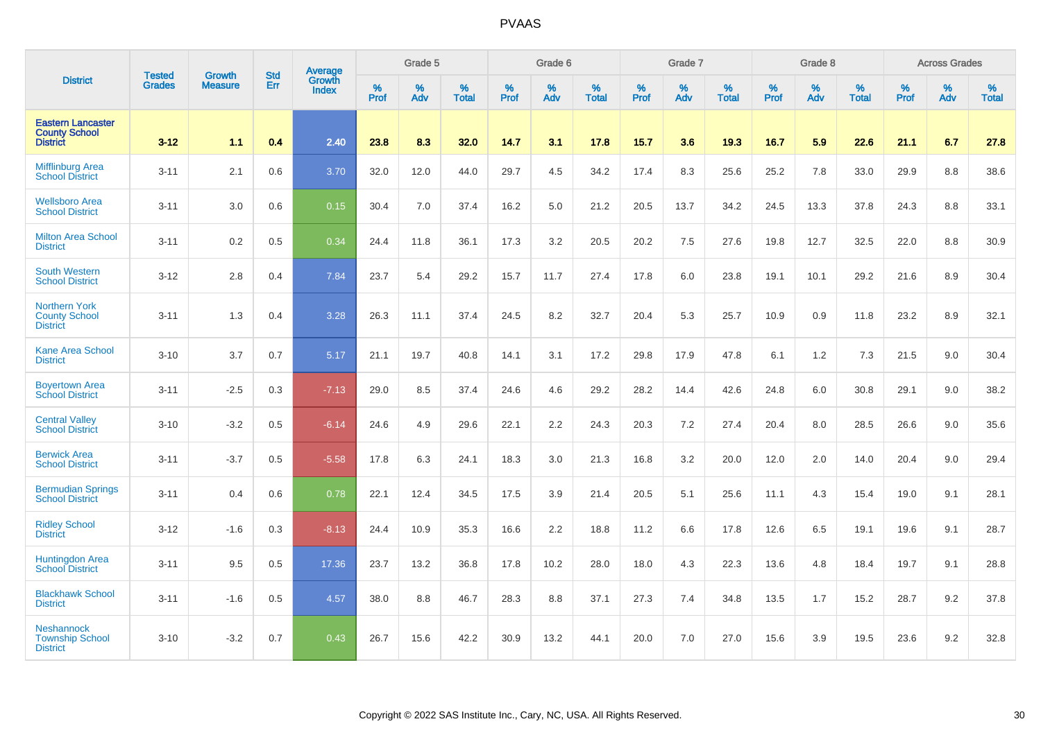# PVAAS

| District | Tested Grades | Growth Measure | Std Err | Average Growth Index | Grade 5 | | | Grade 6 | | | Grade 7 | | | Grade 8 | | | Across Grades | | |
|---|---|---|---|---|---|---|---|---|---|---|---|---|---|---|---|---|---|---|---|
| | | | | | % Prof | % Adv | % Total | % Prof | % Adv | % Total | % Prof | % Adv | % Total | % Prof | % Adv | % Total | % Prof | % Adv | % Total |
| **Eastern Lancaster County School District** | **3-12** | **1.1** | **0.4** | **2.40** | **23.8** | **8.3** | **32.0** | **14.7** | **3.1** | **17.8** | **15.7** | **3.6** | **19.3** | **16.7** | **5.9** | **22.6** | **21.1** | **6.7** | **27.8** |
| Mifflinburg Area School District | 3-11 | 2.1 | 0.6 | 3.70 | 32.0 | 12.0 | 44.0 | 29.7 | 4.5 | 34.2 | 17.4 | 8.3 | 25.6 | 25.2 | 7.8 | 33.0 | 29.9 | 8.8 | 38.6 |
| Wellsboro Area School District | 3-11 | 3.0 | 0.6 | 0.15 | 30.4 | 7.0 | 37.4 | 16.2 | 5.0 | 21.2 | 20.5 | 13.7 | 34.2 | 24.5 | 13.3 | 37.8 | 24.3 | 8.8 | 33.1 |
| Milton Area School District | 3-11 | 0.2 | 0.5 | 0.34 | 24.4 | 11.8 | 36.1 | 17.3 | 3.2 | 20.5 | 20.2 | 7.5 | 27.6 | 19.8 | 12.7 | 32.5 | 22.0 | 8.8 | 30.9 |
| South Western School District | 3-12 | 2.8 | 0.4 | 7.84 | 23.7 | 5.4 | 29.2 | 15.7 | 11.7 | 27.4 | 17.8 | 6.0 | 23.8 | 19.1 | 10.1 | 29.2 | 21.6 | 8.9 | 30.4 |
| Northern York County School District | 3-11 | 1.3 | 0.4 | 3.28 | 26.3 | 11.1 | 37.4 | 24.5 | 8.2 | 32.7 | 20.4 | 5.3 | 25.7 | 10.9 | 0.9 | 11.8 | 23.2 | 8.9 | 32.1 |
| Kane Area School District | 3-10 | 3.7 | 0.7 | 5.17 | 21.1 | 19.7 | 40.8 | 14.1 | 3.1 | 17.2 | 29.8 | 17.9 | 47.8 | 6.1 | 1.2 | 7.3 | 21.5 | 9.0 | 30.4 |
| Boyertown Area School District | 3-11 | -2.5 | 0.3 | -7.13 | 29.0 | 8.5 | 37.4 | 24.6 | 4.6 | 29.2 | 28.2 | 14.4 | 42.6 | 24.8 | 6.0 | 30.8 | 29.1 | 9.0 | 38.2 |
| Central Valley School District | 3-10 | -3.2 | 0.5 | -6.14 | 24.6 | 4.9 | 29.6 | 22.1 | 2.2 | 24.3 | 20.3 | 7.2 | 27.4 | 20.4 | 8.0 | 28.5 | 26.6 | 9.0 | 35.6 |
| Berwick Area School District | 3-11 | -3.7 | 0.5 | -5.58 | 17.8 | 6.3 | 24.1 | 18.3 | 3.0 | 21.3 | 16.8 | 3.2 | 20.0 | 12.0 | 2.0 | 14.0 | 20.4 | 9.0 | 29.4 |
| Bermudian Springs School District | 3-11 | 0.4 | 0.6 | 0.78 | 22.1 | 12.4 | 34.5 | 17.5 | 3.9 | 21.4 | 20.5 | 5.1 | 25.6 | 11.1 | 4.3 | 15.4 | 19.0 | 9.1 | 28.1 |
| Ridley School District | 3-12 | -1.6 | 0.3 | -8.13 | 24.4 | 10.9 | 35.3 | 16.6 | 2.2 | 18.8 | 11.2 | 6.6 | 17.8 | 12.6 | 6.5 | 19.1 | 19.6 | 9.1 | 28.7 |
| Huntingdon Area School District | 3-11 | 9.5 | 0.5 | 17.36 | 23.7 | 13.2 | 36.8 | 17.8 | 10.2 | 28.0 | 18.0 | 4.3 | 22.3 | 13.6 | 4.8 | 18.4 | 19.7 | 9.1 | 28.8 |
| Blackhawk School District | 3-11 | -1.6 | 0.5 | 4.57 | 38.0 | 8.8 | 46.7 | 28.3 | 8.8 | 37.1 | 27.3 | 7.4 | 34.8 | 13.5 | 1.7 | 15.2 | 28.7 | 9.2 | 37.8 |
| Neshannock Township School District | 3-10 | -3.2 | 0.7 | 0.43 | 26.7 | 15.6 | 42.2 | 30.9 | 13.2 | 44.1 | 20.0 | 7.0 | 27.0 | 15.6 | 3.9 | 19.5 | 23.6 | 9.2 | 32.8 |

Copyright © 2022 SAS Institute Inc., Cary, NC, USA. All Rights Reserved.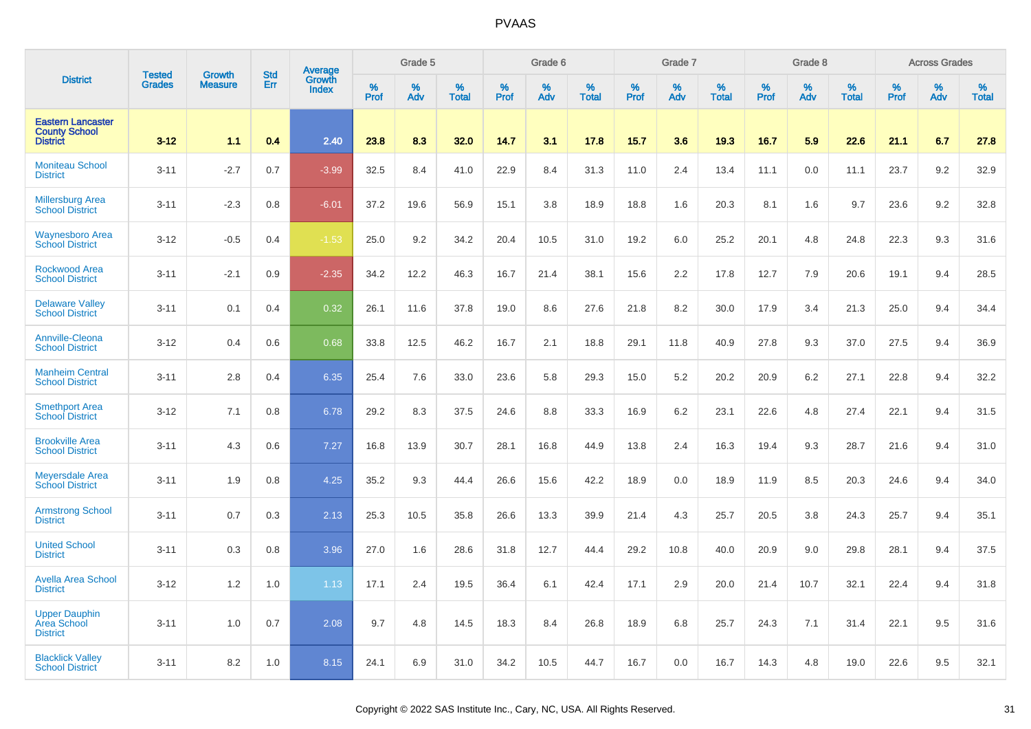# PVAAS

| District | Tested Grades | Growth Measure | Std Err | Average Growth Index | Grade 5 | | | Grade 6 | | | Grade 7 | | | Grade 8 | | | Across Grades | | |
|---|---|---|---|---|---|---|---|---|---|---|---|---|---|---|---|---|---|---|---|
| | | | | | % Prof | % Adv | % Total | % Prof | % Adv | % Total | % Prof | % Adv | % Total | % Prof | % Adv | % Total | % Prof | % Adv | % Total |
| **Eastern Lancaster County School District** | **3-12** | **1.1** | **0.4** | **2.40** | **23.8** | **8.3** | **32.0** | **14.7** | **3.1** | **17.8** | **15.7** | **3.6** | **19.3** | **16.7** | **5.9** | **22.6** | **21.1** | **6.7** | **27.8** |
| Moniteau School District | 3-11 | -2.7 | 0.7 | -3.99 | 32.5 | 8.4 | 41.0 | 22.9 | 8.4 | 31.3 | 11.0 | 2.4 | 13.4 | 11.1 | 0.0 | 11.1 | 23.7 | 9.2 | 32.9 |
| Millersburg Area School District | 3-11 | -2.3 | 0.8 | -6.01 | 37.2 | 19.6 | 56.9 | 15.1 | 3.8 | 18.9 | 18.8 | 1.6 | 20.3 | 8.1 | 1.6 | 9.7 | 23.6 | 9.2 | 32.8 |
| Waynesboro Area School District | 3-12 | -0.5 | 0.4 | -1.53 | 25.0 | 9.2 | 34.2 | 20.4 | 10.5 | 31.0 | 19.2 | 6.0 | 25.2 | 20.1 | 4.8 | 24.8 | 22.3 | 9.3 | 31.6 |
| Rockwood Area School District | 3-11 | -2.1 | 0.9 | -2.35 | 34.2 | 12.2 | 46.3 | 16.7 | 21.4 | 38.1 | 15.6 | 2.2 | 17.8 | 12.7 | 7.9 | 20.6 | 19.1 | 9.4 | 28.5 |
| Delaware Valley School District | 3-11 | 0.1 | 0.4 | 0.32 | 26.1 | 11.6 | 37.8 | 19.0 | 8.6 | 27.6 | 21.8 | 8.2 | 30.0 | 17.9 | 3.4 | 21.3 | 25.0 | 9.4 | 34.4 |
| Annville-Cleona School District | 3-12 | 0.4 | 0.6 | 0.68 | 33.8 | 12.5 | 46.2 | 16.7 | 2.1 | 18.8 | 29.1 | 11.8 | 40.9 | 27.8 | 9.3 | 37.0 | 27.5 | 9.4 | 36.9 |
| Manheim Central School District | 3-11 | 2.8 | 0.4 | 6.35 | 25.4 | 7.6 | 33.0 | 23.6 | 5.8 | 29.3 | 15.0 | 5.2 | 20.2 | 20.9 | 6.2 | 27.1 | 22.8 | 9.4 | 32.2 |
| Smethport Area School District | 3-12 | 7.1 | 0.8 | 6.78 | 29.2 | 8.3 | 37.5 | 24.6 | 8.8 | 33.3 | 16.9 | 6.2 | 23.1 | 22.6 | 4.8 | 27.4 | 22.1 | 9.4 | 31.5 |
| Brookville Area School District | 3-11 | 4.3 | 0.6 | 7.27 | 16.8 | 13.9 | 30.7 | 28.1 | 16.8 | 44.9 | 13.8 | 2.4 | 16.3 | 19.4 | 9.3 | 28.7 | 21.6 | 9.4 | 31.0 |
| Meyersdale Area School District | 3-11 | 1.9 | 0.8 | 4.25 | 35.2 | 9.3 | 44.4 | 26.6 | 15.6 | 42.2 | 18.9 | 0.0 | 18.9 | 11.9 | 8.5 | 20.3 | 24.6 | 9.4 | 34.0 |
| Armstrong School District | 3-11 | 0.7 | 0.3 | 2.13 | 25.3 | 10.5 | 35.8 | 26.6 | 13.3 | 39.9 | 21.4 | 4.3 | 25.7 | 20.5 | 3.8 | 24.3 | 25.7 | 9.4 | 35.1 |
| United School District | 3-11 | 0.3 | 0.8 | 3.96 | 27.0 | 1.6 | 28.6 | 31.8 | 12.7 | 44.4 | 29.2 | 10.8 | 40.0 | 20.9 | 9.0 | 29.8 | 28.1 | 9.4 | 37.5 |
| Avella Area School District | 3-12 | 1.2 | 1.0 | 1.13 | 17.1 | 2.4 | 19.5 | 36.4 | 6.1 | 42.4 | 17.1 | 2.9 | 20.0 | 21.4 | 10.7 | 32.1 | 22.4 | 9.4 | 31.8 |
| Upper Dauphin Area School District | 3-11 | 1.0 | 0.7 | 2.08 | 9.7 | 4.8 | 14.5 | 18.3 | 8.4 | 26.8 | 18.9 | 6.8 | 25.7 | 24.3 | 7.1 | 31.4 | 22.1 | 9.5 | 31.6 |
| Blacklick Valley School District | 3-11 | 8.2 | 1.0 | 8.15 | 24.1 | 6.9 | 31.0 | 34.2 | 10.5 | 44.7 | 16.7 | 0.0 | 16.7 | 14.3 | 4.8 | 19.0 | 22.6 | 9.5 | 32.1 |

Copyright © 2022 SAS Institute Inc., Cary, NC, USA. All Rights Reserved.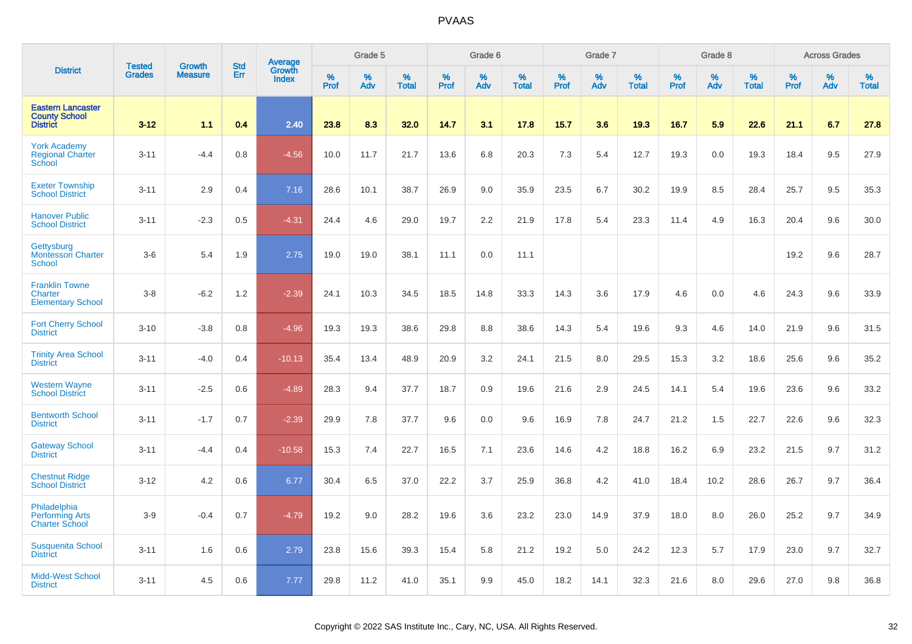| District | Tested Grades | Growth Measure | Std Err | Average Growth Index | Grade 5 | | | Grade 6 | | | Grade 7 | | | Grade 8 | | | Across Grades | | |
|---|---|---|---|---|---|---|---|---|---|---|---|---|---|---|---|---|---|---|---|
| | | | | | % Prof | % Adv | % Total | % Prof | % Adv | % Total | % Prof | % Adv | % Total | % Prof | % Adv | % Total | % Prof | % Adv | % Total |
| **Eastern Lancaster County School District** | **3-12** | **1.1** | **0.4** | **2.40** | **23.8** | **8.3** | **32.0** | **14.7** | **3.1** | **17.8** | **15.7** | **3.6** | **19.3** | **16.7** | **5.9** | **22.6** | **21.1** | **6.7** | **27.8** |
| York Academy Regional Charter School | 3-11 | -4.4 | 0.8 | -4.56 | 10.0 | 11.7 | 21.7 | 13.6 | 6.8 | 20.3 | 7.3 | 5.4 | 12.7 | 19.3 | 0.0 | 19.3 | 18.4 | 9.5 | 27.9 |
| Exeter Township School District | 3-11 | 2.9 | 0.4 | 7.16 | 28.6 | 10.1 | 38.7 | 26.9 | 9.0 | 35.9 | 23.5 | 6.7 | 30.2 | 19.9 | 8.5 | 28.4 | 25.7 | 9.5 | 35.3 |
| Hanover Public School District | 3-11 | -2.3 | 0.5 | -4.31 | 24.4 | 4.6 | 29.0 | 19.7 | 2.2 | 21.9 | 17.8 | 5.4 | 23.3 | 11.4 | 4.9 | 16.3 | 20.4 | 9.6 | 30.0 |
| Gettysburg Montessori Charter School | 3-6 | 5.4 | 1.9 | 2.75 | 19.0 | 19.0 | 38.1 | 11.1 | 0.0 | 11.1 | | | | | | | 19.2 | 9.6 | 28.7 |
| Franklin Towne Charter Elementary School | 3-8 | -6.2 | 1.2 | -2.39 | 24.1 | 10.3 | 34.5 | 18.5 | 14.8 | 33.3 | 14.3 | 3.6 | 17.9 | 4.6 | 0.0 | 4.6 | 24.3 | 9.6 | 33.9 |
| Fort Cherry School District | 3-10 | -3.8 | 0.8 | -4.96 | 19.3 | 19.3 | 38.6 | 29.8 | 8.8 | 38.6 | 14.3 | 5.4 | 19.6 | 9.3 | 4.6 | 14.0 | 21.9 | 9.6 | 31.5 |
| Trinity Area School District | 3-11 | -4.0 | 0.4 | -10.13 | 35.4 | 13.4 | 48.9 | 20.9 | 3.2 | 24.1 | 21.5 | 8.0 | 29.5 | 15.3 | 3.2 | 18.6 | 25.6 | 9.6 | 35.2 |
| Western Wayne School District | 3-11 | -2.5 | 0.6 | -4.89 | 28.3 | 9.4 | 37.7 | 18.7 | 0.9 | 19.6 | 21.6 | 2.9 | 24.5 | 14.1 | 5.4 | 19.6 | 23.6 | 9.6 | 33.2 |
| Bentworth School District | 3-11 | -1.7 | 0.7 | -2.39 | 29.9 | 7.8 | 37.7 | 9.6 | 0.0 | 9.6 | 16.9 | 7.8 | 24.7 | 21.2 | 1.5 | 22.7 | 22.6 | 9.6 | 32.3 |
| Gateway School District | 3-11 | -4.4 | 0.4 | -10.58 | 15.3 | 7.4 | 22.7 | 16.5 | 7.1 | 23.6 | 14.6 | 4.2 | 18.8 | 16.2 | 6.9 | 23.2 | 21.5 | 9.7 | 31.2 |
| Chestnut Ridge School District | 3-12 | 4.2 | 0.6 | 6.77 | 30.4 | 6.5 | 37.0 | 22.2 | 3.7 | 25.9 | 36.8 | 4.2 | 41.0 | 18.4 | 10.2 | 28.6 | 26.7 | 9.7 | 36.4 |
| Philadelphia Performing Arts Charter School | 3-9 | -0.4 | 0.7 | -4.79 | 19.2 | 9.0 | 28.2 | 19.6 | 3.6 | 23.2 | 23.0 | 14.9 | 37.9 | 18.0 | 8.0 | 26.0 | 25.2 | 9.7 | 34.9 |
| Susquenita School District | 3-11 | 1.6 | 0.6 | 2.79 | 23.8 | 15.6 | 39.3 | 15.4 | 5.8 | 21.2 | 19.2 | 5.0 | 24.2 | 12.3 | 5.7 | 17.9 | 23.0 | 9.7 | 32.7 |
| Midd-West School District | 3-11 | 4.5 | 0.6 | 7.77 | 29.8 | 11.2 | 41.0 | 35.1 | 9.9 | 45.0 | 18.2 | 14.1 | 32.3 | 21.6 | 8.0 | 29.6 | 27.0 | 9.8 | 36.8 |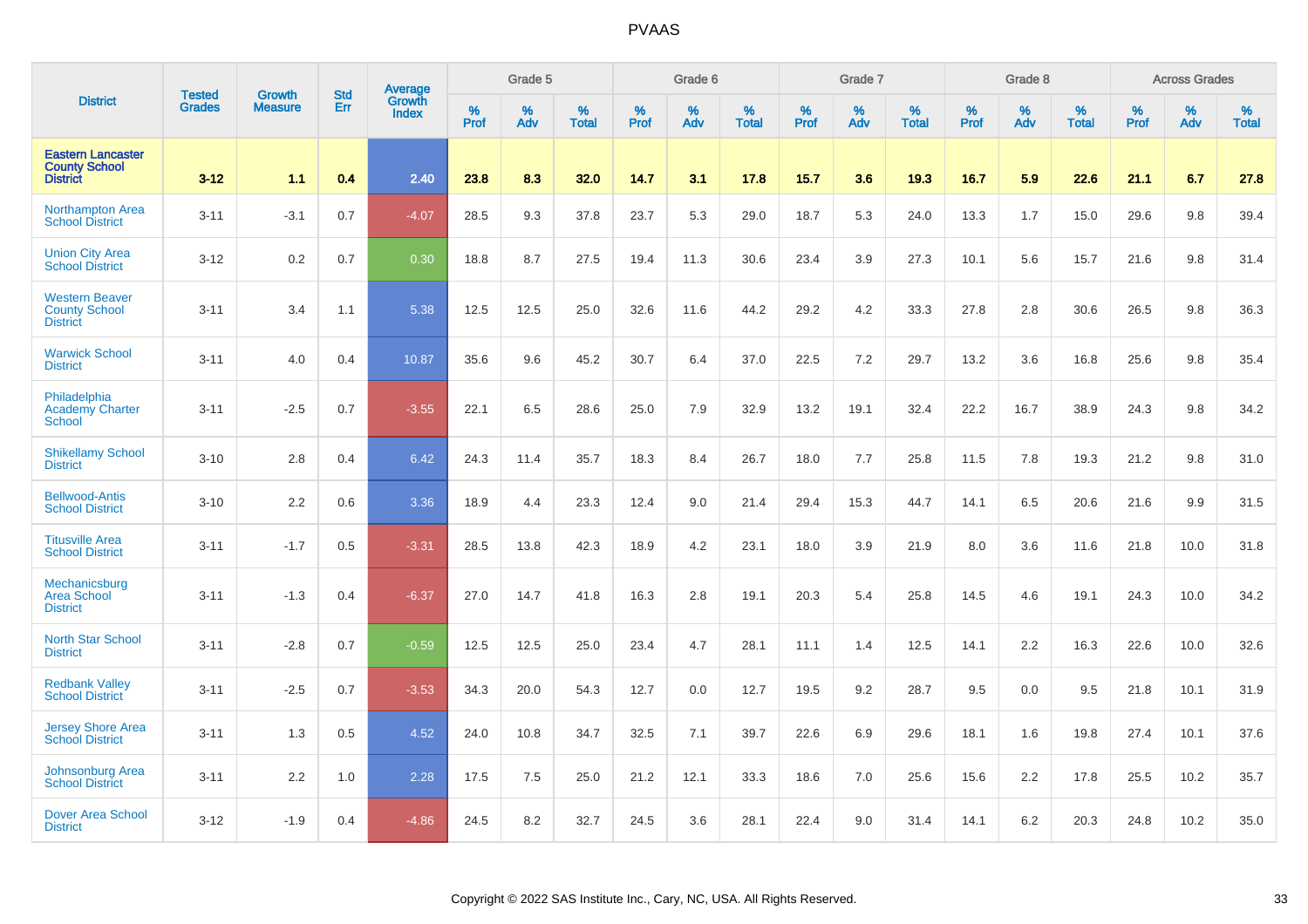| District | Tested Grades | Growth Measure | Std Err | Average Growth Index | Grade 5 | | | Grade 6 | | | Grade 7 | | | Grade 8 | | | Across Grades | | |
|---|---|---|---|---|---|---|---|---|---|---|---|---|---|---|---|---|---|---|---|
| | | | | | % Prof | % Adv | % Total | % Prof | % Adv | % Total | % Prof | % Adv | % Total | % Prof | % Adv | % Total | % Prof | % Adv | % Total |
| **Eastern Lancaster County School District** | **3-12** | **1.1** | **0.4** | **2.40** | **23.8** | **8.3** | **32.0** | **14.7** | **3.1** | **17.8** | **15.7** | **3.6** | **19.3** | **16.7** | **5.9** | **22.6** | **21.1** | **6.7** | **27.8** |
| Northampton Area School District | 3-11 | -3.1 | 0.7 | -4.07 | 28.5 | 9.3 | 37.8 | 23.7 | 5.3 | 29.0 | 18.7 | 5.3 | 24.0 | 13.3 | 1.7 | 15.0 | 29.6 | 9.8 | 39.4 |
| Union City Area School District | 3-12 | 0.2 | 0.7 | 0.30 | 18.8 | 8.7 | 27.5 | 19.4 | 11.3 | 30.6 | 23.4 | 3.9 | 27.3 | 10.1 | 5.6 | 15.7 | 21.6 | 9.8 | 31.4 |
| Western Beaver County School District | 3-11 | 3.4 | 1.1 | 5.38 | 12.5 | 12.5 | 25.0 | 32.6 | 11.6 | 44.2 | 29.2 | 4.2 | 33.3 | 27.8 | 2.8 | 30.6 | 26.5 | 9.8 | 36.3 |
| Warwick School District | 3-11 | 4.0 | 0.4 | 10.87 | 35.6 | 9.6 | 45.2 | 30.7 | 6.4 | 37.0 | 22.5 | 7.2 | 29.7 | 13.2 | 3.6 | 16.8 | 25.6 | 9.8 | 35.4 |
| Philadelphia Academy Charter School | 3-11 | -2.5 | 0.7 | -3.55 | 22.1 | 6.5 | 28.6 | 25.0 | 7.9 | 32.9 | 13.2 | 19.1 | 32.4 | 22.2 | 16.7 | 38.9 | 24.3 | 9.8 | 34.2 |
| Shikellamy School District | 3-10 | 2.8 | 0.4 | 6.42 | 24.3 | 11.4 | 35.7 | 18.3 | 8.4 | 26.7 | 18.0 | 7.7 | 25.8 | 11.5 | 7.8 | 19.3 | 21.2 | 9.8 | 31.0 |
| Bellwood-Antis School District | 3-10 | 2.2 | 0.6 | 3.36 | 18.9 | 4.4 | 23.3 | 12.4 | 9.0 | 21.4 | 29.4 | 15.3 | 44.7 | 14.1 | 6.5 | 20.6 | 21.6 | 9.9 | 31.5 |
| Titusville Area School District | 3-11 | -1.7 | 0.5 | -3.31 | 28.5 | 13.8 | 42.3 | 18.9 | 4.2 | 23.1 | 18.0 | 3.9 | 21.9 | 8.0 | 3.6 | 11.6 | 21.8 | 10.0 | 31.8 |
| Mechanicsburg Area School District | 3-11 | -1.3 | 0.4 | -6.37 | 27.0 | 14.7 | 41.8 | 16.3 | 2.8 | 19.1 | 20.3 | 5.4 | 25.8 | 14.5 | 4.6 | 19.1 | 24.3 | 10.0 | 34.2 |
| North Star School District | 3-11 | -2.8 | 0.7 | -0.59 | 12.5 | 12.5 | 25.0 | 23.4 | 4.7 | 28.1 | 11.1 | 1.4 | 12.5 | 14.1 | 2.2 | 16.3 | 22.6 | 10.0 | 32.6 |
| Redbank Valley School District | 3-11 | -2.5 | 0.7 | -3.53 | 34.3 | 20.0 | 54.3 | 12.7 | 0.0 | 12.7 | 19.5 | 9.2 | 28.7 | 9.5 | 0.0 | 9.5 | 21.8 | 10.1 | 31.9 |
| Jersey Shore Area School District | 3-11 | 1.3 | 0.5 | 4.52 | 24.0 | 10.8 | 34.7 | 32.5 | 7.1 | 39.7 | 22.6 | 6.9 | 29.6 | 18.1 | 1.6 | 19.8 | 27.4 | 10.1 | 37.6 |
| Johnsonburg Area School District | 3-11 | 2.2 | 1.0 | 2.28 | 17.5 | 7.5 | 25.0 | 21.2 | 12.1 | 33.3 | 18.6 | 7.0 | 25.6 | 15.6 | 2.2 | 17.8 | 25.5 | 10.2 | 35.7 |
| Dover Area School District | 3-12 | -1.9 | 0.4 | -4.86 | 24.5 | 8.2 | 32.7 | 24.5 | 3.6 | 28.1 | 22.4 | 9.0 | 31.4 | 14.1 | 6.2 | 20.3 | 24.8 | 10.2 | 35.0 |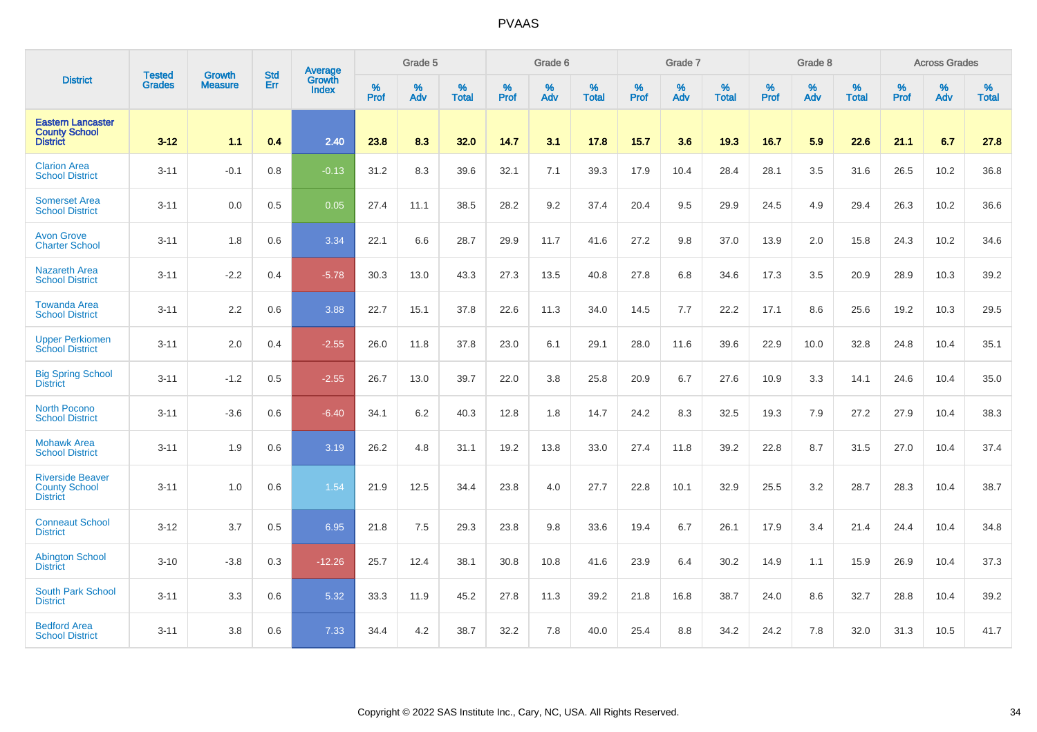# PVAAS

| District | Tested Grades | Growth Measure | Std Err | Average Growth Index | Grade 5 | | | Grade 6 | | | Grade 7 | | | Grade 8 | | | Across Grades | | |
|---|---|---|---|---|---|---|---|---|---|---|---|---|---|---|---|---|---|---|---|
| | | | | | % Prof | % Adv | % Total | % Prof | % Adv | % Total | % Prof | % Adv | % Total | % Prof | % Adv | % Total | % Prof | % Adv | % Total |
| **Eastern Lancaster County School District** | **3-12** | **1.1** | **0.4** | **2.40** | **23.8** | **8.3** | **32.0** | **14.7** | **3.1** | **17.8** | **15.7** | **3.6** | **19.3** | **16.7** | **5.9** | **22.6** | **21.1** | **6.7** | **27.8** |
| Clarion Area School District | 3-11 | -0.1 | 0.8 | -0.13 | 31.2 | 8.3 | 39.6 | 32.1 | 7.1 | 39.3 | 17.9 | 10.4 | 28.4 | 28.1 | 3.5 | 31.6 | 26.5 | 10.2 | 36.8 |
| Somerset Area School District | 3-11 | 0.0 | 0.5 | 0.05 | 27.4 | 11.1 | 38.5 | 28.2 | 9.2 | 37.4 | 20.4 | 9.5 | 29.9 | 24.5 | 4.9 | 29.4 | 26.3 | 10.2 | 36.6 |
| Avon Grove Charter School | 3-11 | 1.8 | 0.6 | 3.34 | 22.1 | 6.6 | 28.7 | 29.9 | 11.7 | 41.6 | 27.2 | 9.8 | 37.0 | 13.9 | 2.0 | 15.8 | 24.3 | 10.2 | 34.6 |
| Nazareth Area School District | 3-11 | -2.2 | 0.4 | -5.78 | 30.3 | 13.0 | 43.3 | 27.3 | 13.5 | 40.8 | 27.8 | 6.8 | 34.6 | 17.3 | 3.5 | 20.9 | 28.9 | 10.3 | 39.2 |
| Towanda Area School District | 3-11 | 2.2 | 0.6 | 3.88 | 22.7 | 15.1 | 37.8 | 22.6 | 11.3 | 34.0 | 14.5 | 7.7 | 22.2 | 17.1 | 8.6 | 25.6 | 19.2 | 10.3 | 29.5 |
| Upper Perkiomen School District | 3-11 | 2.0 | 0.4 | -2.55 | 26.0 | 11.8 | 37.8 | 23.0 | 6.1 | 29.1 | 28.0 | 11.6 | 39.6 | 22.9 | 10.0 | 32.8 | 24.8 | 10.4 | 35.1 |
| Big Spring School District | 3-11 | -1.2 | 0.5 | -2.55 | 26.7 | 13.0 | 39.7 | 22.0 | 3.8 | 25.8 | 20.9 | 6.7 | 27.6 | 10.9 | 3.3 | 14.1 | 24.6 | 10.4 | 35.0 |
| North Pocono School District | 3-11 | -3.6 | 0.6 | -6.40 | 34.1 | 6.2 | 40.3 | 12.8 | 1.8 | 14.7 | 24.2 | 8.3 | 32.5 | 19.3 | 7.9 | 27.2 | 27.9 | 10.4 | 38.3 |
| Mohawk Area School District | 3-11 | 1.9 | 0.6 | 3.19 | 26.2 | 4.8 | 31.1 | 19.2 | 13.8 | 33.0 | 27.4 | 11.8 | 39.2 | 22.8 | 8.7 | 31.5 | 27.0 | 10.4 | 37.4 |
| Riverside Beaver County School District | 3-11 | 1.0 | 0.6 | 1.54 | 21.9 | 12.5 | 34.4 | 23.8 | 4.0 | 27.7 | 22.8 | 10.1 | 32.9 | 25.5 | 3.2 | 28.7 | 28.3 | 10.4 | 38.7 |
| Conneaut School District | 3-12 | 3.7 | 0.5 | 6.95 | 21.8 | 7.5 | 29.3 | 23.8 | 9.8 | 33.6 | 19.4 | 6.7 | 26.1 | 17.9 | 3.4 | 21.4 | 24.4 | 10.4 | 34.8 |
| Abington School District | 3-10 | -3.8 | 0.3 | -12.26 | 25.7 | 12.4 | 38.1 | 30.8 | 10.8 | 41.6 | 23.9 | 6.4 | 30.2 | 14.9 | 1.1 | 15.9 | 26.9 | 10.4 | 37.3 |
| South Park School District | 3-11 | 3.3 | 0.6 | 5.32 | 33.3 | 11.9 | 45.2 | 27.8 | 11.3 | 39.2 | 21.8 | 16.8 | 38.7 | 24.0 | 8.6 | 32.7 | 28.8 | 10.4 | 39.2 |
| Bedford Area School District | 3-11 | 3.8 | 0.6 | 7.33 | 34.4 | 4.2 | 38.7 | 32.2 | 7.8 | 40.0 | 25.4 | 8.8 | 34.2 | 24.2 | 7.8 | 32.0 | 31.3 | 10.5 | 41.7 |

Copyright © 2022 SAS Institute Inc., Cary, NC, USA. All Rights Reserved.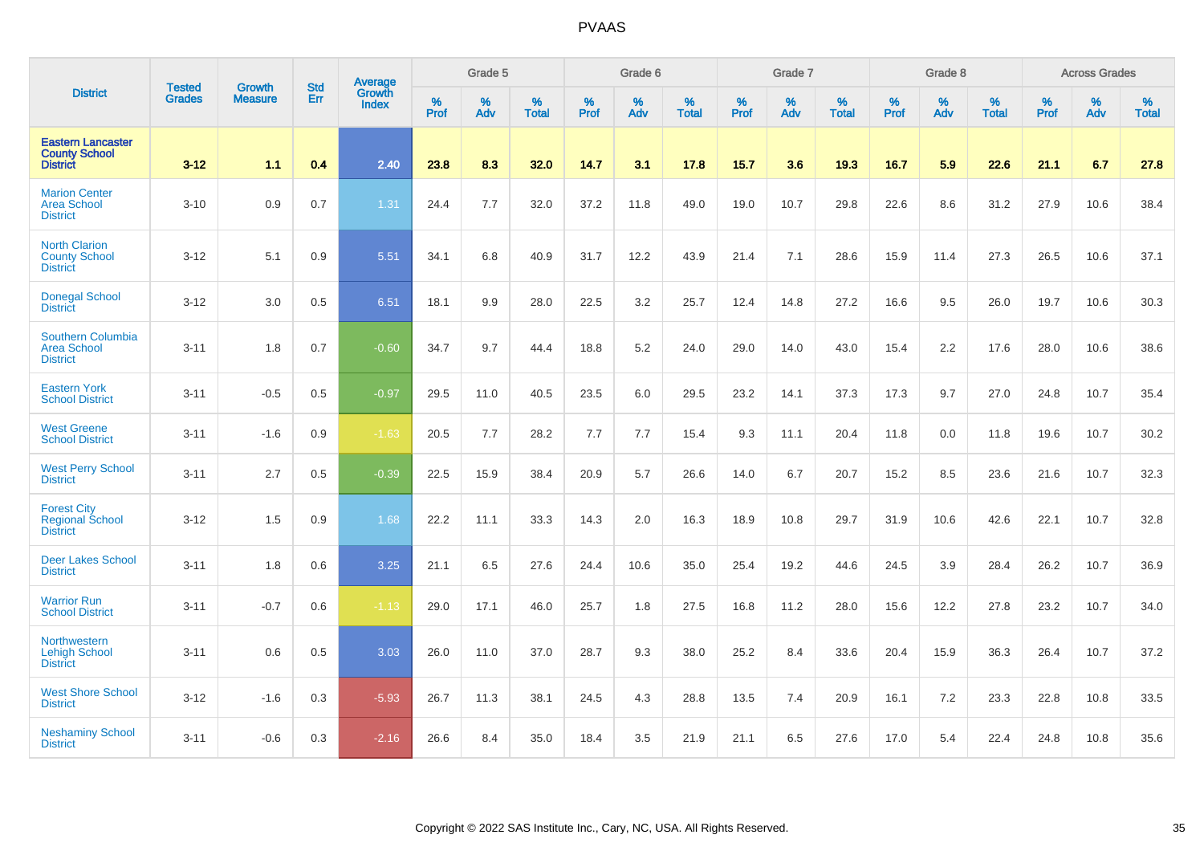| District | Tested Grades | Growth Measure | Std Err | Average Growth Index | Grade 5 | | | Grade 6 | | | Grade 7 | | | Grade 8 | | | Across Grades | | |
|---|---|---|---|---|---|---|---|---|---|---|---|---|---|---|---|---|---|---|---|
| | | | | | % Prof | % Adv | % Total | % Prof | % Adv | % Total | % Prof | % Adv | % Total | % Prof | % Adv | % Total | % Prof | % Adv | % Total |
| **Eastern Lancaster County School District** | **3-12** | **1.1** | **0.4** | **2.40** | **23.8** | **8.3** | **32.0** | **14.7** | **3.1** | **17.8** | **15.7** | **3.6** | **19.3** | **16.7** | **5.9** | **22.6** | **21.1** | **6.7** | **27.8** |
| Marion Center Area School District | 3-10 | 0.9 | 0.7 | 1.31 | 24.4 | 7.7 | 32.0 | 37.2 | 11.8 | 49.0 | 19.0 | 10.7 | 29.8 | 22.6 | 8.6 | 31.2 | 27.9 | 10.6 | 38.4 |
| North Clarion County School District | 3-12 | 5.1 | 0.9 | 5.51 | 34.1 | 6.8 | 40.9 | 31.7 | 12.2 | 43.9 | 21.4 | 7.1 | 28.6 | 15.9 | 11.4 | 27.3 | 26.5 | 10.6 | 37.1 |
| Donegal School District | 3-12 | 3.0 | 0.5 | 6.51 | 18.1 | 9.9 | 28.0 | 22.5 | 3.2 | 25.7 | 12.4 | 14.8 | 27.2 | 16.6 | 9.5 | 26.0 | 19.7 | 10.6 | 30.3 |
| Southern Columbia Area School District | 3-11 | 1.8 | 0.7 | -0.60 | 34.7 | 9.7 | 44.4 | 18.8 | 5.2 | 24.0 | 29.0 | 14.0 | 43.0 | 15.4 | 2.2 | 17.6 | 28.0 | 10.6 | 38.6 |
| Eastern York School District | 3-11 | -0.5 | 0.5 | -0.97 | 29.5 | 11.0 | 40.5 | 23.5 | 6.0 | 29.5 | 23.2 | 14.1 | 37.3 | 17.3 | 9.7 | 27.0 | 24.8 | 10.7 | 35.4 |
| West Greene School District | 3-11 | -1.6 | 0.9 | -1.63 | 20.5 | 7.7 | 28.2 | 7.7 | 7.7 | 15.4 | 9.3 | 11.1 | 20.4 | 11.8 | 0.0 | 11.8 | 19.6 | 10.7 | 30.2 |
| West Perry School District | 3-11 | 2.7 | 0.5 | -0.39 | 22.5 | 15.9 | 38.4 | 20.9 | 5.7 | 26.6 | 14.0 | 6.7 | 20.7 | 15.2 | 8.5 | 23.6 | 21.6 | 10.7 | 32.3 |
| Forest City Regional School District | 3-12 | 1.5 | 0.9 | 1.68 | 22.2 | 11.1 | 33.3 | 14.3 | 2.0 | 16.3 | 18.9 | 10.8 | 29.7 | 31.9 | 10.6 | 42.6 | 22.1 | 10.7 | 32.8 |
| Deer Lakes School District | 3-11 | 1.8 | 0.6 | 3.25 | 21.1 | 6.5 | 27.6 | 24.4 | 10.6 | 35.0 | 25.4 | 19.2 | 44.6 | 24.5 | 3.9 | 28.4 | 26.2 | 10.7 | 36.9 |
| Warrior Run School District | 3-11 | -0.7 | 0.6 | -1.13 | 29.0 | 17.1 | 46.0 | 25.7 | 1.8 | 27.5 | 16.8 | 11.2 | 28.0 | 15.6 | 12.2 | 27.8 | 23.2 | 10.7 | 34.0 |
| Northwestern Lehigh School District | 3-11 | 0.6 | 0.5 | 3.03 | 26.0 | 11.0 | 37.0 | 28.7 | 9.3 | 38.0 | 25.2 | 8.4 | 33.6 | 20.4 | 15.9 | 36.3 | 26.4 | 10.7 | 37.2 |
| West Shore School District | 3-12 | -1.6 | 0.3 | -5.93 | 26.7 | 11.3 | 38.1 | 24.5 | 4.3 | 28.8 | 13.5 | 7.4 | 20.9 | 16.1 | 7.2 | 23.3 | 22.8 | 10.8 | 33.5 |
| Neshaminy School District | 3-11 | -0.6 | 0.3 | -2.16 | 26.6 | 8.4 | 35.0 | 18.4 | 3.5 | 21.9 | 21.1 | 6.5 | 27.6 | 17.0 | 5.4 | 22.4 | 24.8 | 10.8 | 35.6 |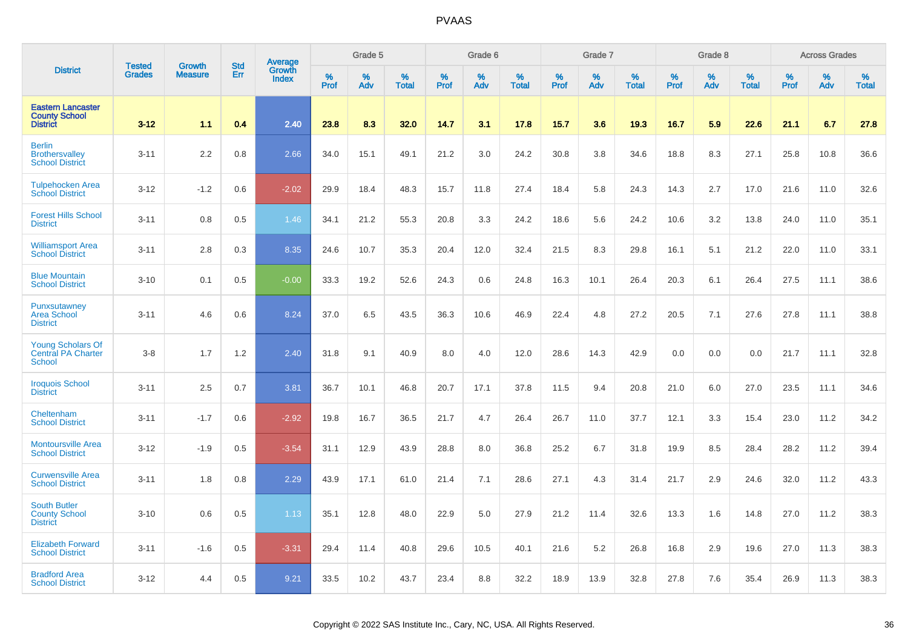| District | Tested Grades | Growth Measure | Std Err | Average Growth Index | Grade 5 | | | Grade 6 | | | Grade 7 | | | Grade 8 | | | Across Grades | | |
|---|---|---|---|---|---|---|---|---|---|---|---|---|---|---|---|---|---|---|---|
| | | | | | % Prof | % Adv | % Total | % Prof | % Adv | % Total | % Prof | % Adv | % Total | % Prof | % Adv | % Total | % Prof | % Adv | % Total |
| **Eastern Lancaster County School District** | **3-12** | **1.1** | **0.4** | **2.40** | **23.8** | **8.3** | **32.0** | **14.7** | **3.1** | **17.8** | **15.7** | **3.6** | **19.3** | **16.7** | **5.9** | **22.6** | **21.1** | **6.7** | **27.8** |
| Berlin Brothersvalley School District | 3-11 | 2.2 | 0.8 | 2.66 | 34.0 | 15.1 | 49.1 | 21.2 | 3.0 | 24.2 | 30.8 | 3.8 | 34.6 | 18.8 | 8.3 | 27.1 | 25.8 | 10.8 | 36.6 |
| Tulpehocken Area School District | 3-12 | -1.2 | 0.6 | -2.02 | 29.9 | 18.4 | 48.3 | 15.7 | 11.8 | 27.4 | 18.4 | 5.8 | 24.3 | 14.3 | 2.7 | 17.0 | 21.6 | 11.0 | 32.6 |
| Forest Hills School District | 3-11 | 0.8 | 0.5 | 1.46 | 34.1 | 21.2 | 55.3 | 20.8 | 3.3 | 24.2 | 18.6 | 5.6 | 24.2 | 10.6 | 3.2 | 13.8 | 24.0 | 11.0 | 35.1 |
| Williamsport Area School District | 3-11 | 2.8 | 0.3 | 8.35 | 24.6 | 10.7 | 35.3 | 20.4 | 12.0 | 32.4 | 21.5 | 8.3 | 29.8 | 16.1 | 5.1 | 21.2 | 22.0 | 11.0 | 33.1 |
| Blue Mountain School District | 3-10 | 0.1 | 0.5 | -0.00 | 33.3 | 19.2 | 52.6 | 24.3 | 0.6 | 24.8 | 16.3 | 10.1 | 26.4 | 20.3 | 6.1 | 26.4 | 27.5 | 11.1 | 38.6 |
| Punxsutawney Area School District | 3-11 | 4.6 | 0.6 | 8.24 | 37.0 | 6.5 | 43.5 | 36.3 | 10.6 | 46.9 | 22.4 | 4.8 | 27.2 | 20.5 | 7.1 | 27.6 | 27.8 | 11.1 | 38.8 |
| Young Scholars Of Central PA Charter School | 3-8 | 1.7 | 1.2 | 2.40 | 31.8 | 9.1 | 40.9 | 8.0 | 4.0 | 12.0 | 28.6 | 14.3 | 42.9 | 0.0 | 0.0 | 0.0 | 21.7 | 11.1 | 32.8 |
| Iroquois School District | 3-11 | 2.5 | 0.7 | 3.81 | 36.7 | 10.1 | 46.8 | 20.7 | 17.1 | 37.8 | 11.5 | 9.4 | 20.8 | 21.0 | 6.0 | 27.0 | 23.5 | 11.1 | 34.6 |
| Cheltenham School District | 3-11 | -1.7 | 0.6 | -2.92 | 19.8 | 16.7 | 36.5 | 21.7 | 4.7 | 26.4 | 26.7 | 11.0 | 37.7 | 12.1 | 3.3 | 15.4 | 23.0 | 11.2 | 34.2 |
| Montoursville Area School District | 3-12 | -1.9 | 0.5 | -3.54 | 31.1 | 12.9 | 43.9 | 28.8 | 8.0 | 36.8 | 25.2 | 6.7 | 31.8 | 19.9 | 8.5 | 28.4 | 28.2 | 11.2 | 39.4 |
| Curwensville Area School District | 3-11 | 1.8 | 0.8 | 2.29 | 43.9 | 17.1 | 61.0 | 21.4 | 7.1 | 28.6 | 27.1 | 4.3 | 31.4 | 21.7 | 2.9 | 24.6 | 32.0 | 11.2 | 43.3 |
| South Butler County School District | 3-10 | 0.6 | 0.5 | 1.13 | 35.1 | 12.8 | 48.0 | 22.9 | 5.0 | 27.9 | 21.2 | 11.4 | 32.6 | 13.3 | 1.6 | 14.8 | 27.0 | 11.2 | 38.3 |
| Elizabeth Forward School District | 3-11 | -1.6 | 0.5 | -3.31 | 29.4 | 11.4 | 40.8 | 29.6 | 10.5 | 40.1 | 21.6 | 5.2 | 26.8 | 16.8 | 2.9 | 19.6 | 27.0 | 11.3 | 38.3 |
| Bradford Area School District | 3-12 | 4.4 | 0.5 | 9.21 | 33.5 | 10.2 | 43.7 | 23.4 | 8.8 | 32.2 | 18.9 | 13.9 | 32.8 | 27.8 | 7.6 | 35.4 | 26.9 | 11.3 | 38.3 |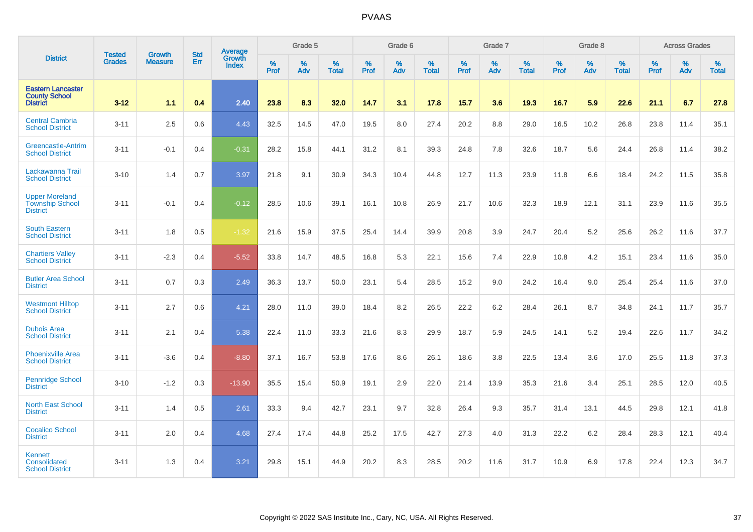| District | Tested Grades | Growth Measure | Std Err | Average Growth Index | Grade 5 | | | Grade 6 | | | Grade 7 | | | Grade 8 | | | Across Grades | | |
|---|---|---|---|---|---|---|---|---|---|---|---|---|---|---|---|---|---|---|---|
| | | | | | % Prof | % Adv | % Total | % Prof | % Adv | % Total | % Prof | % Adv | % Total | % Prof | % Adv | % Total | % Prof | % Adv | % Total |
| **Eastern Lancaster County School District** | **3-12** | **1.1** | **0.4** | **2.40** | **23.8** | **8.3** | **32.0** | **14.7** | **3.1** | **17.8** | **15.7** | **3.6** | **19.3** | **16.7** | **5.9** | **22.6** | **21.1** | **6.7** | **27.8** |
| Central Cambria School District | 3-11 | 2.5 | 0.6 | 4.43 | 32.5 | 14.5 | 47.0 | 19.5 | 8.0 | 27.4 | 20.2 | 8.8 | 29.0 | 16.5 | 10.2 | 26.8 | 23.8 | 11.4 | 35.1 |
| Greencastle-Antrim School District | 3-11 | -0.1 | 0.4 | -0.31 | 28.2 | 15.8 | 44.1 | 31.2 | 8.1 | 39.3 | 24.8 | 7.8 | 32.6 | 18.7 | 5.6 | 24.4 | 26.8 | 11.4 | 38.2 |
| Lackawanna Trail School District | 3-10 | 1.4 | 0.7 | 3.97 | 21.8 | 9.1 | 30.9 | 34.3 | 10.4 | 44.8 | 12.7 | 11.3 | 23.9 | 11.8 | 6.6 | 18.4 | 24.2 | 11.5 | 35.8 |
| Upper Moreland Township School District | 3-11 | -0.1 | 0.4 | -0.12 | 28.5 | 10.6 | 39.1 | 16.1 | 10.8 | 26.9 | 21.7 | 10.6 | 32.3 | 18.9 | 12.1 | 31.1 | 23.9 | 11.6 | 35.5 |
| South Eastern School District | 3-11 | 1.8 | 0.5 | -1.32 | 21.6 | 15.9 | 37.5 | 25.4 | 14.4 | 39.9 | 20.8 | 3.9 | 24.7 | 20.4 | 5.2 | 25.6 | 26.2 | 11.6 | 37.7 |
| Chartiers Valley School District | 3-11 | -2.3 | 0.4 | -5.52 | 33.8 | 14.7 | 48.5 | 16.8 | 5.3 | 22.1 | 15.6 | 7.4 | 22.9 | 10.8 | 4.2 | 15.1 | 23.4 | 11.6 | 35.0 |
| Butler Area School District | 3-11 | 0.7 | 0.3 | 2.49 | 36.3 | 13.7 | 50.0 | 23.1 | 5.4 | 28.5 | 15.2 | 9.0 | 24.2 | 16.4 | 9.0 | 25.4 | 25.4 | 11.6 | 37.0 |
| Westmont Hilltop School District | 3-11 | 2.7 | 0.6 | 4.21 | 28.0 | 11.0 | 39.0 | 18.4 | 8.2 | 26.5 | 22.2 | 6.2 | 28.4 | 26.1 | 8.7 | 34.8 | 24.1 | 11.7 | 35.7 |
| Dubois Area School District | 3-11 | 2.1 | 0.4 | 5.38 | 22.4 | 11.0 | 33.3 | 21.6 | 8.3 | 29.9 | 18.7 | 5.9 | 24.5 | 14.1 | 5.2 | 19.4 | 22.6 | 11.7 | 34.2 |
| Phoenixville Area School District | 3-11 | -3.6 | 0.4 | -8.80 | 37.1 | 16.7 | 53.8 | 17.6 | 8.6 | 26.1 | 18.6 | 3.8 | 22.5 | 13.4 | 3.6 | 17.0 | 25.5 | 11.8 | 37.3 |
| Pennridge School District | 3-10 | -1.2 | 0.3 | -13.90 | 35.5 | 15.4 | 50.9 | 19.1 | 2.9 | 22.0 | 21.4 | 13.9 | 35.3 | 21.6 | 3.4 | 25.1 | 28.5 | 12.0 | 40.5 |
| North East School District | 3-11 | 1.4 | 0.5 | 2.61 | 33.3 | 9.4 | 42.7 | 23.1 | 9.7 | 32.8 | 26.4 | 9.3 | 35.7 | 31.4 | 13.1 | 44.5 | 29.8 | 12.1 | 41.8 |
| Cocalico School District | 3-11 | 2.0 | 0.4 | 4.68 | 27.4 | 17.4 | 44.8 | 25.2 | 17.5 | 42.7 | 27.3 | 4.0 | 31.3 | 22.2 | 6.2 | 28.4 | 28.3 | 12.1 | 40.4 |
| Kennett Consolidated School District | 3-11 | 1.3 | 0.4 | 3.21 | 29.8 | 15.1 | 44.9 | 20.2 | 8.3 | 28.5 | 20.2 | 11.6 | 31.7 | 10.9 | 6.9 | 17.8 | 22.4 | 12.3 | 34.7 |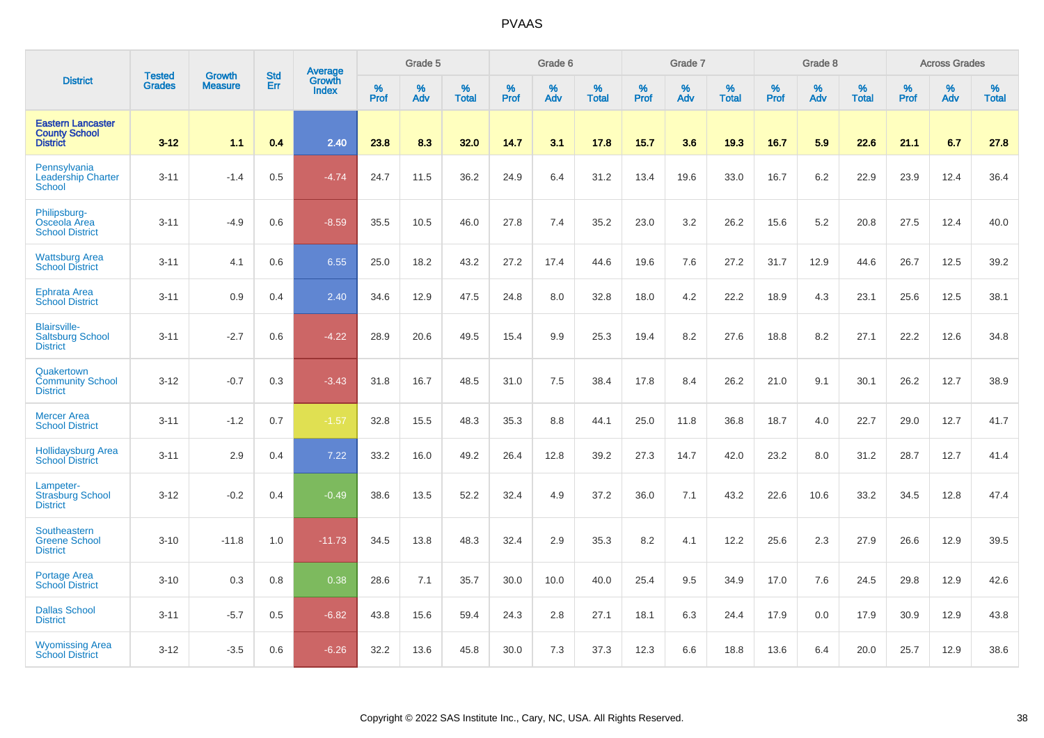# PVAAS

| District | Tested Grades | Growth Measure | Std Err | Average Growth Index | Grade 5 | | | Grade 6 | | | Grade 7 | | | Grade 8 | | | Across Grades | | |
|---|---|---|---|---|---|---|---|---|---|---|---|---|---|---|---|---|---|---|---|
| | | | | | % Prof | % Adv | % Total | % Prof | % Adv | % Total | % Prof | % Adv | % Total | % Prof | % Adv | % Total | % Prof | % Adv | % Total |
| **Eastern Lancaster County School District** | **3-12** | **1.1** | **0.4** | **2.40** | **23.8** | **8.3** | **32.0** | **14.7** | **3.1** | **17.8** | **15.7** | **3.6** | **19.3** | **16.7** | **5.9** | **22.6** | **21.1** | **6.7** | **27.8** |
| Pennsylvania Leadership Charter School | 3-11 | -1.4 | 0.5 | -4.74 | 24.7 | 11.5 | 36.2 | 24.9 | 6.4 | 31.2 | 13.4 | 19.6 | 33.0 | 16.7 | 6.2 | 22.9 | 23.9 | 12.4 | 36.4 |
| Philipsburg-Osceola Area School District | 3-11 | -4.9 | 0.6 | -8.59 | 35.5 | 10.5 | 46.0 | 27.8 | 7.4 | 35.2 | 23.0 | 3.2 | 26.2 | 15.6 | 5.2 | 20.8 | 27.5 | 12.4 | 40.0 |
| Wattsburg Area School District | 3-11 | 4.1 | 0.6 | 6.55 | 25.0 | 18.2 | 43.2 | 27.2 | 17.4 | 44.6 | 19.6 | 7.6 | 27.2 | 31.7 | 12.9 | 44.6 | 26.7 | 12.5 | 39.2 |
| Ephrata Area School District | 3-11 | 0.9 | 0.4 | 2.40 | 34.6 | 12.9 | 47.5 | 24.8 | 8.0 | 32.8 | 18.0 | 4.2 | 22.2 | 18.9 | 4.3 | 23.1 | 25.6 | 12.5 | 38.1 |
| Blairsville-Saltsburg School District | 3-11 | -2.7 | 0.6 | -4.22 | 28.9 | 20.6 | 49.5 | 15.4 | 9.9 | 25.3 | 19.4 | 8.2 | 27.6 | 18.8 | 8.2 | 27.1 | 22.2 | 12.6 | 34.8 |
| Quakertown Community School District | 3-12 | -0.7 | 0.3 | -3.43 | 31.8 | 16.7 | 48.5 | 31.0 | 7.5 | 38.4 | 17.8 | 8.4 | 26.2 | 21.0 | 9.1 | 30.1 | 26.2 | 12.7 | 38.9 |
| Mercer Area School District | 3-11 | -1.2 | 0.7 | -1.57 | 32.8 | 15.5 | 48.3 | 35.3 | 8.8 | 44.1 | 25.0 | 11.8 | 36.8 | 18.7 | 4.0 | 22.7 | 29.0 | 12.7 | 41.7 |
| Hollidaysburg Area School District | 3-11 | 2.9 | 0.4 | 7.22 | 33.2 | 16.0 | 49.2 | 26.4 | 12.8 | 39.2 | 27.3 | 14.7 | 42.0 | 23.2 | 8.0 | 31.2 | 28.7 | 12.7 | 41.4 |
| Lampeter-Strasburg School District | 3-12 | -0.2 | 0.4 | -0.49 | 38.6 | 13.5 | 52.2 | 32.4 | 4.9 | 37.2 | 36.0 | 7.1 | 43.2 | 22.6 | 10.6 | 33.2 | 34.5 | 12.8 | 47.4 |
| Southeastern Greene School District | 3-10 | -11.8 | 1.0 | -11.73 | 34.5 | 13.8 | 48.3 | 32.4 | 2.9 | 35.3 | 8.2 | 4.1 | 12.2 | 25.6 | 2.3 | 27.9 | 26.6 | 12.9 | 39.5 |
| Portage Area School District | 3-10 | 0.3 | 0.8 | 0.38 | 28.6 | 7.1 | 35.7 | 30.0 | 10.0 | 40.0 | 25.4 | 9.5 | 34.9 | 17.0 | 7.6 | 24.5 | 29.8 | 12.9 | 42.6 |
| Dallas School District | 3-11 | -5.7 | 0.5 | -6.82 | 43.8 | 15.6 | 59.4 | 24.3 | 2.8 | 27.1 | 18.1 | 6.3 | 24.4 | 17.9 | 0.0 | 17.9 | 30.9 | 12.9 | 43.8 |
| Wyomissing Area School District | 3-12 | -3.5 | 0.6 | -6.26 | 32.2 | 13.6 | 45.8 | 30.0 | 7.3 | 37.3 | 12.3 | 6.6 | 18.8 | 13.6 | 6.4 | 20.0 | 25.7 | 12.9 | 38.6 |

Copyright © 2022 SAS Institute Inc., Cary, NC, USA. All Rights Reserved.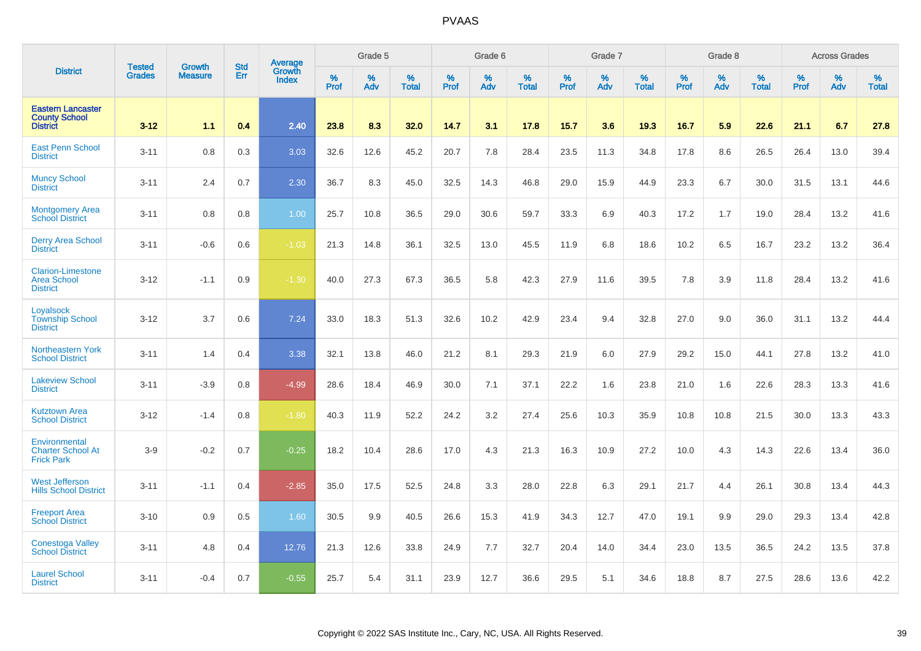# PVAAS

| District | Tested Grades | Growth Measure | Std Err | Average Growth Index | Grade 5 | | | Grade 6 | | | Grade 7 | | | Grade 8 | | | Across Grades | | |
|---|---|---|---|---|---|---|---|---|---|---|---|---|---|---|---|---|---|---|---|
| | | | | | % Prof | % Adv | % Total | % Prof | % Adv | % Total | % Prof | % Adv | % Total | % Prof | % Adv | % Total | % Prof | % Adv | % Total |
| **Eastern Lancaster County School District** | **3-12** | **1.1** | **0.4** | **2.40** | **23.8** | **8.3** | **32.0** | **14.7** | **3.1** | **17.8** | **15.7** | **3.6** | **19.3** | **16.7** | **5.9** | **22.6** | **21.1** | **6.7** | **27.8** |
| East Penn School District | 3-11 | 0.8 | 0.3 | 3.03 | 32.6 | 12.6 | 45.2 | 20.7 | 7.8 | 28.4 | 23.5 | 11.3 | 34.8 | 17.8 | 8.6 | 26.5 | 26.4 | 13.0 | 39.4 |
| Muncy School District | 3-11 | 2.4 | 0.7 | 2.30 | 36.7 | 8.3 | 45.0 | 32.5 | 14.3 | 46.8 | 29.0 | 15.9 | 44.9 | 23.3 | 6.7 | 30.0 | 31.5 | 13.1 | 44.6 |
| Montgomery Area School District | 3-11 | 0.8 | 0.8 | 1.00 | 25.7 | 10.8 | 36.5 | 29.0 | 30.6 | 59.7 | 33.3 | 6.9 | 40.3 | 17.2 | 1.7 | 19.0 | 28.4 | 13.2 | 41.6 |
| Derry Area School District | 3-11 | -0.6 | 0.6 | -1.03 | 21.3 | 14.8 | 36.1 | 32.5 | 13.0 | 45.5 | 11.9 | 6.8 | 18.6 | 10.2 | 6.5 | 16.7 | 23.2 | 13.2 | 36.4 |
| Clarion-Limestone Area School District | 3-12 | -1.1 | 0.9 | -1.30 | 40.0 | 27.3 | 67.3 | 36.5 | 5.8 | 42.3 | 27.9 | 11.6 | 39.5 | 7.8 | 3.9 | 11.8 | 28.4 | 13.2 | 41.6 |
| Loyalsock Township School District | 3-12 | 3.7 | 0.6 | 7.24 | 33.0 | 18.3 | 51.3 | 32.6 | 10.2 | 42.9 | 23.4 | 9.4 | 32.8 | 27.0 | 9.0 | 36.0 | 31.1 | 13.2 | 44.4 |
| Northeastern York School District | 3-11 | 1.4 | 0.4 | 3.38 | 32.1 | 13.8 | 46.0 | 21.2 | 8.1 | 29.3 | 21.9 | 6.0 | 27.9 | 29.2 | 15.0 | 44.1 | 27.8 | 13.2 | 41.0 |
| Lakeview School District | 3-11 | -3.9 | 0.8 | -4.99 | 28.6 | 18.4 | 46.9 | 30.0 | 7.1 | 37.1 | 22.2 | 1.6 | 23.8 | 21.0 | 1.6 | 22.6 | 28.3 | 13.3 | 41.6 |
| Kutztown Area School District | 3-12 | -1.4 | 0.8 | -1.80 | 40.3 | 11.9 | 52.2 | 24.2 | 3.2 | 27.4 | 25.6 | 10.3 | 35.9 | 10.8 | 10.8 | 21.5 | 30.0 | 13.3 | 43.3 |
| Environmental Charter School At Frick Park | 3-9 | -0.2 | 0.7 | -0.25 | 18.2 | 10.4 | 28.6 | 17.0 | 4.3 | 21.3 | 16.3 | 10.9 | 27.2 | 10.0 | 4.3 | 14.3 | 22.6 | 13.4 | 36.0 |
| West Jefferson Hills School District | 3-11 | -1.1 | 0.4 | -2.85 | 35.0 | 17.5 | 52.5 | 24.8 | 3.3 | 28.0 | 22.8 | 6.3 | 29.1 | 21.7 | 4.4 | 26.1 | 30.8 | 13.4 | 44.3 |
| Freeport Area School District | 3-10 | 0.9 | 0.5 | 1.60 | 30.5 | 9.9 | 40.5 | 26.6 | 15.3 | 41.9 | 34.3 | 12.7 | 47.0 | 19.1 | 9.9 | 29.0 | 29.3 | 13.4 | 42.8 |
| Conestoga Valley School District | 3-11 | 4.8 | 0.4 | 12.76 | 21.3 | 12.6 | 33.8 | 24.9 | 7.7 | 32.7 | 20.4 | 14.0 | 34.4 | 23.0 | 13.5 | 36.5 | 24.2 | 13.5 | 37.8 |
| Laurel School District | 3-11 | -0.4 | 0.7 | -0.55 | 25.7 | 5.4 | 31.1 | 23.9 | 12.7 | 36.6 | 29.5 | 5.1 | 34.6 | 18.8 | 8.7 | 27.5 | 28.6 | 13.6 | 42.2 |

Copyright © 2022 SAS Institute Inc., Cary, NC, USA. All Rights Reserved.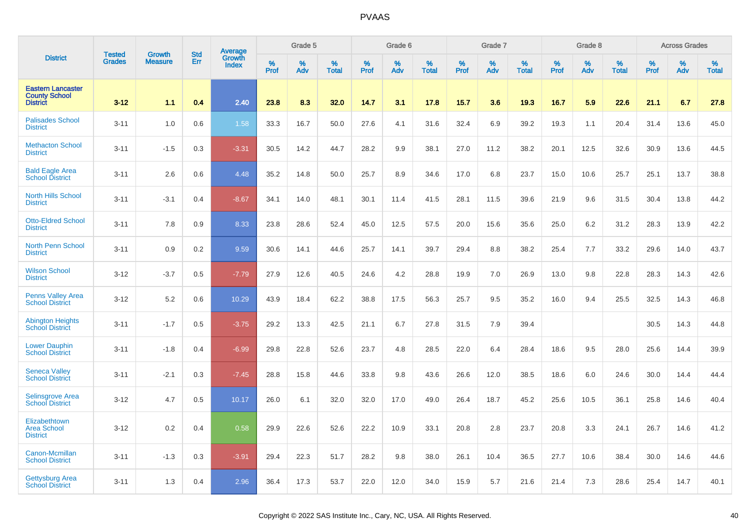| District | Tested Grades | Growth Measure | Std Err | Average Growth Index | Grade 5 | | | Grade 6 | | | Grade 7 | | | Grade 8 | | | Across Grades | | |
|---|---|---|---|---|---|---|---|---|---|---|---|---|---|---|---|---|---|---|---|
| | | | | | % Prof | % Adv | % Total | % Prof | % Adv | % Total | % Prof | % Adv | % Total | % Prof | % Adv | % Total | % Prof | % Adv | % Total |
| **Eastern Lancaster County School District** | **3-12** | **1.1** | **0.4** | **2.40** | **23.8** | **8.3** | **32.0** | **14.7** | **3.1** | **17.8** | **15.7** | **3.6** | **19.3** | **16.7** | **5.9** | **22.6** | **21.1** | **6.7** | **27.8** |
| Palisades School District | 3-11 | 1.0 | 0.6 | 1.58 | 33.3 | 16.7 | 50.0 | 27.6 | 4.1 | 31.6 | 32.4 | 6.9 | 39.2 | 19.3 | 1.1 | 20.4 | 31.4 | 13.6 | 45.0 |
| Methacton School District | 3-11 | -1.5 | 0.3 | -3.31 | 30.5 | 14.2 | 44.7 | 28.2 | 9.9 | 38.1 | 27.0 | 11.2 | 38.2 | 20.1 | 12.5 | 32.6 | 30.9 | 13.6 | 44.5 |
| Bald Eagle Area School District | 3-11 | 2.6 | 0.6 | 4.48 | 35.2 | 14.8 | 50.0 | 25.7 | 8.9 | 34.6 | 17.0 | 6.8 | 23.7 | 15.0 | 10.6 | 25.7 | 25.1 | 13.7 | 38.8 |
| North Hills School District | 3-11 | -3.1 | 0.4 | -8.67 | 34.1 | 14.0 | 48.1 | 30.1 | 11.4 | 41.5 | 28.1 | 11.5 | 39.6 | 21.9 | 9.6 | 31.5 | 30.4 | 13.8 | 44.2 |
| Otto-Eldred School District | 3-11 | 7.8 | 0.9 | 8.33 | 23.8 | 28.6 | 52.4 | 45.0 | 12.5 | 57.5 | 20.0 | 15.6 | 35.6 | 25.0 | 6.2 | 31.2 | 28.3 | 13.9 | 42.2 |
| North Penn School District | 3-11 | 0.9 | 0.2 | 9.59 | 30.6 | 14.1 | 44.6 | 25.7 | 14.1 | 39.7 | 29.4 | 8.8 | 38.2 | 25.4 | 7.7 | 33.2 | 29.6 | 14.0 | 43.7 |
| Wilson School District | 3-12 | -3.7 | 0.5 | -7.79 | 27.9 | 12.6 | 40.5 | 24.6 | 4.2 | 28.8 | 19.9 | 7.0 | 26.9 | 13.0 | 9.8 | 22.8 | 28.3 | 14.3 | 42.6 |
| Penns Valley Area School District | 3-12 | 5.2 | 0.6 | 10.29 | 43.9 | 18.4 | 62.2 | 38.8 | 17.5 | 56.3 | 25.7 | 9.5 | 35.2 | 16.0 | 9.4 | 25.5 | 32.5 | 14.3 | 46.8 |
| Abington Heights School District | 3-11 | -1.7 | 0.5 | -3.75 | 29.2 | 13.3 | 42.5 | 21.1 | 6.7 | 27.8 | 31.5 | 7.9 | 39.4 | | | | 30.5 | 14.3 | 44.8 |
| Lower Dauphin School District | 3-11 | -1.8 | 0.4 | -6.99 | 29.8 | 22.8 | 52.6 | 23.7 | 4.8 | 28.5 | 22.0 | 6.4 | 28.4 | 18.6 | 9.5 | 28.0 | 25.6 | 14.4 | 39.9 |
| Seneca Valley School District | 3-11 | -2.1 | 0.3 | -7.45 | 28.8 | 15.8 | 44.6 | 33.8 | 9.8 | 43.6 | 26.6 | 12.0 | 38.5 | 18.6 | 6.0 | 24.6 | 30.0 | 14.4 | 44.4 |
| Selinsgrove Area School District | 3-12 | 4.7 | 0.5 | 10.17 | 26.0 | 6.1 | 32.0 | 32.0 | 17.0 | 49.0 | 26.4 | 18.7 | 45.2 | 25.6 | 10.5 | 36.1 | 25.8 | 14.6 | 40.4 |
| Elizabethtown Area School District | 3-12 | 0.2 | 0.4 | 0.58 | 29.9 | 22.6 | 52.6 | 22.2 | 10.9 | 33.1 | 20.8 | 2.8 | 23.7 | 20.8 | 3.3 | 24.1 | 26.7 | 14.6 | 41.2 |
| Canon-Mcmillan School District | 3-11 | -1.3 | 0.3 | -3.91 | 29.4 | 22.3 | 51.7 | 28.2 | 9.8 | 38.0 | 26.1 | 10.4 | 36.5 | 27.7 | 10.6 | 38.4 | 30.0 | 14.6 | 44.6 |
| Gettysburg Area School District | 3-11 | 1.3 | 0.4 | 2.96 | 36.4 | 17.3 | 53.7 | 22.0 | 12.0 | 34.0 | 15.9 | 5.7 | 21.6 | 21.4 | 7.3 | 28.6 | 25.4 | 14.7 | 40.1 |

Copyright © 2022 SAS Institute Inc., Cary, NC, USA. All Rights Reserved.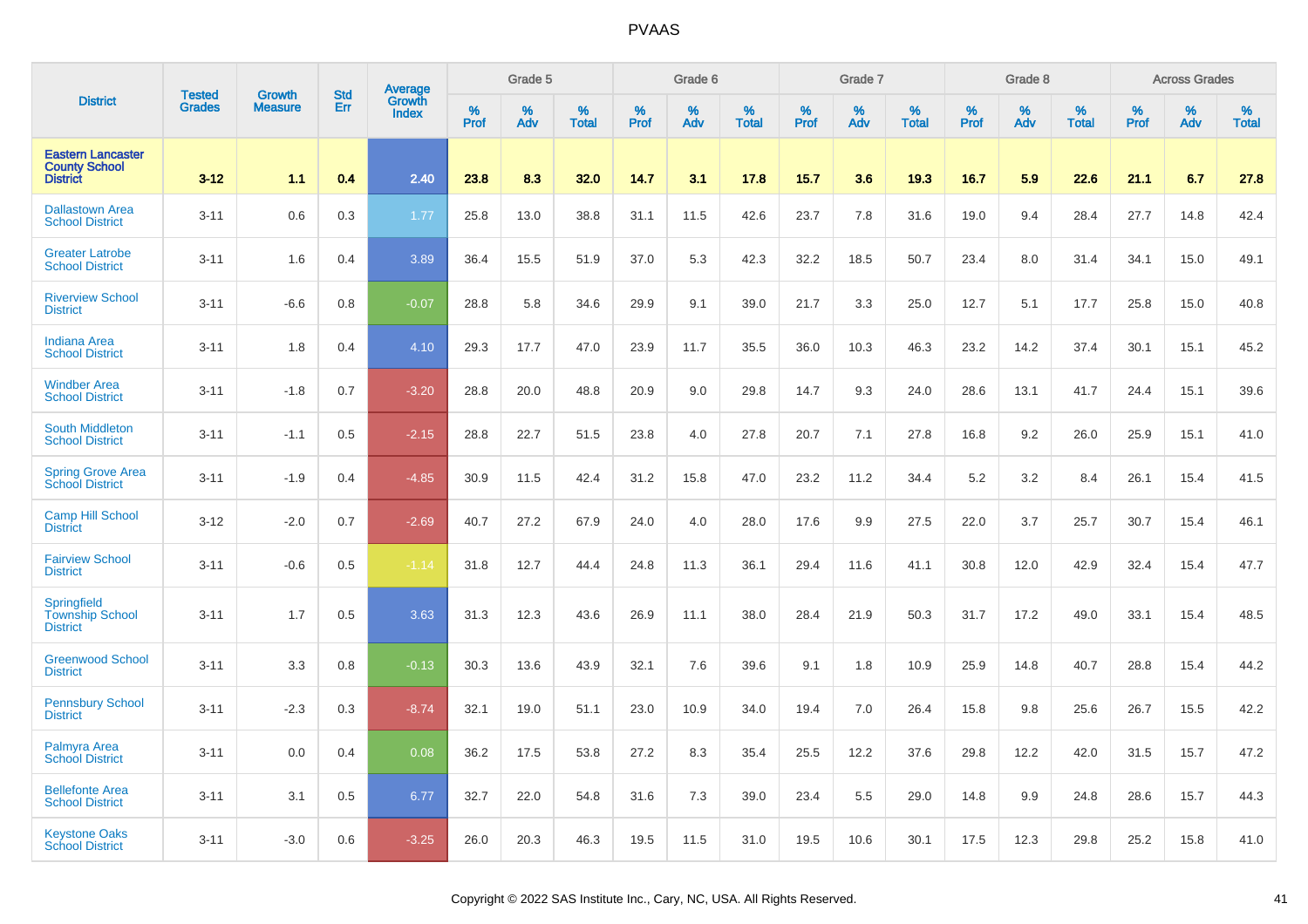| District | Tested Grades | Growth Measure | Std Err | Average Growth Index | Grade 5 | | | Grade 6 | | | Grade 7 | | | Grade 8 | | | Across Grades | | |
|---|---|---|---|---|---|---|---|---|---|---|---|---|---|---|---|---|---|---|---|
| | | | | | % Prof | % Adv | % Total | % Prof | % Adv | % Total | % Prof | % Adv | % Total | % Prof | % Adv | % Total | % Prof | % Adv | % Total |
| **Eastern Lancaster County School District** | **3-12** | **1.1** | **0.4** | **2.40** | **23.8** | **8.3** | **32.0** | **14.7** | **3.1** | **17.8** | **15.7** | **3.6** | **19.3** | **16.7** | **5.9** | **22.6** | **21.1** | **6.7** | **27.8** |
| Dallastown Area School District | 3-11 | 0.6 | 0.3 | 1.77 | 25.8 | 13.0 | 38.8 | 31.1 | 11.5 | 42.6 | 23.7 | 7.8 | 31.6 | 19.0 | 9.4 | 28.4 | 27.7 | 14.8 | 42.4 |
| Greater Latrobe School District | 3-11 | 1.6 | 0.4 | 3.89 | 36.4 | 15.5 | 51.9 | 37.0 | 5.3 | 42.3 | 32.2 | 18.5 | 50.7 | 23.4 | 8.0 | 31.4 | 34.1 | 15.0 | 49.1 |
| Riverview School District | 3-11 | -6.6 | 0.8 | -0.07 | 28.8 | 5.8 | 34.6 | 29.9 | 9.1 | 39.0 | 21.7 | 3.3 | 25.0 | 12.7 | 5.1 | 17.7 | 25.8 | 15.0 | 40.8 |
| Indiana Area School District | 3-11 | 1.8 | 0.4 | 4.10 | 29.3 | 17.7 | 47.0 | 23.9 | 11.7 | 35.5 | 36.0 | 10.3 | 46.3 | 23.2 | 14.2 | 37.4 | 30.1 | 15.1 | 45.2 |
| Windber Area School District | 3-11 | -1.8 | 0.7 | -3.20 | 28.8 | 20.0 | 48.8 | 20.9 | 9.0 | 29.8 | 14.7 | 9.3 | 24.0 | 28.6 | 13.1 | 41.7 | 24.4 | 15.1 | 39.6 |
| South Middleton School District | 3-11 | -1.1 | 0.5 | -2.15 | 28.8 | 22.7 | 51.5 | 23.8 | 4.0 | 27.8 | 20.7 | 7.1 | 27.8 | 16.8 | 9.2 | 26.0 | 25.9 | 15.1 | 41.0 |
| Spring Grove Area School District | 3-11 | -1.9 | 0.4 | -4.85 | 30.9 | 11.5 | 42.4 | 31.2 | 15.8 | 47.0 | 23.2 | 11.2 | 34.4 | 5.2 | 3.2 | 8.4 | 26.1 | 15.4 | 41.5 |
| Camp Hill School District | 3-12 | -2.0 | 0.7 | -2.69 | 40.7 | 27.2 | 67.9 | 24.0 | 4.0 | 28.0 | 17.6 | 9.9 | 27.5 | 22.0 | 3.7 | 25.7 | 30.7 | 15.4 | 46.1 |
| Fairview School District | 3-11 | -0.6 | 0.5 | -1.14 | 31.8 | 12.7 | 44.4 | 24.8 | 11.3 | 36.1 | 29.4 | 11.6 | 41.1 | 30.8 | 12.0 | 42.9 | 32.4 | 15.4 | 47.7 |
| Springfield Township School District | 3-11 | 1.7 | 0.5 | 3.63 | 31.3 | 12.3 | 43.6 | 26.9 | 11.1 | 38.0 | 28.4 | 21.9 | 50.3 | 31.7 | 17.2 | 49.0 | 33.1 | 15.4 | 48.5 |
| Greenwood School District | 3-11 | 3.3 | 0.8 | -0.13 | 30.3 | 13.6 | 43.9 | 32.1 | 7.6 | 39.6 | 9.1 | 1.8 | 10.9 | 25.9 | 14.8 | 40.7 | 28.8 | 15.4 | 44.2 |
| Pennsbury School District | 3-11 | -2.3 | 0.3 | -8.74 | 32.1 | 19.0 | 51.1 | 23.0 | 10.9 | 34.0 | 19.4 | 7.0 | 26.4 | 15.8 | 9.8 | 25.6 | 26.7 | 15.5 | 42.2 |
| Palmyra Area School District | 3-11 | 0.0 | 0.4 | 0.08 | 36.2 | 17.5 | 53.8 | 27.2 | 8.3 | 35.4 | 25.5 | 12.2 | 37.6 | 29.8 | 12.2 | 42.0 | 31.5 | 15.7 | 47.2 |
| Bellefonte Area School District | 3-11 | 3.1 | 0.5 | 6.77 | 32.7 | 22.0 | 54.8 | 31.6 | 7.3 | 39.0 | 23.4 | 5.5 | 29.0 | 14.8 | 9.9 | 24.8 | 28.6 | 15.7 | 44.3 |
| Keystone Oaks School District | 3-11 | -3.0 | 0.6 | -3.25 | 26.0 | 20.3 | 46.3 | 19.5 | 11.5 | 31.0 | 19.5 | 10.6 | 30.1 | 17.5 | 12.3 | 29.8 | 25.2 | 15.8 | 41.0 |

Copyright © 2022 SAS Institute Inc., Cary, NC, USA. All Rights Reserved.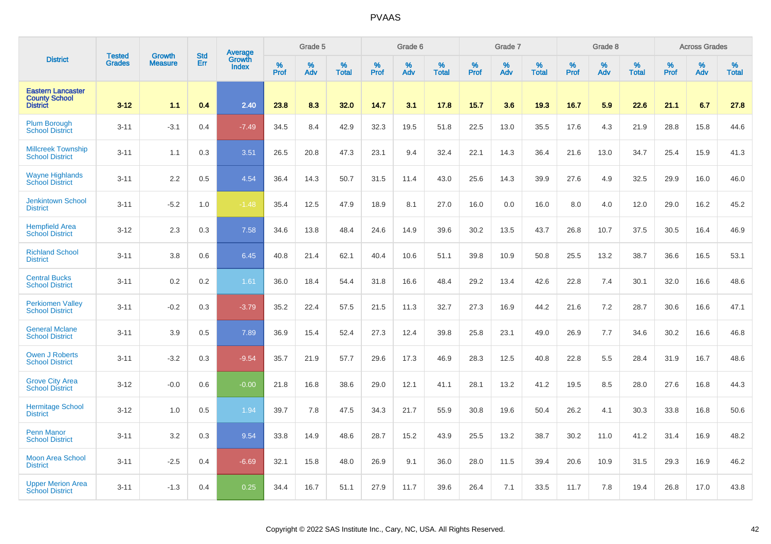| District | Tested Grades | Growth Measure | Std Err | Average Growth Index | Grade 5 | | | Grade 6 | | | Grade 7 | | | Grade 8 | | | Across Grades | | |
|---|---|---|---|---|---|---|---|---|---|---|---|---|---|---|---|---|---|---|---|
| | | | | | % Prof | % Adv | % Total | % Prof | % Adv | % Total | % Prof | % Adv | % Total | % Prof | % Adv | % Total | % Prof | % Adv | % Total |
| **Eastern Lancaster County School District** | **3-12** | **1.1** | **0.4** | **2.40** | **23.8** | **8.3** | **32.0** | **14.7** | **3.1** | **17.8** | **15.7** | **3.6** | **19.3** | **16.7** | **5.9** | **22.6** | **21.1** | **6.7** | **27.8** |
| Plum Borough School District | 3-11 | -3.1 | 0.4 | -7.49 | 34.5 | 8.4 | 42.9 | 32.3 | 19.5 | 51.8 | 22.5 | 13.0 | 35.5 | 17.6 | 4.3 | 21.9 | 28.8 | 15.8 | 44.6 |
| Millcreek Township School District | 3-11 | 1.1 | 0.3 | 3.51 | 26.5 | 20.8 | 47.3 | 23.1 | 9.4 | 32.4 | 22.1 | 14.3 | 36.4 | 21.6 | 13.0 | 34.7 | 25.4 | 15.9 | 41.3 |
| Wayne Highlands School District | 3-11 | 2.2 | 0.5 | 4.54 | 36.4 | 14.3 | 50.7 | 31.5 | 11.4 | 43.0 | 25.6 | 14.3 | 39.9 | 27.6 | 4.9 | 32.5 | 29.9 | 16.0 | 46.0 |
| Jenkintown School District | 3-11 | -5.2 | 1.0 | -1.48 | 35.4 | 12.5 | 47.9 | 18.9 | 8.1 | 27.0 | 16.0 | 0.0 | 16.0 | 8.0 | 4.0 | 12.0 | 29.0 | 16.2 | 45.2 |
| Hempfield Area School District | 3-12 | 2.3 | 0.3 | 7.58 | 34.6 | 13.8 | 48.4 | 24.6 | 14.9 | 39.6 | 30.2 | 13.5 | 43.7 | 26.8 | 10.7 | 37.5 | 30.5 | 16.4 | 46.9 |
| Richland School District | 3-11 | 3.8 | 0.6 | 6.45 | 40.8 | 21.4 | 62.1 | 40.4 | 10.6 | 51.1 | 39.8 | 10.9 | 50.8 | 25.5 | 13.2 | 38.7 | 36.6 | 16.5 | 53.1 |
| Central Bucks School District | 3-11 | 0.2 | 0.2 | 1.61 | 36.0 | 18.4 | 54.4 | 31.8 | 16.6 | 48.4 | 29.2 | 13.4 | 42.6 | 22.8 | 7.4 | 30.1 | 32.0 | 16.6 | 48.6 |
| Perkiomen Valley School District | 3-11 | -0.2 | 0.3 | -3.79 | 35.2 | 22.4 | 57.5 | 21.5 | 11.3 | 32.7 | 27.3 | 16.9 | 44.2 | 21.6 | 7.2 | 28.7 | 30.6 | 16.6 | 47.1 |
| General Mclane School District | 3-11 | 3.9 | 0.5 | 7.89 | 36.9 | 15.4 | 52.4 | 27.3 | 12.4 | 39.8 | 25.8 | 23.1 | 49.0 | 26.9 | 7.7 | 34.6 | 30.2 | 16.6 | 46.8 |
| Owen J Roberts School District | 3-11 | -3.2 | 0.3 | -9.54 | 35.7 | 21.9 | 57.7 | 29.6 | 17.3 | 46.9 | 28.3 | 12.5 | 40.8 | 22.8 | 5.5 | 28.4 | 31.9 | 16.7 | 48.6 |
| Grove City Area School District | 3-12 | -0.0 | 0.6 | -0.00 | 21.8 | 16.8 | 38.6 | 29.0 | 12.1 | 41.1 | 28.1 | 13.2 | 41.2 | 19.5 | 8.5 | 28.0 | 27.6 | 16.8 | 44.3 |
| Hermitage School District | 3-12 | 1.0 | 0.5 | 1.94 | 39.7 | 7.8 | 47.5 | 34.3 | 21.7 | 55.9 | 30.8 | 19.6 | 50.4 | 26.2 | 4.1 | 30.3 | 33.8 | 16.8 | 50.6 |
| Penn Manor School District | 3-11 | 3.2 | 0.3 | 9.54 | 33.8 | 14.9 | 48.6 | 28.7 | 15.2 | 43.9 | 25.5 | 13.2 | 38.7 | 30.2 | 11.0 | 41.2 | 31.4 | 16.9 | 48.2 |
| Moon Area School District | 3-11 | -2.5 | 0.4 | -6.69 | 32.1 | 15.8 | 48.0 | 26.9 | 9.1 | 36.0 | 28.0 | 11.5 | 39.4 | 20.6 | 10.9 | 31.5 | 29.3 | 16.9 | 46.2 |
| Upper Merion Area School District | 3-11 | -1.3 | 0.4 | 0.25 | 34.4 | 16.7 | 51.1 | 27.9 | 11.7 | 39.6 | 26.4 | 7.1 | 33.5 | 11.7 | 7.8 | 19.4 | 26.8 | 17.0 | 43.8 |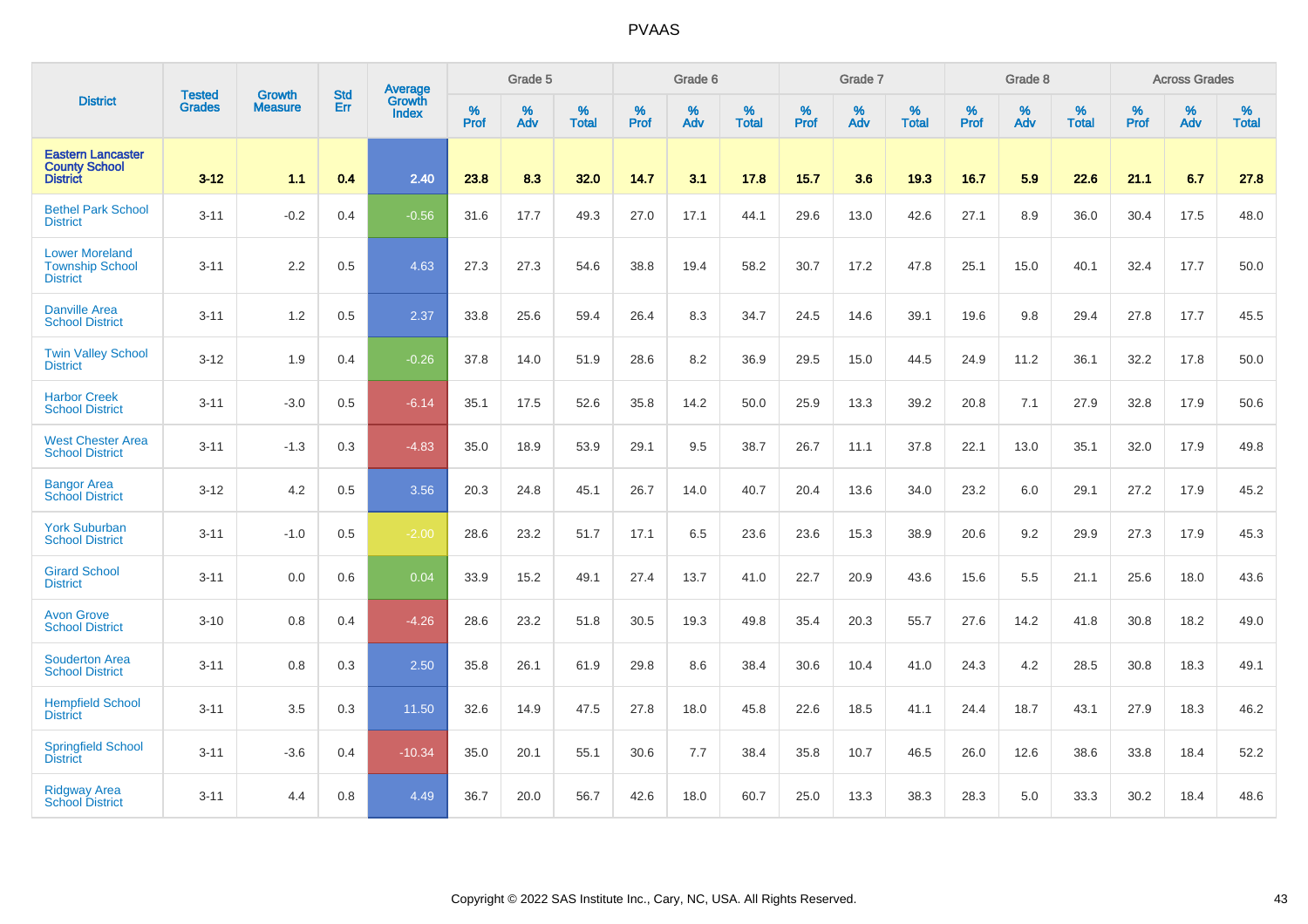# PVAAS

| District | Tested Grades | Growth Measure | Std Err | Average Growth Index | Grade 5 | | | Grade 6 | | | Grade 7 | | | Grade 8 | | | Across Grades | | |
|---|---|---|---|---|---|---|---|---|---|---|---|---|---|---|---|---|---|---|---|
| | | | | | % Prof | % Adv | % Total | % Prof | % Adv | % Total | % Prof | % Adv | % Total | % Prof | % Adv | % Total | % Prof | % Adv | % Total |
| **Eastern Lancaster County School District** | **3-12** | **1.1** | **0.4** | **2.40** | **23.8** | **8.3** | **32.0** | **14.7** | **3.1** | **17.8** | **15.7** | **3.6** | **19.3** | **16.7** | **5.9** | **22.6** | **21.1** | **6.7** | **27.8** |
| Bethel Park School District | 3-11 | -0.2 | 0.4 | -0.56 | 31.6 | 17.7 | 49.3 | 27.0 | 17.1 | 44.1 | 29.6 | 13.0 | 42.6 | 27.1 | 8.9 | 36.0 | 30.4 | 17.5 | 48.0 |
| Lower Moreland Township School District | 3-11 | 2.2 | 0.5 | 4.63 | 27.3 | 27.3 | 54.6 | 38.8 | 19.4 | 58.2 | 30.7 | 17.2 | 47.8 | 25.1 | 15.0 | 40.1 | 32.4 | 17.7 | 50.0 |
| Danville Area School District | 3-11 | 1.2 | 0.5 | 2.37 | 33.8 | 25.6 | 59.4 | 26.4 | 8.3 | 34.7 | 24.5 | 14.6 | 39.1 | 19.6 | 9.8 | 29.4 | 27.8 | 17.7 | 45.5 |
| Twin Valley School District | 3-12 | 1.9 | 0.4 | -0.26 | 37.8 | 14.0 | 51.9 | 28.6 | 8.2 | 36.9 | 29.5 | 15.0 | 44.5 | 24.9 | 11.2 | 36.1 | 32.2 | 17.8 | 50.0 |
| Harbor Creek School District | 3-11 | -3.0 | 0.5 | -6.14 | 35.1 | 17.5 | 52.6 | 35.8 | 14.2 | 50.0 | 25.9 | 13.3 | 39.2 | 20.8 | 7.1 | 27.9 | 32.8 | 17.9 | 50.6 |
| West Chester Area School District | 3-11 | -1.3 | 0.3 | -4.83 | 35.0 | 18.9 | 53.9 | 29.1 | 9.5 | 38.7 | 26.7 | 11.1 | 37.8 | 22.1 | 13.0 | 35.1 | 32.0 | 17.9 | 49.8 |
| Bangor Area School District | 3-12 | 4.2 | 0.5 | 3.56 | 20.3 | 24.8 | 45.1 | 26.7 | 14.0 | 40.7 | 20.4 | 13.6 | 34.0 | 23.2 | 6.0 | 29.1 | 27.2 | 17.9 | 45.2 |
| York Suburban School District | 3-11 | -1.0 | 0.5 | -2.00 | 28.6 | 23.2 | 51.7 | 17.1 | 6.5 | 23.6 | 23.6 | 15.3 | 38.9 | 20.6 | 9.2 | 29.9 | 27.3 | 17.9 | 45.3 |
| Girard School District | 3-11 | 0.0 | 0.6 | 0.04 | 33.9 | 15.2 | 49.1 | 27.4 | 13.7 | 41.0 | 22.7 | 20.9 | 43.6 | 15.6 | 5.5 | 21.1 | 25.6 | 18.0 | 43.6 |
| Avon Grove School District | 3-10 | 0.8 | 0.4 | -4.26 | 28.6 | 23.2 | 51.8 | 30.5 | 19.3 | 49.8 | 35.4 | 20.3 | 55.7 | 27.6 | 14.2 | 41.8 | 30.8 | 18.2 | 49.0 |
| Souderton Area School District | 3-11 | 0.8 | 0.3 | 2.50 | 35.8 | 26.1 | 61.9 | 29.8 | 8.6 | 38.4 | 30.6 | 10.4 | 41.0 | 24.3 | 4.2 | 28.5 | 30.8 | 18.3 | 49.1 |
| Hempfield School District | 3-11 | 3.5 | 0.3 | 11.50 | 32.6 | 14.9 | 47.5 | 27.8 | 18.0 | 45.8 | 22.6 | 18.5 | 41.1 | 24.4 | 18.7 | 43.1 | 27.9 | 18.3 | 46.2 |
| Springfield School District | 3-11 | -3.6 | 0.4 | -10.34 | 35.0 | 20.1 | 55.1 | 30.6 | 7.7 | 38.4 | 35.8 | 10.7 | 46.5 | 26.0 | 12.6 | 38.6 | 33.8 | 18.4 | 52.2 |
| Ridgway Area School District | 3-11 | 4.4 | 0.8 | 4.49 | 36.7 | 20.0 | 56.7 | 42.6 | 18.0 | 60.7 | 25.0 | 13.3 | 38.3 | 28.3 | 5.0 | 33.3 | 30.2 | 18.4 | 48.6 |

Copyright © 2022 SAS Institute Inc., Cary, NC, USA. All Rights Reserved.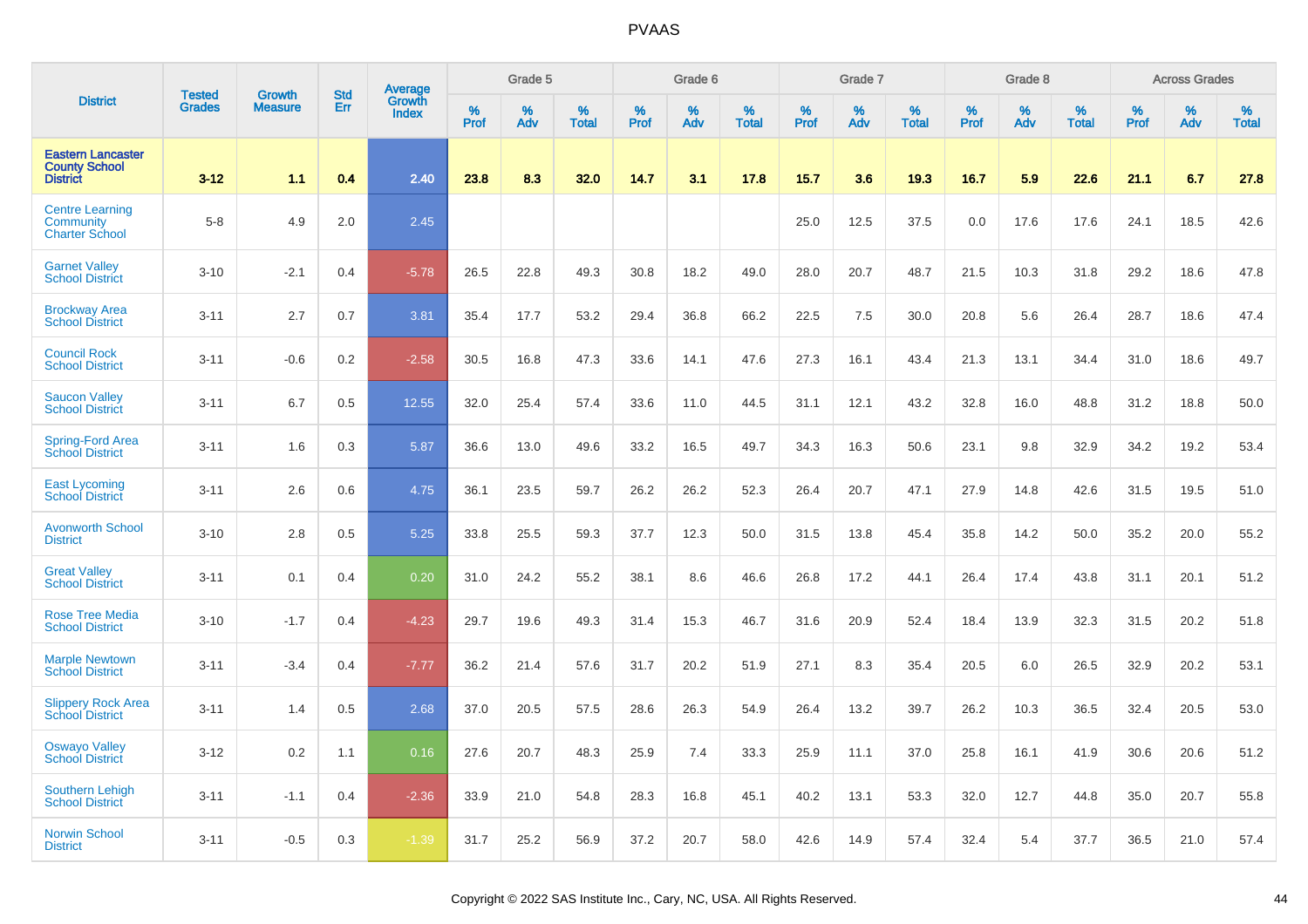# PVAAS

| District | Tested Grades | Growth Measure | Std Err | Average Growth Index | Grade 5 | | | Grade 6 | | | Grade 7 | | | Grade 8 | | | Across Grades | | |
|---|---|---|---|---|---|---|---|---|---|---|---|---|---|---|---|---|---|---|---|
| | | | | | % Prof | % Adv | % Total | % Prof | % Adv | % Total | % Prof | % Adv | % Total | % Prof | % Adv | % Total | % Prof | % Adv | % Total |
| **Eastern Lancaster County School District** | **3-12** | **1.1** | **0.4** | **2.40** | **23.8** | **8.3** | **32.0** | **14.7** | **3.1** | **17.8** | **15.7** | **3.6** | **19.3** | **16.7** | **5.9** | **22.6** | **21.1** | **6.7** | **27.8** |
| Centre Learning Community Charter School | 5-8 | 4.9 | 2.0 | 2.45 | | | | | | | 25.0 | 12.5 | 37.5 | 0.0 | 17.6 | 17.6 | 24.1 | 18.5 | 42.6 |
| Garnet Valley School District | 3-10 | -2.1 | 0.4 | -5.78 | 26.5 | 22.8 | 49.3 | 30.8 | 18.2 | 49.0 | 28.0 | 20.7 | 48.7 | 21.5 | 10.3 | 31.8 | 29.2 | 18.6 | 47.8 |
| Brockway Area School District | 3-11 | 2.7 | 0.7 | 3.81 | 35.4 | 17.7 | 53.2 | 29.4 | 36.8 | 66.2 | 22.5 | 7.5 | 30.0 | 20.8 | 5.6 | 26.4 | 28.7 | 18.6 | 47.4 |
| Council Rock School District | 3-11 | -0.6 | 0.2 | -2.58 | 30.5 | 16.8 | 47.3 | 33.6 | 14.1 | 47.6 | 27.3 | 16.1 | 43.4 | 21.3 | 13.1 | 34.4 | 31.0 | 18.6 | 49.7 |
| Saucon Valley School District | 3-11 | 6.7 | 0.5 | 12.55 | 32.0 | 25.4 | 57.4 | 33.6 | 11.0 | 44.5 | 31.1 | 12.1 | 43.2 | 32.8 | 16.0 | 48.8 | 31.2 | 18.8 | 50.0 |
| Spring-Ford Area School District | 3-11 | 1.6 | 0.3 | 5.87 | 36.6 | 13.0 | 49.6 | 33.2 | 16.5 | 49.7 | 34.3 | 16.3 | 50.6 | 23.1 | 9.8 | 32.9 | 34.2 | 19.2 | 53.4 |
| East Lycoming School District | 3-11 | 2.6 | 0.6 | 4.75 | 36.1 | 23.5 | 59.7 | 26.2 | 26.2 | 52.3 | 26.4 | 20.7 | 47.1 | 27.9 | 14.8 | 42.6 | 31.5 | 19.5 | 51.0 |
| Avonworth School District | 3-10 | 2.8 | 0.5 | 5.25 | 33.8 | 25.5 | 59.3 | 37.7 | 12.3 | 50.0 | 31.5 | 13.8 | 45.4 | 35.8 | 14.2 | 50.0 | 35.2 | 20.0 | 55.2 |
| Great Valley School District | 3-11 | 0.1 | 0.4 | 0.20 | 31.0 | 24.2 | 55.2 | 38.1 | 8.6 | 46.6 | 26.8 | 17.2 | 44.1 | 26.4 | 17.4 | 43.8 | 31.1 | 20.1 | 51.2 |
| Rose Tree Media School District | 3-10 | -1.7 | 0.4 | -4.23 | 29.7 | 19.6 | 49.3 | 31.4 | 15.3 | 46.7 | 31.6 | 20.9 | 52.4 | 18.4 | 13.9 | 32.3 | 31.5 | 20.2 | 51.8 |
| Marple Newtown School District | 3-11 | -3.4 | 0.4 | -7.77 | 36.2 | 21.4 | 57.6 | 31.7 | 20.2 | 51.9 | 27.1 | 8.3 | 35.4 | 20.5 | 6.0 | 26.5 | 32.9 | 20.2 | 53.1 |
| Slippery Rock Area School District | 3-11 | 1.4 | 0.5 | 2.68 | 37.0 | 20.5 | 57.5 | 28.6 | 26.3 | 54.9 | 26.4 | 13.2 | 39.7 | 26.2 | 10.3 | 36.5 | 32.4 | 20.5 | 53.0 |
| Oswayo Valley School District | 3-12 | 0.2 | 1.1 | 0.16 | 27.6 | 20.7 | 48.3 | 25.9 | 7.4 | 33.3 | 25.9 | 11.1 | 37.0 | 25.8 | 16.1 | 41.9 | 30.6 | 20.6 | 51.2 |
| Southern Lehigh School District | 3-11 | -1.1 | 0.4 | -2.36 | 33.9 | 21.0 | 54.8 | 28.3 | 16.8 | 45.1 | 40.2 | 13.1 | 53.3 | 32.0 | 12.7 | 44.8 | 35.0 | 20.7 | 55.8 |
| Norwin School District | 3-11 | -0.5 | 0.3 | -1.39 | 31.7 | 25.2 | 56.9 | 37.2 | 20.7 | 58.0 | 42.6 | 14.9 | 57.4 | 32.4 | 5.4 | 37.7 | 36.5 | 21.0 | 57.4 |

Copyright © 2022 SAS Institute Inc., Cary, NC, USA. All Rights Reserved.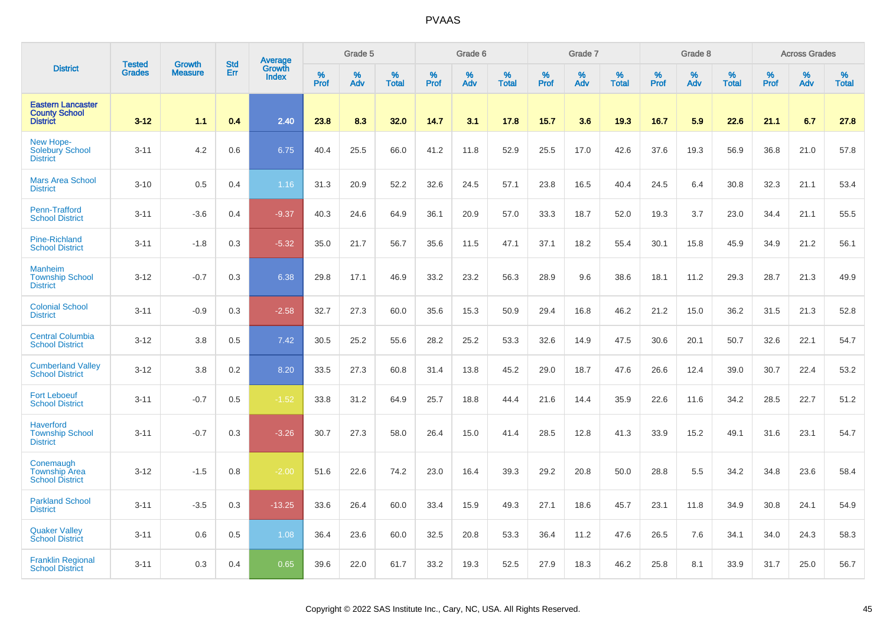| District | Tested Grades | Growth Measure | Std Err | Average Growth Index | Grade 5 | | | Grade 6 | | | Grade 7 | | | Grade 8 | | | Across Grades | | |
|---|---|---|---|---|---|---|---|---|---|---|---|---|---|---|---|---|---|---|---|
| | | | | | % Prof | % Adv | % Total | % Prof | % Adv | % Total | % Prof | % Adv | % Total | % Prof | % Adv | % Total | % Prof | % Adv | % Total |
| **Eastern Lancaster County School District** | **3-12** | **1.1** | **0.4** | **2.40** | **23.8** | **8.3** | **32.0** | **14.7** | **3.1** | **17.8** | **15.7** | **3.6** | **19.3** | **16.7** | **5.9** | **22.6** | **21.1** | **6.7** | **27.8** |
| New Hope-Solebury School District | 3-11 | 4.2 | 0.6 | 6.75 | 40.4 | 25.5 | 66.0 | 41.2 | 11.8 | 52.9 | 25.5 | 17.0 | 42.6 | 37.6 | 19.3 | 56.9 | 36.8 | 21.0 | 57.8 |
| Mars Area School District | 3-10 | 0.5 | 0.4 | 1.16 | 31.3 | 20.9 | 52.2 | 32.6 | 24.5 | 57.1 | 23.8 | 16.5 | 40.4 | 24.5 | 6.4 | 30.8 | 32.3 | 21.1 | 53.4 |
| Penn-Trafford School District | 3-11 | -3.6 | 0.4 | -9.37 | 40.3 | 24.6 | 64.9 | 36.1 | 20.9 | 57.0 | 33.3 | 18.7 | 52.0 | 19.3 | 3.7 | 23.0 | 34.4 | 21.1 | 55.5 |
| Pine-Richland School District | 3-11 | -1.8 | 0.3 | -5.32 | 35.0 | 21.7 | 56.7 | 35.6 | 11.5 | 47.1 | 37.1 | 18.2 | 55.4 | 30.1 | 15.8 | 45.9 | 34.9 | 21.2 | 56.1 |
| Manheim Township School District | 3-12 | -0.7 | 0.3 | 6.38 | 29.8 | 17.1 | 46.9 | 33.2 | 23.2 | 56.3 | 28.9 | 9.6 | 38.6 | 18.1 | 11.2 | 29.3 | 28.7 | 21.3 | 49.9 |
| Colonial School District | 3-11 | -0.9 | 0.3 | -2.58 | 32.7 | 27.3 | 60.0 | 35.6 | 15.3 | 50.9 | 29.4 | 16.8 | 46.2 | 21.2 | 15.0 | 36.2 | 31.5 | 21.3 | 52.8 |
| Central Columbia School District | 3-12 | 3.8 | 0.5 | 7.42 | 30.5 | 25.2 | 55.6 | 28.2 | 25.2 | 53.3 | 32.6 | 14.9 | 47.5 | 30.6 | 20.1 | 50.7 | 32.6 | 22.1 | 54.7 |
| Cumberland Valley School District | 3-12 | 3.8 | 0.2 | 8.20 | 33.5 | 27.3 | 60.8 | 31.4 | 13.8 | 45.2 | 29.0 | 18.7 | 47.6 | 26.6 | 12.4 | 39.0 | 30.7 | 22.4 | 53.2 |
| Fort Leboeuf School District | 3-11 | -0.7 | 0.5 | -1.52 | 33.8 | 31.2 | 64.9 | 25.7 | 18.8 | 44.4 | 21.6 | 14.4 | 35.9 | 22.6 | 11.6 | 34.2 | 28.5 | 22.7 | 51.2 |
| Haverford Township School District | 3-11 | -0.7 | 0.3 | -3.26 | 30.7 | 27.3 | 58.0 | 26.4 | 15.0 | 41.4 | 28.5 | 12.8 | 41.3 | 33.9 | 15.2 | 49.1 | 31.6 | 23.1 | 54.7 |
| Conemaugh Township Area School District | 3-12 | -1.5 | 0.8 | -2.00 | 51.6 | 22.6 | 74.2 | 23.0 | 16.4 | 39.3 | 29.2 | 20.8 | 50.0 | 28.8 | 5.5 | 34.2 | 34.8 | 23.6 | 58.4 |
| Parkland School District | 3-11 | -3.5 | 0.3 | -13.25 | 33.6 | 26.4 | 60.0 | 33.4 | 15.9 | 49.3 | 27.1 | 18.6 | 45.7 | 23.1 | 11.8 | 34.9 | 30.8 | 24.1 | 54.9 |
| Quaker Valley School District | 3-11 | 0.6 | 0.5 | 1.08 | 36.4 | 23.6 | 60.0 | 32.5 | 20.8 | 53.3 | 36.4 | 11.2 | 47.6 | 26.5 | 7.6 | 34.1 | 34.0 | 24.3 | 58.3 |
| Franklin Regional School District | 3-11 | 0.3 | 0.4 | 0.65 | 39.6 | 22.0 | 61.7 | 33.2 | 19.3 | 52.5 | 27.9 | 18.3 | 46.2 | 25.8 | 8.1 | 33.9 | 31.7 | 25.0 | 56.7 |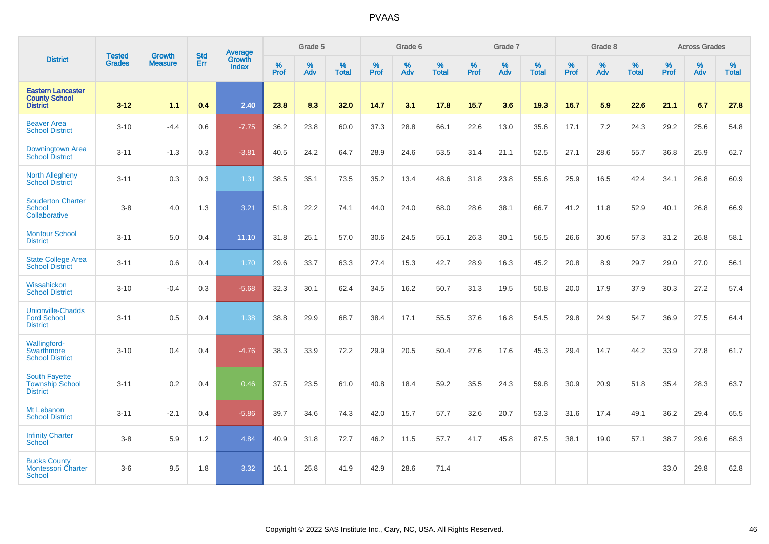# PVAAS

| District | Tested Grades | Growth Measure | Std Err | Average Growth Index | Grade 5 | | | Grade 6 | | | Grade 7 | | | Grade 8 | | | Across Grades | | |
|---|---|---|---|---|---|---|---|---|---|---|---|---|---|---|---|---|---|---|---|
| | | | | | % Prof | % Adv | % Total | % Prof | % Adv | % Total | % Prof | % Adv | % Total | % Prof | % Adv | % Total | % Prof | % Adv | % Total |
| **Eastern Lancaster County School District** | **3-12** | **1.1** | **0.4** | **2.40** | **23.8** | **8.3** | **32.0** | **14.7** | **3.1** | **17.8** | **15.7** | **3.6** | **19.3** | **16.7** | **5.9** | **22.6** | **21.1** | **6.7** | **27.8** |
| Beaver Area School District | 3-10 | -4.4 | 0.6 | -7.75 | 36.2 | 23.8 | 60.0 | 37.3 | 28.8 | 66.1 | 22.6 | 13.0 | 35.6 | 17.1 | 7.2 | 24.3 | 29.2 | 25.6 | 54.8 |
| Downingtown Area School District | 3-11 | -1.3 | 0.3 | -3.81 | 40.5 | 24.2 | 64.7 | 28.9 | 24.6 | 53.5 | 31.4 | 21.1 | 52.5 | 27.1 | 28.6 | 55.7 | 36.8 | 25.9 | 62.7 |
| North Allegheny School District | 3-11 | 0.3 | 0.3 | 1.31 | 38.5 | 35.1 | 73.5 | 35.2 | 13.4 | 48.6 | 31.8 | 23.8 | 55.6 | 25.9 | 16.5 | 42.4 | 34.1 | 26.8 | 60.9 |
| Souderton Charter School Collaborative | 3-8 | 4.0 | 1.3 | 3.21 | 51.8 | 22.2 | 74.1 | 44.0 | 24.0 | 68.0 | 28.6 | 38.1 | 66.7 | 41.2 | 11.8 | 52.9 | 40.1 | 26.8 | 66.9 |
| Montour School District | 3-11 | 5.0 | 0.4 | 11.10 | 31.8 | 25.1 | 57.0 | 30.6 | 24.5 | 55.1 | 26.3 | 30.1 | 56.5 | 26.6 | 30.6 | 57.3 | 31.2 | 26.8 | 58.1 |
| State College Area School District | 3-11 | 0.6 | 0.4 | 1.70 | 29.6 | 33.7 | 63.3 | 27.4 | 15.3 | 42.7 | 28.9 | 16.3 | 45.2 | 20.8 | 8.9 | 29.7 | 29.0 | 27.0 | 56.1 |
| Wissahickon School District | 3-10 | -0.4 | 0.3 | -5.68 | 32.3 | 30.1 | 62.4 | 34.5 | 16.2 | 50.7 | 31.3 | 19.5 | 50.8 | 20.0 | 17.9 | 37.9 | 30.3 | 27.2 | 57.4 |
| Unionville-Chadds Ford School District | 3-11 | 0.5 | 0.4 | 1.38 | 38.8 | 29.9 | 68.7 | 38.4 | 17.1 | 55.5 | 37.6 | 16.8 | 54.5 | 29.8 | 24.9 | 54.7 | 36.9 | 27.5 | 64.4 |
| Wallingford-Swarthmore School District | 3-10 | 0.4 | 0.4 | -4.76 | 38.3 | 33.9 | 72.2 | 29.9 | 20.5 | 50.4 | 27.6 | 17.6 | 45.3 | 29.4 | 14.7 | 44.2 | 33.9 | 27.8 | 61.7 |
| South Fayette Township School District | 3-11 | 0.2 | 0.4 | 0.46 | 37.5 | 23.5 | 61.0 | 40.8 | 18.4 | 59.2 | 35.5 | 24.3 | 59.8 | 30.9 | 20.9 | 51.8 | 35.4 | 28.3 | 63.7 |
| Mt Lebanon School District | 3-11 | -2.1 | 0.4 | -5.86 | 39.7 | 34.6 | 74.3 | 42.0 | 15.7 | 57.7 | 32.6 | 20.7 | 53.3 | 31.6 | 17.4 | 49.1 | 36.2 | 29.4 | 65.5 |
| Infinity Charter School | 3-8 | 5.9 | 1.2 | 4.84 | 40.9 | 31.8 | 72.7 | 46.2 | 11.5 | 57.7 | 41.7 | 45.8 | 87.5 | 38.1 | 19.0 | 57.1 | 38.7 | 29.6 | 68.3 |
| Bucks County Montessori Charter School | 3-6 | 9.5 | 1.8 | 3.32 | 16.1 | 25.8 | 41.9 | 42.9 | 28.6 | 71.4 | | | | | | | 33.0 | 29.8 | 62.8 |

Copyright © 2022 SAS Institute Inc., Cary, NC, USA. All Rights Reserved.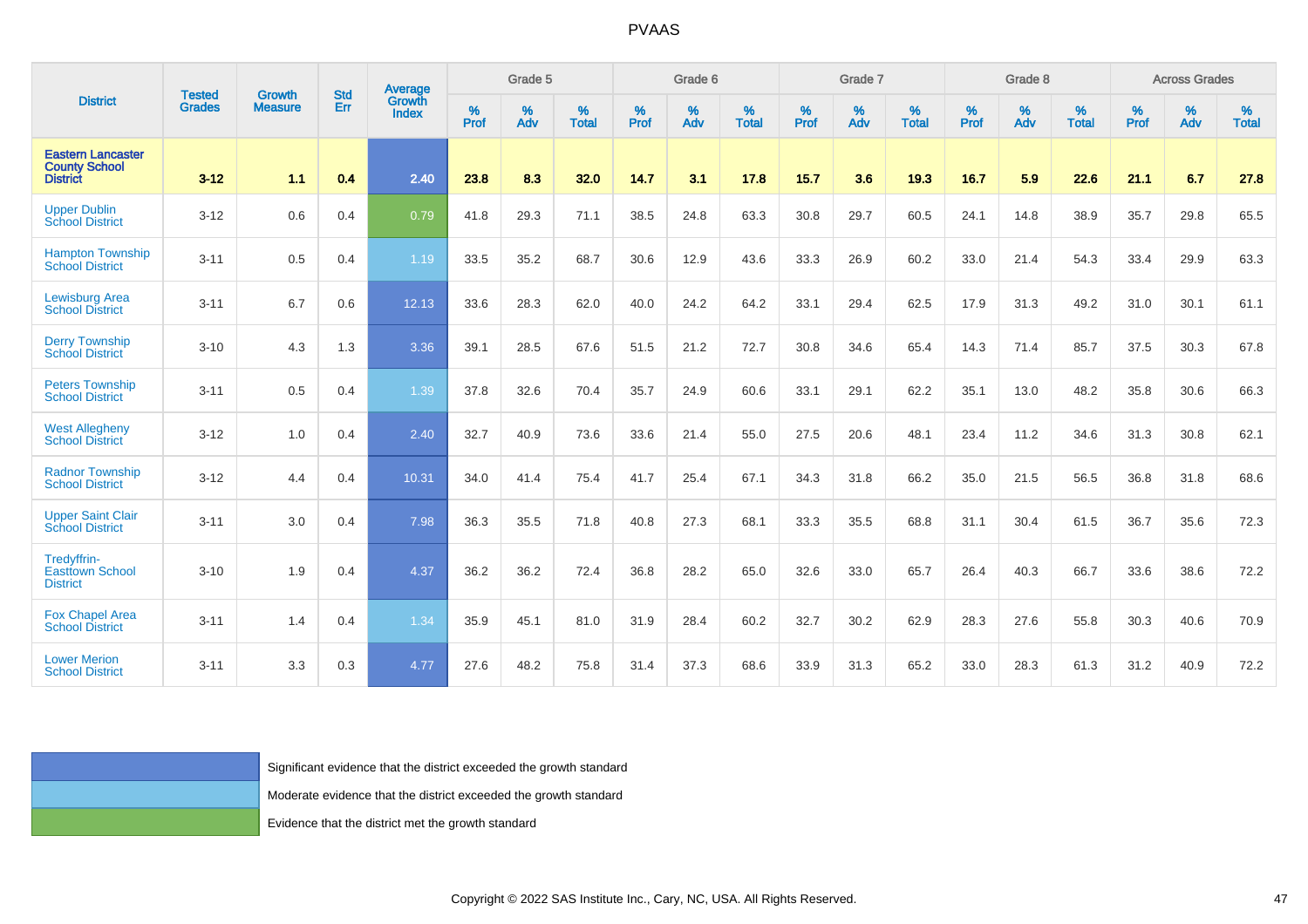# PVAAS

| District | Tested Grades | Growth Measure | Std Err | Average Growth Index | Grade 5 | | | Grade 6 | | | Grade 7 | | | Grade 8 | | | Across Grades | | |
|---|---|---|---|---|---|---|---|---|---|---|---|---|---|---|---|---|---|---|---|
| | | | | | % Prof | % Adv | % Total | % Prof | % Adv | % Total | % Prof | % Adv | % Total | % Prof | % Adv | % Total | % Prof | % Adv | % Total |
| **Eastern Lancaster County School District** | **3-12** | **1.1** | **0.4** | **2.40** | **23.8** | **8.3** | **32.0** | **14.7** | **3.1** | **17.8** | **15.7** | **3.6** | **19.3** | **16.7** | **5.9** | **22.6** | **21.1** | **6.7** | **27.8** |
| Upper Dublin School District | 3-12 | 0.6 | 0.4 | 0.79 | 41.8 | 29.3 | 71.1 | 38.5 | 24.8 | 63.3 | 30.8 | 29.7 | 60.5 | 24.1 | 14.8 | 38.9 | 35.7 | 29.8 | 65.5 |
| Hampton Township School District | 3-11 | 0.5 | 0.4 | 1.19 | 33.5 | 35.2 | 68.7 | 30.6 | 12.9 | 43.6 | 33.3 | 26.9 | 60.2 | 33.0 | 21.4 | 54.3 | 33.4 | 29.9 | 63.3 |
| Lewisburg Area School District | 3-11 | 6.7 | 0.6 | 12.13 | 33.6 | 28.3 | 62.0 | 40.0 | 24.2 | 64.2 | 33.1 | 29.4 | 62.5 | 17.9 | 31.3 | 49.2 | 31.0 | 30.1 | 61.1 |
| Derry Township School District | 3-10 | 4.3 | 1.3 | 3.36 | 39.1 | 28.5 | 67.6 | 51.5 | 21.2 | 72.7 | 30.8 | 34.6 | 65.4 | 14.3 | 71.4 | 85.7 | 37.5 | 30.3 | 67.8 |
| Peters Township School District | 3-11 | 0.5 | 0.4 | 1.39 | 37.8 | 32.6 | 70.4 | 35.7 | 24.9 | 60.6 | 33.1 | 29.1 | 62.2 | 35.1 | 13.0 | 48.2 | 35.8 | 30.6 | 66.3 |
| West Allegheny School District | 3-12 | 1.0 | 0.4 | 2.40 | 32.7 | 40.9 | 73.6 | 33.6 | 21.4 | 55.0 | 27.5 | 20.6 | 48.1 | 23.4 | 11.2 | 34.6 | 31.3 | 30.8 | 62.1 |
| Radnor Township School District | 3-12 | 4.4 | 0.4 | 10.31 | 34.0 | 41.4 | 75.4 | 41.7 | 25.4 | 67.1 | 34.3 | 31.8 | 66.2 | 35.0 | 21.5 | 56.5 | 36.8 | 31.8 | 68.6 |
| Upper Saint Clair School District | 3-11 | 3.0 | 0.4 | 7.98 | 36.3 | 35.5 | 71.8 | 40.8 | 27.3 | 68.1 | 33.3 | 35.5 | 68.8 | 31.1 | 30.4 | 61.5 | 36.7 | 35.6 | 72.3 |
| Tredyffrin-Easttown School District | 3-10 | 1.9 | 0.4 | 4.37 | 36.2 | 36.2 | 72.4 | 36.8 | 28.2 | 65.0 | 32.6 | 33.0 | 65.7 | 26.4 | 40.3 | 66.7 | 33.6 | 38.6 | 72.2 |
| Fox Chapel Area School District | 3-11 | 1.4 | 0.4 | 1.34 | 35.9 | 45.1 | 81.0 | 31.9 | 28.4 | 60.2 | 32.7 | 30.2 | 62.9 | 28.3 | 27.6 | 55.8 | 30.3 | 40.6 | 70.9 |
| Lower Merion School District | 3-11 | 3.3 | 0.3 | 4.77 | 27.6 | 48.2 | 75.8 | 31.4 | 37.3 | 68.6 | 33.9 | 31.3 | 65.2 | 33.0 | 28.3 | 61.3 | 31.2 | 40.9 | 72.2 |

- Significant evidence that the district exceeded the growth standard
- Moderate evidence that the district exceeded the growth standard
- Evidence that the district met the growth standard

Copyright © 2022 SAS Institute Inc., Cary, NC, USA. All Rights Reserved.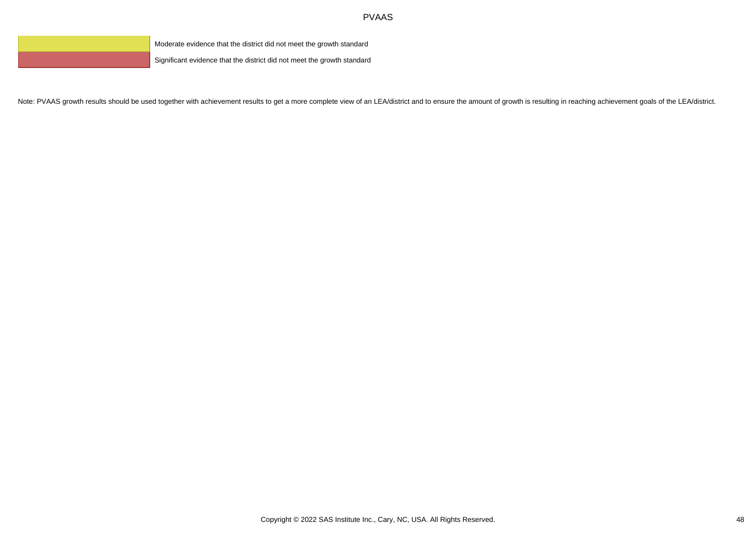| | |
|---|---|
| | Moderate evidence that the district did not meet the growth standard |
| | Significant evidence that the district did not meet the growth standard |

Note: PVAAS growth results should be used together with achievement results to get a more complete view of an LEA/district and to ensure the amount of growth is resulting in reaching achievement goals of the LEA/district.

Copyright © 2022 SAS Institute Inc., Cary, NC, USA. All Rights Reserved.